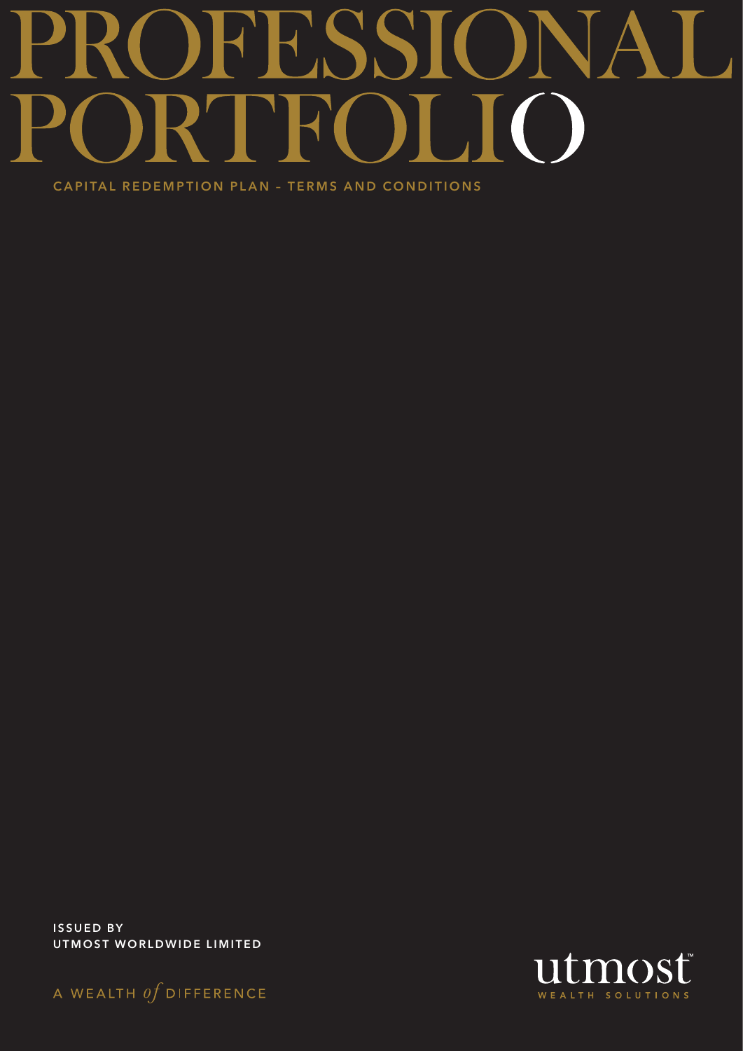# PROFESSIONAL PORTFOLIO

**CAPITAL REDEMPTION PLAN – TERMS AND CONDITIONS**

**ISSUED BY**
**UTMOST WORLDWIDE LIMITED**

A WEALTH *of* DIFFERENCE

utmost™
WEALTH SOLUTIONS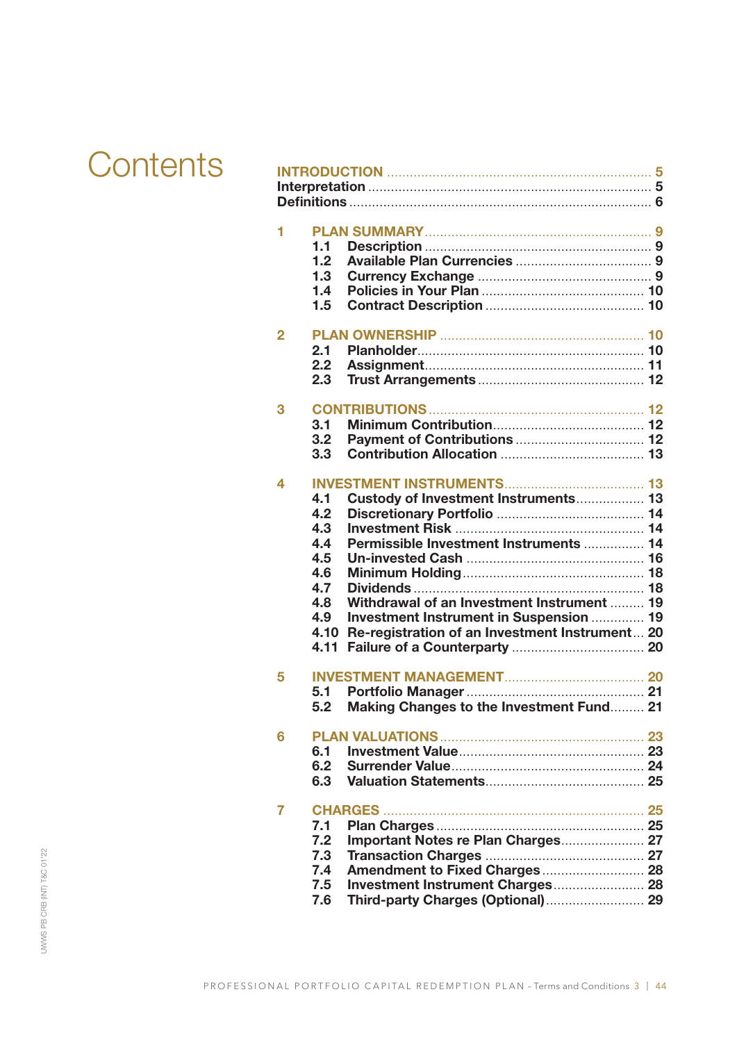# Contents

| | | |
|---|---|---|
| **INTRODUCTION** | | 5 |
| **Interpretation** | | 5 |
| **Definitions** | | 6 |
| **1** | **PLAN SUMMARY** | 9 |
| | 1.1 Description | 9 |
| | 1.2 Available Plan Currencies | 9 |
| | 1.3 Currency Exchange | 9 |
| | 1.4 Policies in Your Plan | 10 |
| | 1.5 Contract Description | 10 |
| **2** | **PLAN OWNERSHIP** | 10 |
| | 2.1 Planholder | 10 |
| | 2.2 Assignment | 11 |
| | 2.3 Trust Arrangements | 12 |
| **3** | **CONTRIBUTIONS** | 12 |
| | 3.1 Minimum Contribution | 12 |
| | 3.2 Payment of Contributions | 12 |
| | 3.3 Contribution Allocation | 13 |
| **4** | **INVESTMENT INSTRUMENTS** | 13 |
| | 4.1 Custody of Investment Instruments | 13 |
| | 4.2 Discretionary Portfolio | 14 |
| | 4.3 Investment Risk | 14 |
| | 4.4 Permissible Investment Instruments | 14 |
| | 4.5 Un-invested Cash | 16 |
| | 4.6 Minimum Holding | 18 |
| | 4.7 Dividends | 18 |
| | 4.8 Withdrawal of an Investment Instrument | 19 |
| | 4.9 Investment Instrument in Suspension | 19 |
| | 4.10 Re-registration of an Investment Instrument | 20 |
| | 4.11 Failure of a Counterparty | 20 |
| **5** | **INVESTMENT MANAGEMENT** | 20 |
| | 5.1 Portfolio Manager | 21 |
| | 5.2 Making Changes to the Investment Fund | 21 |
| **6** | **PLAN VALUATIONS** | 23 |
| | 6.1 Investment Value | 23 |
| | 6.2 Surrender Value | 24 |
| | 6.3 Valuation Statements | 25 |
| **7** | **CHARGES** | 25 |
| | 7.1 Plan Charges | 25 |
| | 7.2 Important Notes re Plan Charges | 27 |
| | 7.3 Transaction Charges | 27 |
| | 7.4 Amendment to Fixed Charges | 28 |
| | 7.5 Investment Instrument Charges | 28 |
| | 7.6 Third-party Charges (Optional) | 29 |

UWWS PB CRB (INT) T&C 01'22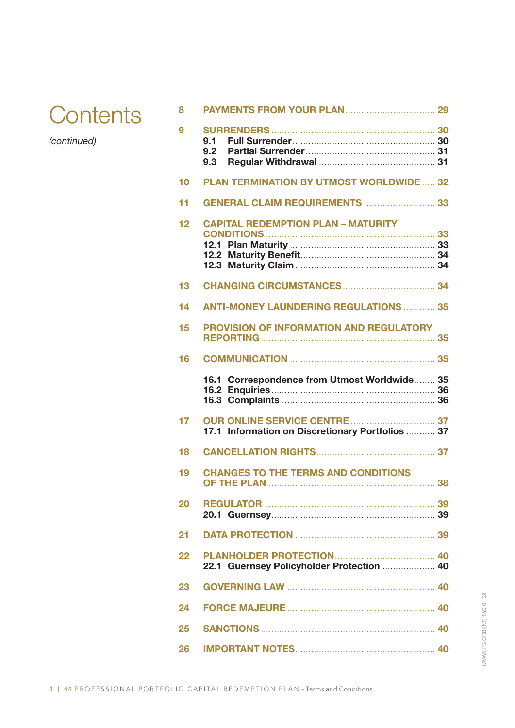# Contents

*(continued)*

| | | |
|---|---|---|
| 8 | **PAYMENTS FROM YOUR PLAN** | 29 |
| 9 | **SURRENDERS** | 30 |
| | 9.1 Full Surrender | 30 |
| | 9.2 Partial Surrender | 31 |
| | 9.3 Regular Withdrawal | 31 |
| 10 | **PLAN TERMINATION BY UTMOST WORLDWIDE** | 32 |
| 11 | **GENERAL CLAIM REQUIREMENTS** | 33 |
| 12 | **CAPITAL REDEMPTION PLAN – MATURITY CONDITIONS** | 33 |
| | 12.1 Plan Maturity | 33 |
| | 12.2 Maturity Benefit | 34 |
| | 12.3 Maturity Claim | 34 |
| 13 | **CHANGING CIRCUMSTANCES** | 34 |
| 14 | **ANTI-MONEY LAUNDERING REGULATIONS** | 35 |
| 15 | **PROVISION OF INFORMATION AND REGULATORY REPORTING** | 35 |
| 16 | **COMMUNICATION** | 35 |
| | 16.1 Correspondence from Utmost Worldwide | 35 |
| | 16.2 Enquiries | 36 |
| | 16.3 Complaints | 36 |
| 17 | **OUR ONLINE SERVICE CENTRE** | 37 |
| | 17.1 Information on Discretionary Portfolios | 37 |
| 18 | **CANCELLATION RIGHTS** | 37 |
| 19 | **CHANGES TO THE TERMS AND CONDITIONS OF THE PLAN** | 38 |
| 20 | **REGULATOR** | 39 |
| | 20.1 Guernsey | 39 |
| 21 | **DATA PROTECTION** | 39 |
| 22 | **PLANHOLDER PROTECTION** | 40 |
| | 22.1 Guernsey Policyholder Protection | 40 |
| 23 | **GOVERNING LAW** | 40 |
| 24 | **FORCE MAJEURE** | 40 |
| 25 | **SANCTIONS** | 40 |
| 26 | **IMPORTANT NOTES** | 40 |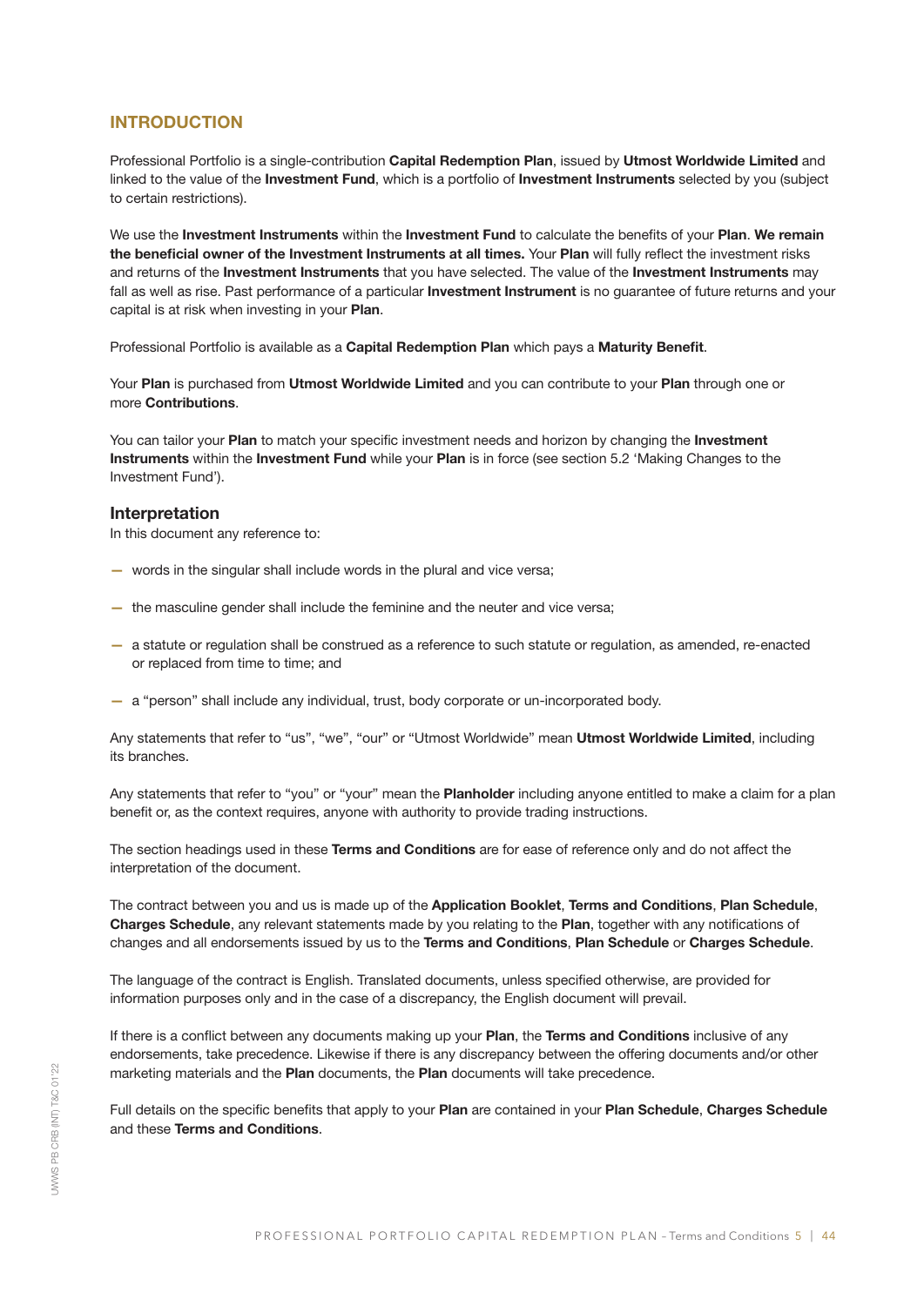# INTRODUCTION

Professional Portfolio is a single-contribution **Capital Redemption Plan**, issued by **Utmost Worldwide Limited** and linked to the value of the **Investment Fund**, which is a portfolio of **Investment Instruments** selected by you (subject to certain restrictions).

We use the **Investment Instruments** within the **Investment Fund** to calculate the benefits of your **Plan**. **We remain the beneficial owner of the Investment Instruments at all times.** Your **Plan** will fully reflect the investment risks and returns of the **Investment Instruments** that you have selected. The value of the **Investment Instruments** may fall as well as rise. Past performance of a particular **Investment Instrument** is no guarantee of future returns and your capital is at risk when investing in your **Plan**.

Professional Portfolio is available as a **Capital Redemption Plan** which pays a **Maturity Benefit**.

Your **Plan** is purchased from **Utmost Worldwide Limited** and you can contribute to your **Plan** through one or more **Contributions**.

You can tailor your **Plan** to match your specific investment needs and horizon by changing the **Investment Instruments** within the **Investment Fund** while your **Plan** is in force (see section 5.2 'Making Changes to the Investment Fund').

## Interpretation

In this document any reference to:

- words in the singular shall include words in the plural and vice versa;
- the masculine gender shall include the feminine and the neuter and vice versa;
- a statute or regulation shall be construed as a reference to such statute or regulation, as amended, re-enacted or replaced from time to time; and
- a "person" shall include any individual, trust, body corporate or un-incorporated body.

Any statements that refer to "us", "we", "our" or "Utmost Worldwide" mean **Utmost Worldwide Limited**, including its branches.

Any statements that refer to "you" or "your" mean the **Planholder** including anyone entitled to make a claim for a plan benefit or, as the context requires, anyone with authority to provide trading instructions.

The section headings used in these **Terms and Conditions** are for ease of reference only and do not affect the interpretation of the document.

The contract between you and us is made up of the **Application Booklet**, **Terms and Conditions**, **Plan Schedule**, **Charges Schedule**, any relevant statements made by you relating to the **Plan**, together with any notifications of changes and all endorsements issued by us to the **Terms and Conditions**, **Plan Schedule** or **Charges Schedule**.

The language of the contract is English. Translated documents, unless specified otherwise, are provided for information purposes only and in the case of a discrepancy, the English document will prevail.

If there is a conflict between any documents making up your **Plan**, the **Terms and Conditions** inclusive of any endorsements, take precedence. Likewise if there is any discrepancy between the offering documents and/or other marketing materials and the **Plan** documents, the **Plan** documents will take precedence.

Full details on the specific benefits that apply to your **Plan** are contained in your **Plan Schedule**, **Charges Schedule** and these **Terms and Conditions**.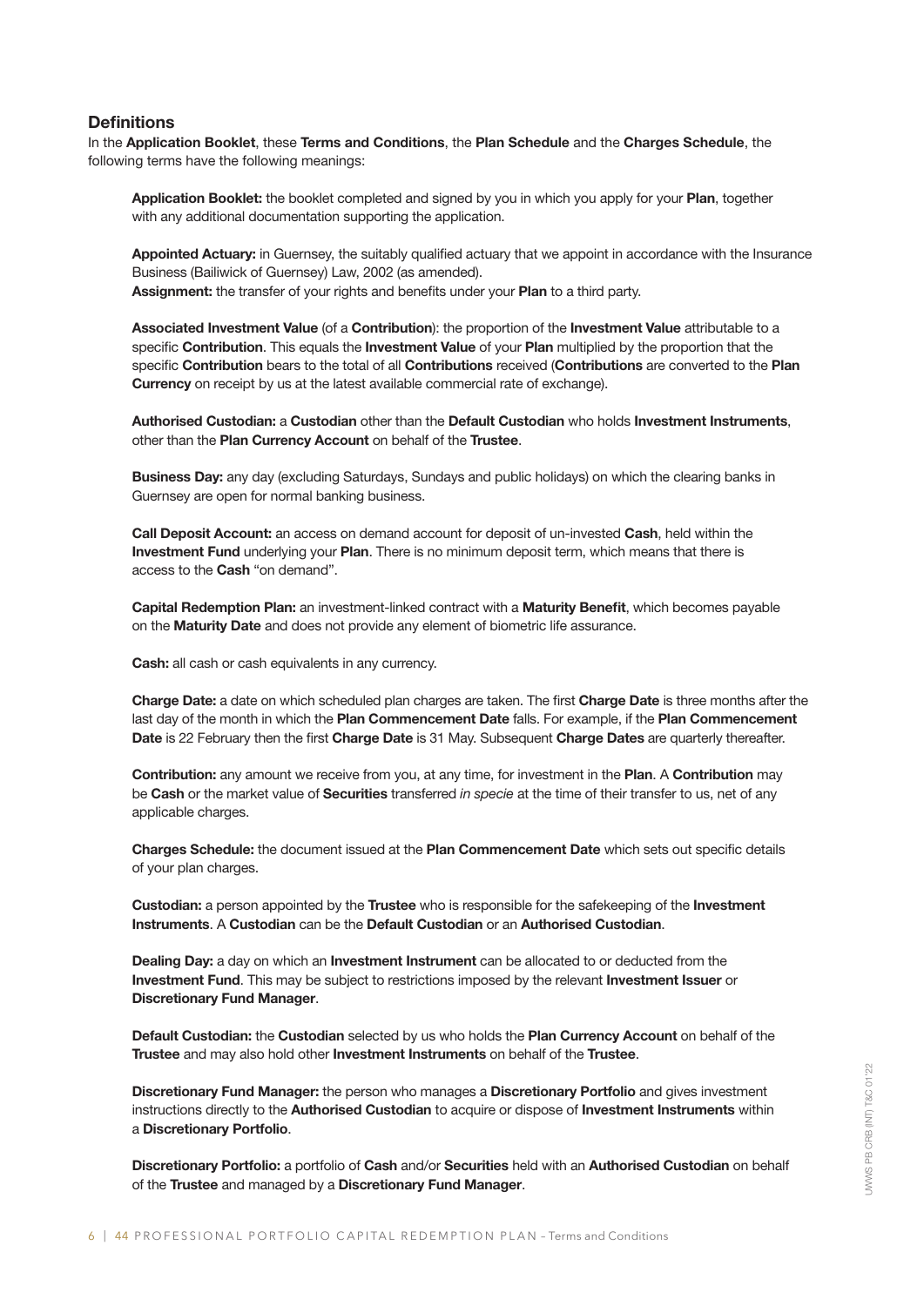## Definitions

In the **Application Booklet**, these **Terms and Conditions**, the **Plan Schedule** and the **Charges Schedule**, the following terms have the following meanings:

**Application Booklet:** the booklet completed and signed by you in which you apply for your **Plan**, together with any additional documentation supporting the application.

**Appointed Actuary:** in Guernsey, the suitably qualified actuary that we appoint in accordance with the Insurance Business (Bailiwick of Guernsey) Law, 2002 (as amended).

**Assignment:** the transfer of your rights and benefits under your **Plan** to a third party.

**Associated Investment Value** (of a **Contribution**): the proportion of the **Investment Value** attributable to a specific **Contribution**. This equals the **Investment Value** of your **Plan** multiplied by the proportion that the specific **Contribution** bears to the total of all **Contributions** received (**Contributions** are converted to the **Plan Currency** on receipt by us at the latest available commercial rate of exchange).

**Authorised Custodian:** a **Custodian** other than the **Default Custodian** who holds **Investment Instruments**, other than the **Plan Currency Account** on behalf of the **Trustee**.

**Business Day:** any day (excluding Saturdays, Sundays and public holidays) on which the clearing banks in Guernsey are open for normal banking business.

**Call Deposit Account:** an access on demand account for deposit of un-invested **Cash**, held within the **Investment Fund** underlying your **Plan**. There is no minimum deposit term, which means that there is access to the **Cash** "on demand".

**Capital Redemption Plan:** an investment-linked contract with a **Maturity Benefit**, which becomes payable on the **Maturity Date** and does not provide any element of biometric life assurance.

**Cash:** all cash or cash equivalents in any currency.

**Charge Date:** a date on which scheduled plan charges are taken. The first **Charge Date** is three months after the last day of the month in which the **Plan Commencement Date** falls. For example, if the **Plan Commencement Date** is 22 February then the first **Charge Date** is 31 May. Subsequent **Charge Dates** are quarterly thereafter.

**Contribution:** any amount we receive from you, at any time, for investment in the **Plan**. A **Contribution** may be **Cash** or the market value of **Securities** transferred *in specie* at the time of their transfer to us, net of any applicable charges.

**Charges Schedule:** the document issued at the **Plan Commencement Date** which sets out specific details of your plan charges.

**Custodian:** a person appointed by the **Trustee** who is responsible for the safekeeping of the **Investment Instruments**. A **Custodian** can be the **Default Custodian** or an **Authorised Custodian**.

**Dealing Day:** a day on which an **Investment Instrument** can be allocated to or deducted from the **Investment Fund**. This may be subject to restrictions imposed by the relevant **Investment Issuer** or **Discretionary Fund Manager**.

**Default Custodian:** the **Custodian** selected by us who holds the **Plan Currency Account** on behalf of the **Trustee** and may also hold other **Investment Instruments** on behalf of the **Trustee**.

**Discretionary Fund Manager:** the person who manages a **Discretionary Portfolio** and gives investment instructions directly to the **Authorised Custodian** to acquire or dispose of **Investment Instruments** within a **Discretionary Portfolio**.

**Discretionary Portfolio:** a portfolio of **Cash** and/or **Securities** held with an **Authorised Custodian** on behalf of the **Trustee** and managed by a **Discretionary Fund Manager**.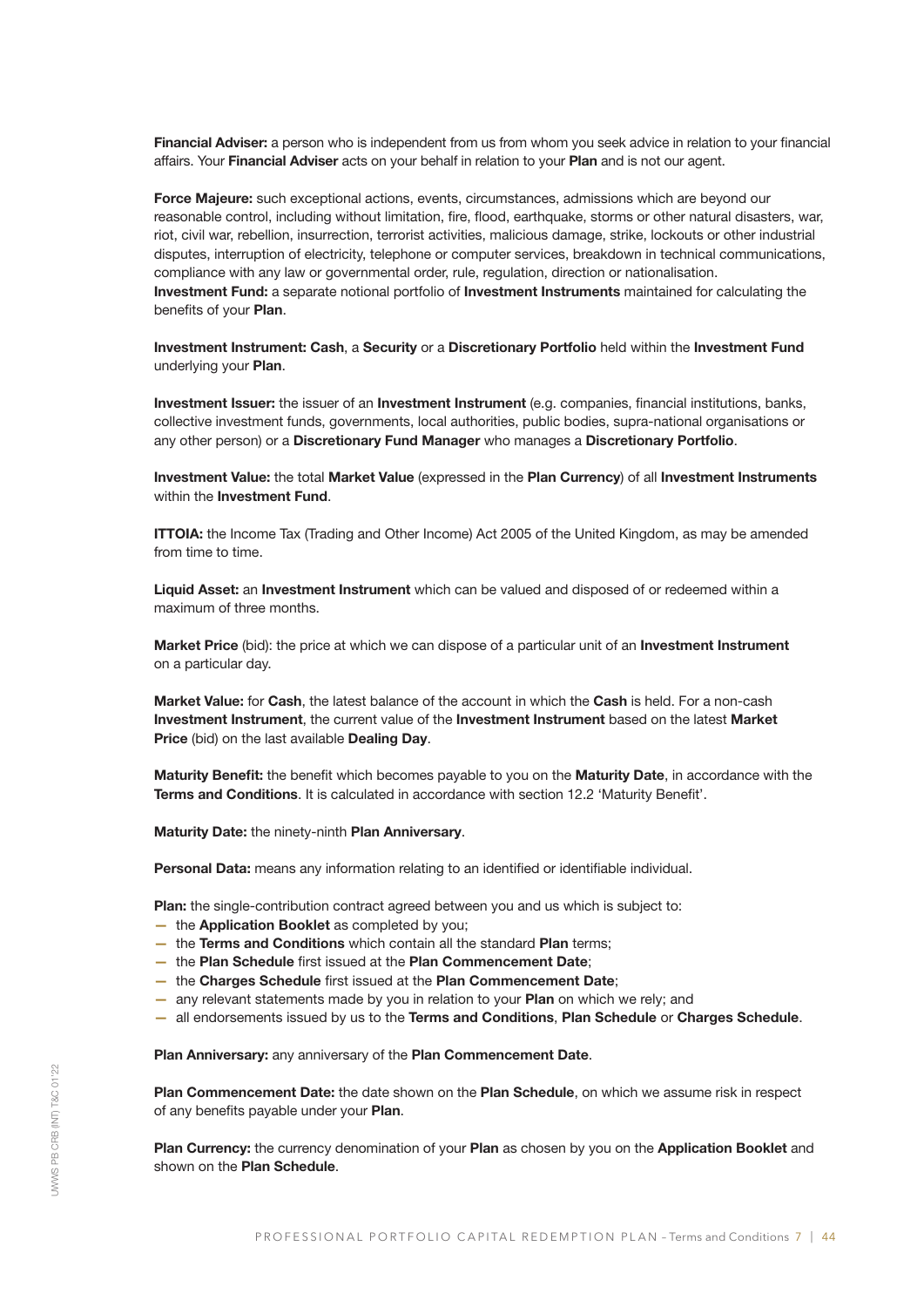**Financial Adviser:** a person who is independent from us from whom you seek advice in relation to your financial affairs. Your **Financial Adviser** acts on your behalf in relation to your **Plan** and is not our agent.

**Force Majeure:** such exceptional actions, events, circumstances, admissions which are beyond our reasonable control, including without limitation, fire, flood, earthquake, storms or other natural disasters, war, riot, civil war, rebellion, insurrection, terrorist activities, malicious damage, strike, lockouts or other industrial disputes, interruption of electricity, telephone or computer services, breakdown in technical communications, compliance with any law or governmental order, rule, regulation, direction or nationalisation.

**Investment Fund:** a separate notional portfolio of **Investment Instruments** maintained for calculating the benefits of your **Plan**.

**Investment Instrument: Cash**, a **Security** or a **Discretionary Portfolio** held within the **Investment Fund** underlying your **Plan**.

**Investment Issuer:** the issuer of an **Investment Instrument** (e.g. companies, financial institutions, banks, collective investment funds, governments, local authorities, public bodies, supra-national organisations or any other person) or a **Discretionary Fund Manager** who manages a **Discretionary Portfolio**.

**Investment Value:** the total **Market Value** (expressed in the **Plan Currency**) of all **Investment Instruments** within the **Investment Fund**.

**ITTOIA:** the Income Tax (Trading and Other Income) Act 2005 of the United Kingdom, as may be amended from time to time.

**Liquid Asset:** an **Investment Instrument** which can be valued and disposed of or redeemed within a maximum of three months.

**Market Price** (bid): the price at which we can dispose of a particular unit of an **Investment Instrument** on a particular day.

**Market Value:** for **Cash**, the latest balance of the account in which the **Cash** is held. For a non-cash **Investment Instrument**, the current value of the **Investment Instrument** based on the latest **Market Price** (bid) on the last available **Dealing Day**.

**Maturity Benefit:** the benefit which becomes payable to you on the **Maturity Date**, in accordance with the **Terms and Conditions**. It is calculated in accordance with section 12.2 'Maturity Benefit'.

**Maturity Date:** the ninety-ninth **Plan Anniversary**.

**Personal Data:** means any information relating to an identified or identifiable individual.

**Plan:** the single-contribution contract agreed between you and us which is subject to:

- the **Application Booklet** as completed by you;
- the **Terms and Conditions** which contain all the standard **Plan** terms;
- the **Plan Schedule** first issued at the **Plan Commencement Date**;
- the **Charges Schedule** first issued at the **Plan Commencement Date**;
- any relevant statements made by you in relation to your **Plan** on which we rely; and
- all endorsements issued by us to the **Terms and Conditions**, **Plan Schedule** or **Charges Schedule**.

**Plan Anniversary:** any anniversary of the **Plan Commencement Date**.

**Plan Commencement Date:** the date shown on the **Plan Schedule**, on which we assume risk in respect of any benefits payable under your **Plan**.

**Plan Currency:** the currency denomination of your **Plan** as chosen by you on the **Application Booklet** and shown on the **Plan Schedule**.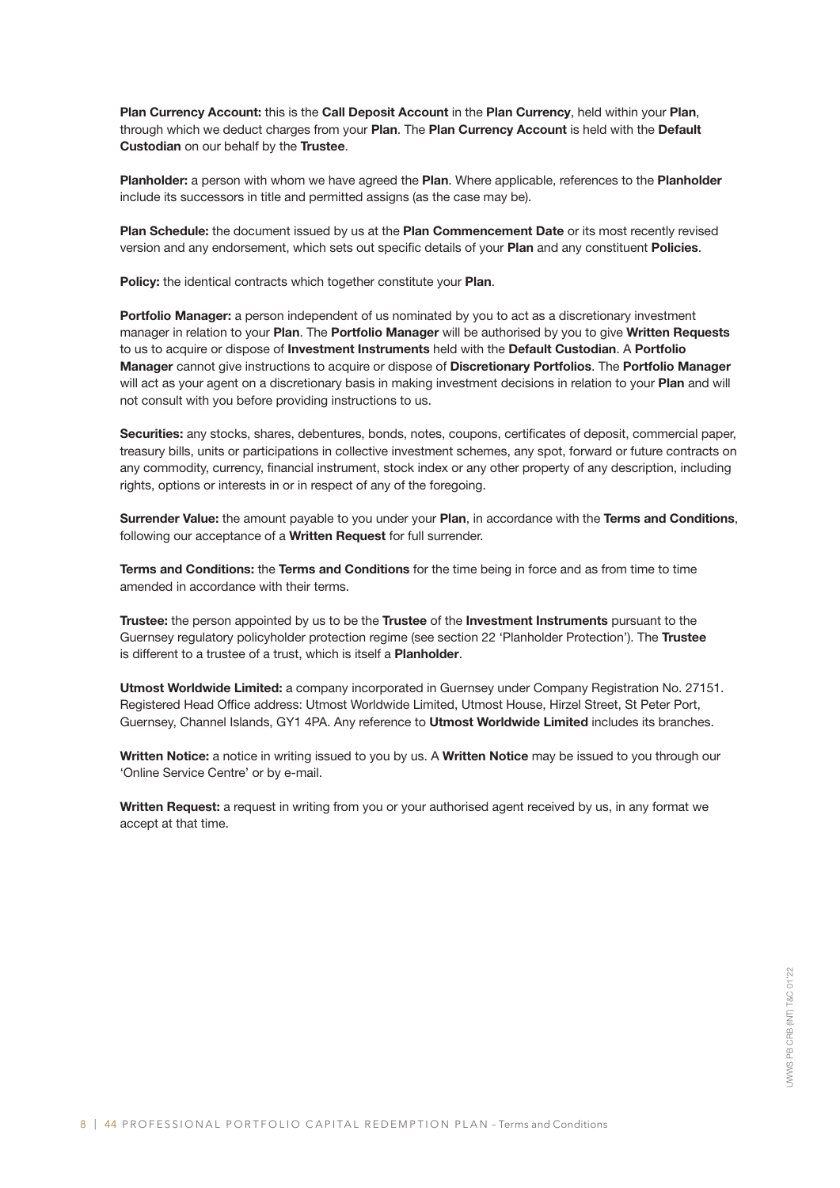**Plan Currency Account:** this is the **Call Deposit Account** in the **Plan Currency**, held within your **Plan**, through which we deduct charges from your **Plan**. The **Plan Currency Account** is held with the **Default Custodian** on our behalf by the **Trustee**.

**Planholder:** a person with whom we have agreed the **Plan**. Where applicable, references to the **Planholder** include its successors in title and permitted assigns (as the case may be).

**Plan Schedule:** the document issued by us at the **Plan Commencement Date** or its most recently revised version and any endorsement, which sets out specific details of your **Plan** and any constituent **Policies**.

**Policy:** the identical contracts which together constitute your **Plan**.

**Portfolio Manager:** a person independent of us nominated by you to act as a discretionary investment manager in relation to your **Plan**. The **Portfolio Manager** will be authorised by you to give **Written Requests** to us to acquire or dispose of **Investment Instruments** held with the **Default Custodian**. A **Portfolio Manager** cannot give instructions to acquire or dispose of **Discretionary Portfolios**. The **Portfolio Manager** will act as your agent on a discretionary basis in making investment decisions in relation to your **Plan** and will not consult with you before providing instructions to us.

**Securities:** any stocks, shares, debentures, bonds, notes, coupons, certificates of deposit, commercial paper, treasury bills, units or participations in collective investment schemes, any spot, forward or future contracts on any commodity, currency, financial instrument, stock index or any other property of any description, including rights, options or interests in or in respect of any of the foregoing.

**Surrender Value:** the amount payable to you under your **Plan**, in accordance with the **Terms and Conditions**, following our acceptance of a **Written Request** for full surrender.

**Terms and Conditions:** the **Terms and Conditions** for the time being in force and as from time to time amended in accordance with their terms.

**Trustee:** the person appointed by us to be the **Trustee** of the **Investment Instruments** pursuant to the Guernsey regulatory policyholder protection regime (see section 22 'Planholder Protection'). The **Trustee** is different to a trustee of a trust, which is itself a **Planholder**.

**Utmost Worldwide Limited:** a company incorporated in Guernsey under Company Registration No. 27151. Registered Head Office address: Utmost Worldwide Limited, Utmost House, Hirzel Street, St Peter Port, Guernsey, Channel Islands, GY1 4PA. Any reference to **Utmost Worldwide Limited** includes its branches.

**Written Notice:** a notice in writing issued to you by us. A **Written Notice** may be issued to you through our 'Online Service Centre' or by e-mail.

**Written Request:** a request in writing from you or your authorised agent received by us, in any format we accept at that time.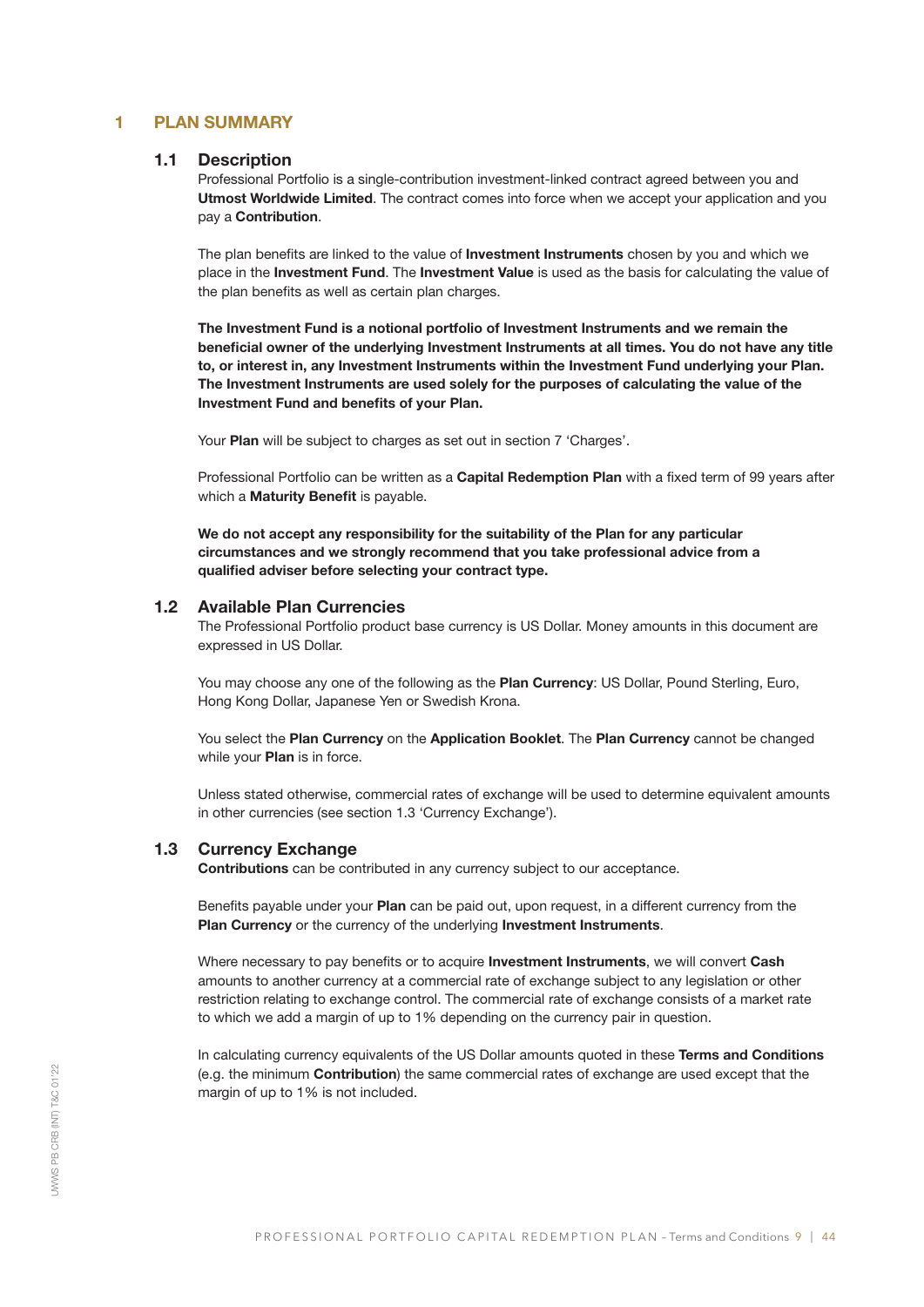# 1 PLAN SUMMARY

## 1.1 Description

Professional Portfolio is a single-contribution investment-linked contract agreed between you and **Utmost Worldwide Limited**. The contract comes into force when we accept your application and you pay a **Contribution**.

The plan benefits are linked to the value of **Investment Instruments** chosen by you and which we place in the **Investment Fund**. The **Investment Value** is used as the basis for calculating the value of the plan benefits as well as certain plan charges.

**The Investment Fund is a notional portfolio of Investment Instruments and we remain the beneficial owner of the underlying Investment Instruments at all times. You do not have any title to, or interest in, any Investment Instruments within the Investment Fund underlying your Plan. The Investment Instruments are used solely for the purposes of calculating the value of the Investment Fund and benefits of your Plan.**

Your **Plan** will be subject to charges as set out in section 7 'Charges'.

Professional Portfolio can be written as a **Capital Redemption Plan** with a fixed term of 99 years after which a **Maturity Benefit** is payable.

**We do not accept any responsibility for the suitability of the Plan for any particular circumstances and we strongly recommend that you take professional advice from a qualified adviser before selecting your contract type.**

## 1.2 Available Plan Currencies

The Professional Portfolio product base currency is US Dollar. Money amounts in this document are expressed in US Dollar.

You may choose any one of the following as the **Plan Currency**: US Dollar, Pound Sterling, Euro, Hong Kong Dollar, Japanese Yen or Swedish Krona.

You select the **Plan Currency** on the **Application Booklet**. The **Plan Currency** cannot be changed while your **Plan** is in force.

Unless stated otherwise, commercial rates of exchange will be used to determine equivalent amounts in other currencies (see section 1.3 'Currency Exchange').

## 1.3 Currency Exchange

**Contributions** can be contributed in any currency subject to our acceptance.

Benefits payable under your **Plan** can be paid out, upon request, in a different currency from the **Plan Currency** or the currency of the underlying **Investment Instruments**.

Where necessary to pay benefits or to acquire **Investment Instruments**, we will convert **Cash** amounts to another currency at a commercial rate of exchange subject to any legislation or other restriction relating to exchange control. The commercial rate of exchange consists of a market rate to which we add a margin of up to 1% depending on the currency pair in question.

In calculating currency equivalents of the US Dollar amounts quoted in these **Terms and Conditions** (e.g. the minimum **Contribution**) the same commercial rates of exchange are used except that the margin of up to 1% is not included.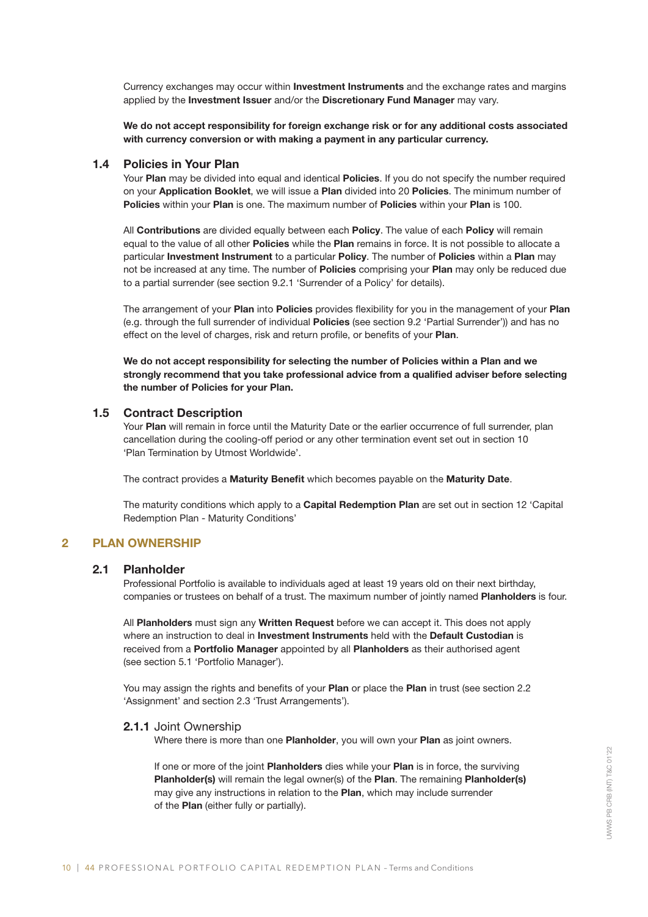Currency exchanges may occur within **Investment Instruments** and the exchange rates and margins applied by the **Investment Issuer** and/or the **Discretionary Fund Manager** may vary.

**We do not accept responsibility for foreign exchange risk or for any additional costs associated with currency conversion or with making a payment in any particular currency.**

### 1.4 Policies in Your Plan

Your **Plan** may be divided into equal and identical **Policies**. If you do not specify the number required on your **Application Booklet**, we will issue a **Plan** divided into 20 **Policies**. The minimum number of **Policies** within your **Plan** is one. The maximum number of **Policies** within your **Plan** is 100.

All **Contributions** are divided equally between each **Policy**. The value of each **Policy** will remain equal to the value of all other **Policies** while the **Plan** remains in force. It is not possible to allocate a particular **Investment Instrument** to a particular **Policy**. The number of **Policies** within a **Plan** may not be increased at any time. The number of **Policies** comprising your **Plan** may only be reduced due to a partial surrender (see section 9.2.1 'Surrender of a Policy' for details).

The arrangement of your **Plan** into **Policies** provides flexibility for you in the management of your **Plan** (e.g. through the full surrender of individual **Policies** (see section 9.2 'Partial Surrender')) and has no effect on the level of charges, risk and return profile, or benefits of your **Plan**.

**We do not accept responsibility for selecting the number of Policies within a Plan and we strongly recommend that you take professional advice from a qualified adviser before selecting the number of Policies for your Plan.**

### 1.5 Contract Description

Your **Plan** will remain in force until the Maturity Date or the earlier occurrence of full surrender, plan cancellation during the cooling-off period or any other termination event set out in section 10 'Plan Termination by Utmost Worldwide'.

The contract provides a **Maturity Benefit** which becomes payable on the **Maturity Date**.

The maturity conditions which apply to a **Capital Redemption Plan** are set out in section 12 'Capital Redemption Plan - Maturity Conditions'

## 2 PLAN OWNERSHIP

### 2.1 Planholder

Professional Portfolio is available to individuals aged at least 19 years old on their next birthday, companies or trustees on behalf of a trust. The maximum number of jointly named **Planholders** is four.

All **Planholders** must sign any **Written Request** before we can accept it. This does not apply where an instruction to deal in **Investment Instruments** held with the **Default Custodian** is received from a **Portfolio Manager** appointed by all **Planholders** as their authorised agent (see section 5.1 'Portfolio Manager').

You may assign the rights and benefits of your **Plan** or place the **Plan** in trust (see section 2.2 'Assignment' and section 2.3 'Trust Arrangements').

#### 2.1.1 Joint Ownership

Where there is more than one **Planholder**, you will own your **Plan** as joint owners.

If one or more of the joint **Planholders** dies while your **Plan** is in force, the surviving **Planholder(s)** will remain the legal owner(s) of the **Plan**. The remaining **Planholder(s)** may give any instructions in relation to the **Plan**, which may include surrender of the **Plan** (either fully or partially).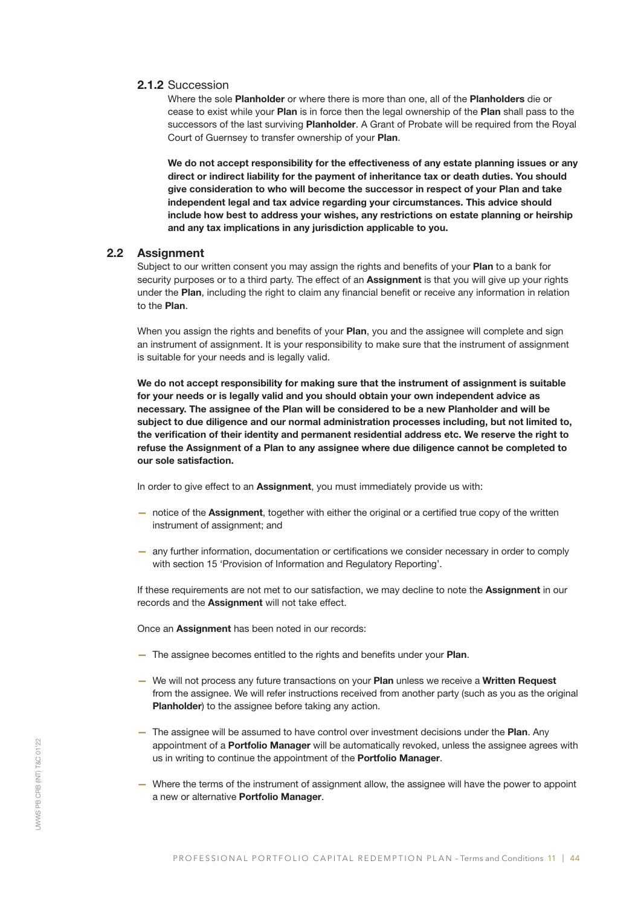### 2.1.2 Succession

Where the sole **Planholder** or where there is more than one, all of the **Planholders** die or cease to exist while your **Plan** is in force then the legal ownership of the **Plan** shall pass to the successors of the last surviving **Planholder**. A Grant of Probate will be required from the Royal Court of Guernsey to transfer ownership of your **Plan**.

**We do not accept responsibility for the effectiveness of any estate planning issues or any direct or indirect liability for the payment of inheritance tax or death duties. You should give consideration to who will become the successor in respect of your Plan and take independent legal and tax advice regarding your circumstances. This advice should include how best to address your wishes, any restrictions on estate planning or heirship and any tax implications in any jurisdiction applicable to you.**

## 2.2 Assignment

Subject to our written consent you may assign the rights and benefits of your **Plan** to a bank for security purposes or to a third party. The effect of an **Assignment** is that you will give up your rights under the **Plan**, including the right to claim any financial benefit or receive any information in relation to the **Plan**.

When you assign the rights and benefits of your **Plan**, you and the assignee will complete and sign an instrument of assignment. It is your responsibility to make sure that the instrument of assignment is suitable for your needs and is legally valid.

**We do not accept responsibility for making sure that the instrument of assignment is suitable for your needs or is legally valid and you should obtain your own independent advice as necessary. The assignee of the Plan will be considered to be a new Planholder and will be subject to due diligence and our normal administration processes including, but not limited to, the verification of their identity and permanent residential address etc. We reserve the right to refuse the Assignment of a Plan to any assignee where due diligence cannot be completed to our sole satisfaction.**

In order to give effect to an **Assignment**, you must immediately provide us with:

- notice of the **Assignment**, together with either the original or a certified true copy of the written instrument of assignment; and
- any further information, documentation or certifications we consider necessary in order to comply with section 15 'Provision of Information and Regulatory Reporting'.

If these requirements are not met to our satisfaction, we may decline to note the **Assignment** in our records and the **Assignment** will not take effect.

Once an **Assignment** has been noted in our records:

- The assignee becomes entitled to the rights and benefits under your **Plan**.
- We will not process any future transactions on your **Plan** unless we receive a **Written Request** from the assignee. We will refer instructions received from another party (such as you as the original **Planholder**) to the assignee before taking any action.
- The assignee will be assumed to have control over investment decisions under the **Plan**. Any appointment of a **Portfolio Manager** will be automatically revoked, unless the assignee agrees with us in writing to continue the appointment of the **Portfolio Manager**.
- Where the terms of the instrument of assignment allow, the assignee will have the power to appoint a new or alternative **Portfolio Manager**.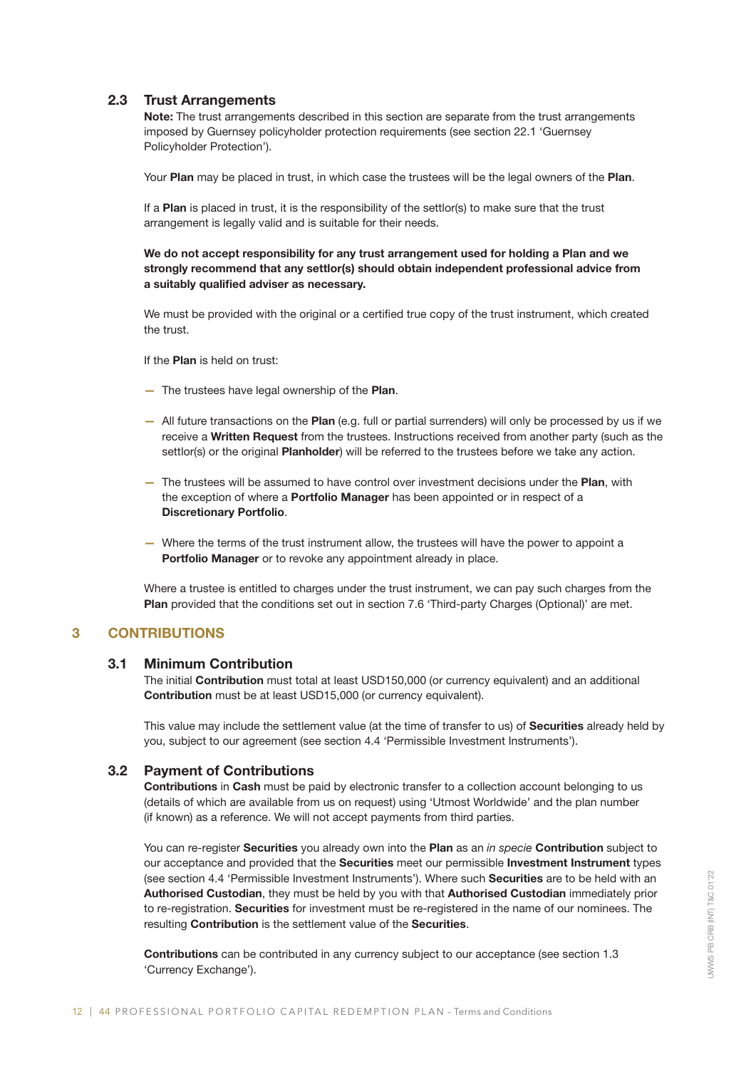### 2.3 Trust Arrangements

**Note:** The trust arrangements described in this section are separate from the trust arrangements imposed by Guernsey policyholder protection requirements (see section 22.1 'Guernsey Policyholder Protection').

Your **Plan** may be placed in trust, in which case the trustees will be the legal owners of the **Plan**.

If a **Plan** is placed in trust, it is the responsibility of the settlor(s) to make sure that the trust arrangement is legally valid and is suitable for their needs.

**We do not accept responsibility for any trust arrangement used for holding a Plan and we strongly recommend that any settlor(s) should obtain independent professional advice from a suitably qualified adviser as necessary.**

We must be provided with the original or a certified true copy of the trust instrument, which created the trust.

If the **Plan** is held on trust:

- The trustees have legal ownership of the **Plan**.
- All future transactions on the **Plan** (e.g. full or partial surrenders) will only be processed by us if we receive a **Written Request** from the trustees. Instructions received from another party (such as the settlor(s) or the original **Planholder**) will be referred to the trustees before we take any action.
- The trustees will be assumed to have control over investment decisions under the **Plan**, with the exception of where a **Portfolio Manager** has been appointed or in respect of a **Discretionary Portfolio**.
- Where the terms of the trust instrument allow, the trustees will have the power to appoint a **Portfolio Manager** or to revoke any appointment already in place.

Where a trustee is entitled to charges under the trust instrument, we can pay such charges from the **Plan** provided that the conditions set out in section 7.6 'Third-party Charges (Optional)' are met.

## 3 CONTRIBUTIONS

### 3.1 Minimum Contribution

The initial **Contribution** must total at least USD150,000 (or currency equivalent) and an additional **Contribution** must be at least USD15,000 (or currency equivalent).

This value may include the settlement value (at the time of transfer to us) of **Securities** already held by you, subject to our agreement (see section 4.4 'Permissible Investment Instruments').

### 3.2 Payment of Contributions

**Contributions** in **Cash** must be paid by electronic transfer to a collection account belonging to us (details of which are available from us on request) using 'Utmost Worldwide' and the plan number (if known) as a reference. We will not accept payments from third parties.

You can re-register **Securities** you already own into the **Plan** as an *in specie* **Contribution** subject to our acceptance and provided that the **Securities** meet our permissible **Investment Instrument** types (see section 4.4 'Permissible Investment Instruments'). Where such **Securities** are to be held with an **Authorised Custodian**, they must be held by you with that **Authorised Custodian** immediately prior to re-registration. **Securities** for investment must be re-registered in the name of our nominees. The resulting **Contribution** is the settlement value of the **Securities**.

**Contributions** can be contributed in any currency subject to our acceptance (see section 1.3 'Currency Exchange').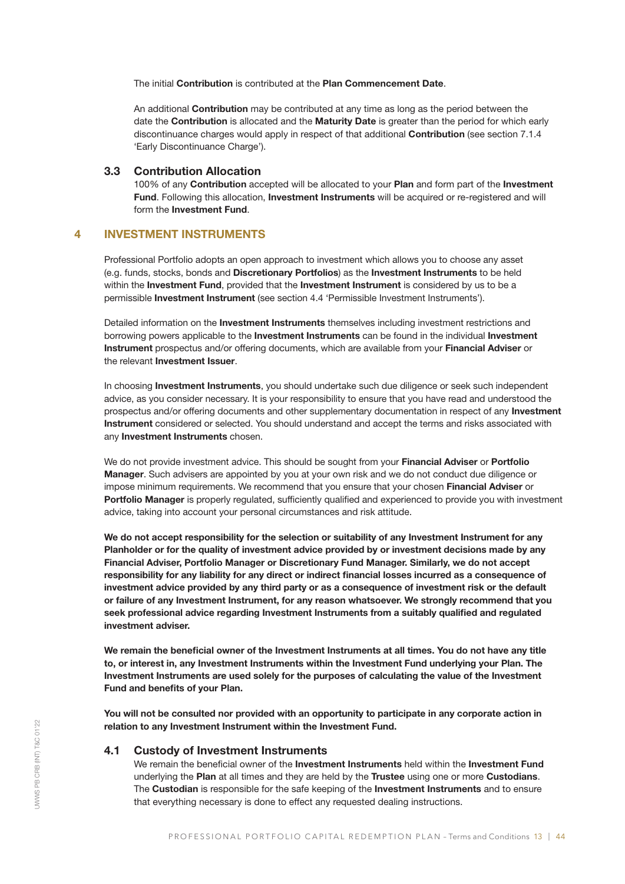The initial **Contribution** is contributed at the **Plan Commencement Date**.

An additional **Contribution** may be contributed at any time as long as the period between the date the **Contribution** is allocated and the **Maturity Date** is greater than the period for which early discontinuance charges would apply in respect of that additional **Contribution** (see section 7.1.4 'Early Discontinuance Charge').

### 3.3 Contribution Allocation

100% of any **Contribution** accepted will be allocated to your **Plan** and form part of the **Investment Fund**. Following this allocation, **Investment Instruments** will be acquired or re-registered and will form the **Investment Fund**.

## 4 INVESTMENT INSTRUMENTS

Professional Portfolio adopts an open approach to investment which allows you to choose any asset (e.g. funds, stocks, bonds and **Discretionary Portfolios**) as the **Investment Instruments** to be held within the **Investment Fund**, provided that the **Investment Instrument** is considered by us to be a permissible **Investment Instrument** (see section 4.4 'Permissible Investment Instruments').

Detailed information on the **Investment Instruments** themselves including investment restrictions and borrowing powers applicable to the **Investment Instruments** can be found in the individual **Investment Instrument** prospectus and/or offering documents, which are available from your **Financial Adviser** or the relevant **Investment Issuer**.

In choosing **Investment Instruments**, you should undertake such due diligence or seek such independent advice, as you consider necessary. It is your responsibility to ensure that you have read and understood the prospectus and/or offering documents and other supplementary documentation in respect of any **Investment Instrument** considered or selected. You should understand and accept the terms and risks associated with any **Investment Instruments** chosen.

We do not provide investment advice. This should be sought from your **Financial Adviser** or **Portfolio Manager**. Such advisers are appointed by you at your own risk and we do not conduct due diligence or impose minimum requirements. We recommend that you ensure that your chosen **Financial Adviser** or **Portfolio Manager** is properly regulated, sufficiently qualified and experienced to provide you with investment advice, taking into account your personal circumstances and risk attitude.

**We do not accept responsibility for the selection or suitability of any Investment Instrument for any Planholder or for the quality of investment advice provided by or investment decisions made by any Financial Adviser, Portfolio Manager or Discretionary Fund Manager. Similarly, we do not accept responsibility for any liability for any direct or indirect financial losses incurred as a consequence of investment advice provided by any third party or as a consequence of investment risk or the default or failure of any Investment Instrument, for any reason whatsoever. We strongly recommend that you seek professional advice regarding Investment Instruments from a suitably qualified and regulated investment adviser.**

**We remain the beneficial owner of the Investment Instruments at all times. You do not have any title to, or interest in, any Investment Instruments within the Investment Fund underlying your Plan. The Investment Instruments are used solely for the purposes of calculating the value of the Investment Fund and benefits of your Plan.**

**You will not be consulted nor provided with an opportunity to participate in any corporate action in relation to any Investment Instrument within the Investment Fund.**

### 4.1 Custody of Investment Instruments

We remain the beneficial owner of the **Investment Instruments** held within the **Investment Fund** underlying the **Plan** at all times and they are held by the **Trustee** using one or more **Custodians**. The **Custodian** is responsible for the safe keeping of the **Investment Instruments** and to ensure that everything necessary is done to effect any requested dealing instructions.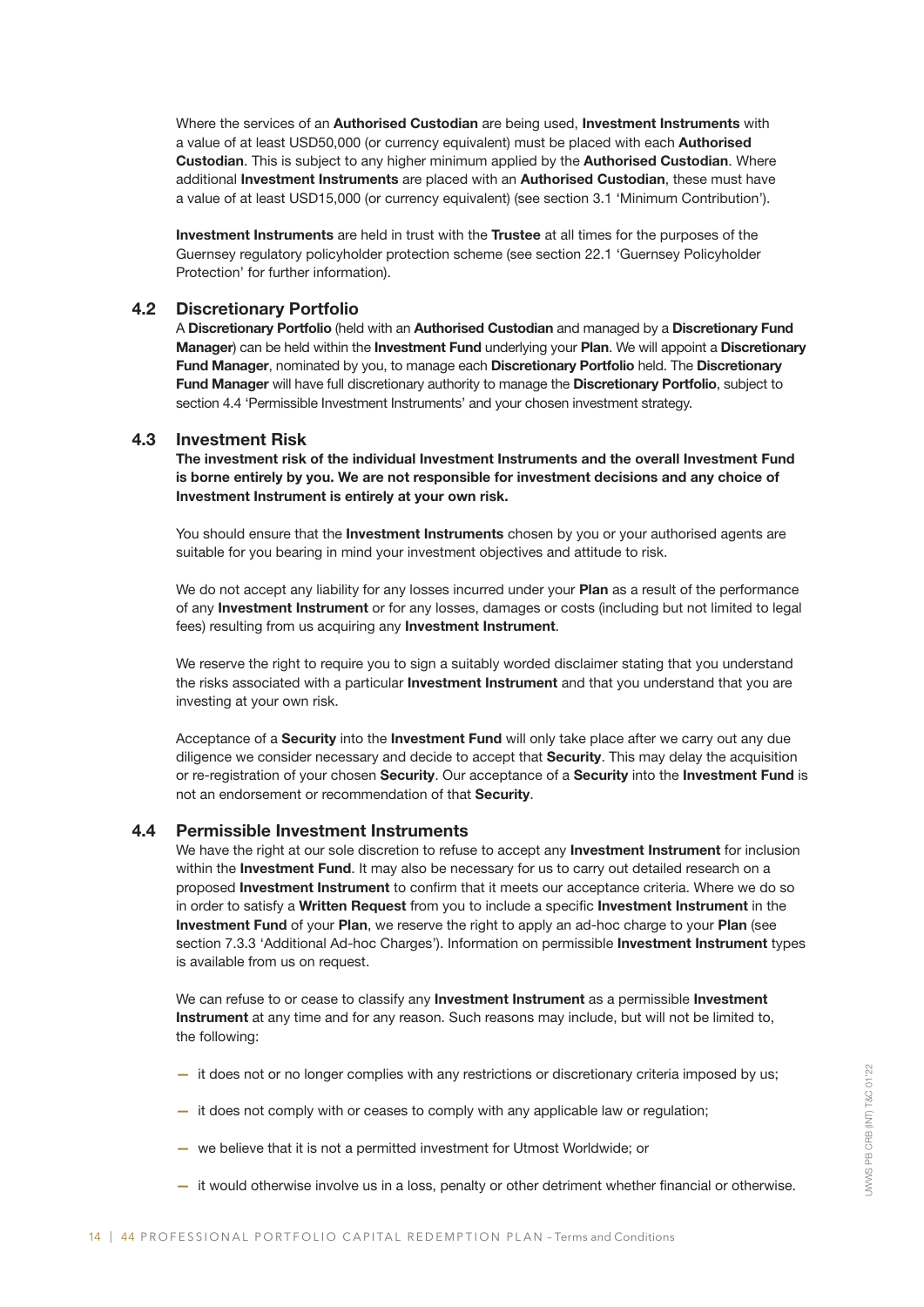Where the services of an **Authorised Custodian** are being used, **Investment Instruments** with a value of at least USD50,000 (or currency equivalent) must be placed with each **Authorised Custodian**. This is subject to any higher minimum applied by the **Authorised Custodian**. Where additional **Investment Instruments** are placed with an **Authorised Custodian**, these must have a value of at least USD15,000 (or currency equivalent) (see section 3.1 'Minimum Contribution').

**Investment Instruments** are held in trust with the **Trustee** at all times for the purposes of the Guernsey regulatory policyholder protection scheme (see section 22.1 'Guernsey Policyholder Protection' for further information).

### 4.2 Discretionary Portfolio

A **Discretionary Portfolio** (held with an **Authorised Custodian** and managed by a **Discretionary Fund Manager**) can be held within the **Investment Fund** underlying your **Plan**. We will appoint a **Discretionary Fund Manager**, nominated by you, to manage each **Discretionary Portfolio** held. The **Discretionary Fund Manager** will have full discretionary authority to manage the **Discretionary Portfolio**, subject to section 4.4 'Permissible Investment Instruments' and your chosen investment strategy.

### 4.3 Investment Risk

**The investment risk of the individual Investment Instruments and the overall Investment Fund is borne entirely by you. We are not responsible for investment decisions and any choice of Investment Instrument is entirely at your own risk.**

You should ensure that the **Investment Instruments** chosen by you or your authorised agents are suitable for you bearing in mind your investment objectives and attitude to risk.

We do not accept any liability for any losses incurred under your **Plan** as a result of the performance of any **Investment Instrument** or for any losses, damages or costs (including but not limited to legal fees) resulting from us acquiring any **Investment Instrument**.

We reserve the right to require you to sign a suitably worded disclaimer stating that you understand the risks associated with a particular **Investment Instrument** and that you understand that you are investing at your own risk.

Acceptance of a **Security** into the **Investment Fund** will only take place after we carry out any due diligence we consider necessary and decide to accept that **Security**. This may delay the acquisition or re-registration of your chosen **Security**. Our acceptance of a **Security** into the **Investment Fund** is not an endorsement or recommendation of that **Security**.

### 4.4 Permissible Investment Instruments

We have the right at our sole discretion to refuse to accept any **Investment Instrument** for inclusion within the **Investment Fund**. It may also be necessary for us to carry out detailed research on a proposed **Investment Instrument** to confirm that it meets our acceptance criteria. Where we do so in order to satisfy a **Written Request** from you to include a specific **Investment Instrument** in the **Investment Fund** of your **Plan**, we reserve the right to apply an ad-hoc charge to your **Plan** (see section 7.3.3 'Additional Ad-hoc Charges'). Information on permissible **Investment Instrument** types is available from us on request.

We can refuse to or cease to classify any **Investment Instrument** as a permissible **Investment Instrument** at any time and for any reason. Such reasons may include, but will not be limited to, the following:

- it does not or no longer complies with any restrictions or discretionary criteria imposed by us;
- it does not comply with or ceases to comply with any applicable law or regulation;
- we believe that it is not a permitted investment for Utmost Worldwide; or
- it would otherwise involve us in a loss, penalty or other detriment whether financial or otherwise.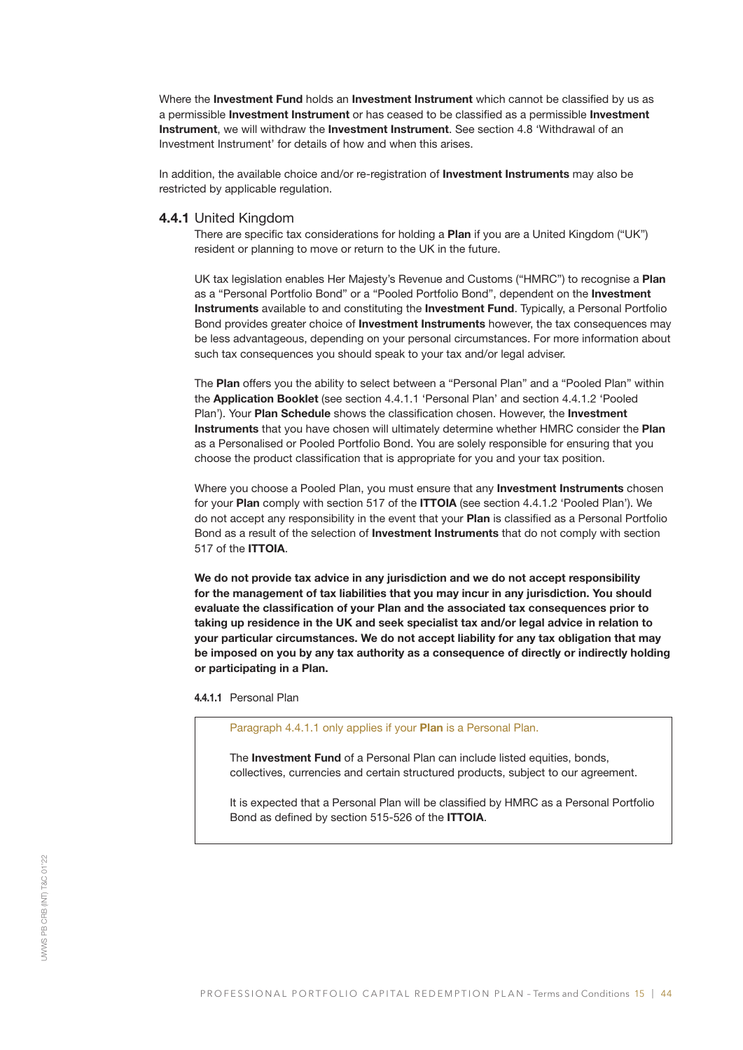Where the **Investment Fund** holds an **Investment Instrument** which cannot be classified by us as a permissible **Investment Instrument** or has ceased to be classified as a permissible **Investment Instrument**, we will withdraw the **Investment Instrument**. See section 4.8 'Withdrawal of an Investment Instrument' for details of how and when this arises.

In addition, the available choice and/or re-registration of **Investment Instruments** may also be restricted by applicable regulation.

### 4.4.1 United Kingdom

There are specific tax considerations for holding a **Plan** if you are a United Kingdom ("UK") resident or planning to move or return to the UK in the future.

UK tax legislation enables Her Majesty's Revenue and Customs ("HMRC") to recognise a **Plan** as a "Personal Portfolio Bond" or a "Pooled Portfolio Bond", dependent on the **Investment Instruments** available to and constituting the **Investment Fund**. Typically, a Personal Portfolio Bond provides greater choice of **Investment Instruments** however, the tax consequences may be less advantageous, depending on your personal circumstances. For more information about such tax consequences you should speak to your tax and/or legal adviser.

The **Plan** offers you the ability to select between a "Personal Plan" and a "Pooled Plan" within the **Application Booklet** (see section 4.4.1.1 'Personal Plan' and section 4.4.1.2 'Pooled Plan'). Your **Plan Schedule** shows the classification chosen. However, the **Investment Instruments** that you have chosen will ultimately determine whether HMRC consider the **Plan** as a Personalised or Pooled Portfolio Bond. You are solely responsible for ensuring that you choose the product classification that is appropriate for you and your tax position.

Where you choose a Pooled Plan, you must ensure that any **Investment Instruments** chosen for your **Plan** comply with section 517 of the **ITTOIA** (see section 4.4.1.2 'Pooled Plan'). We do not accept any responsibility in the event that your **Plan** is classified as a Personal Portfolio Bond as a result of the selection of **Investment Instruments** that do not comply with section 517 of the **ITTOIA**.

**We do not provide tax advice in any jurisdiction and we do not accept responsibility for the management of tax liabilities that you may incur in any jurisdiction. You should evaluate the classification of your Plan and the associated tax consequences prior to taking up residence in the UK and seek specialist tax and/or legal advice in relation to your particular circumstances. We do not accept liability for any tax obligation that may be imposed on you by any tax authority as a consequence of directly or indirectly holding or participating in a Plan.**

#### 4.4.1.1 Personal Plan

Paragraph 4.4.1.1 only applies if your **Plan** is a Personal Plan.

The **Investment Fund** of a Personal Plan can include listed equities, bonds, collectives, currencies and certain structured products, subject to our agreement.

It is expected that a Personal Plan will be classified by HMRC as a Personal Portfolio Bond as defined by section 515-526 of the **ITTOIA**.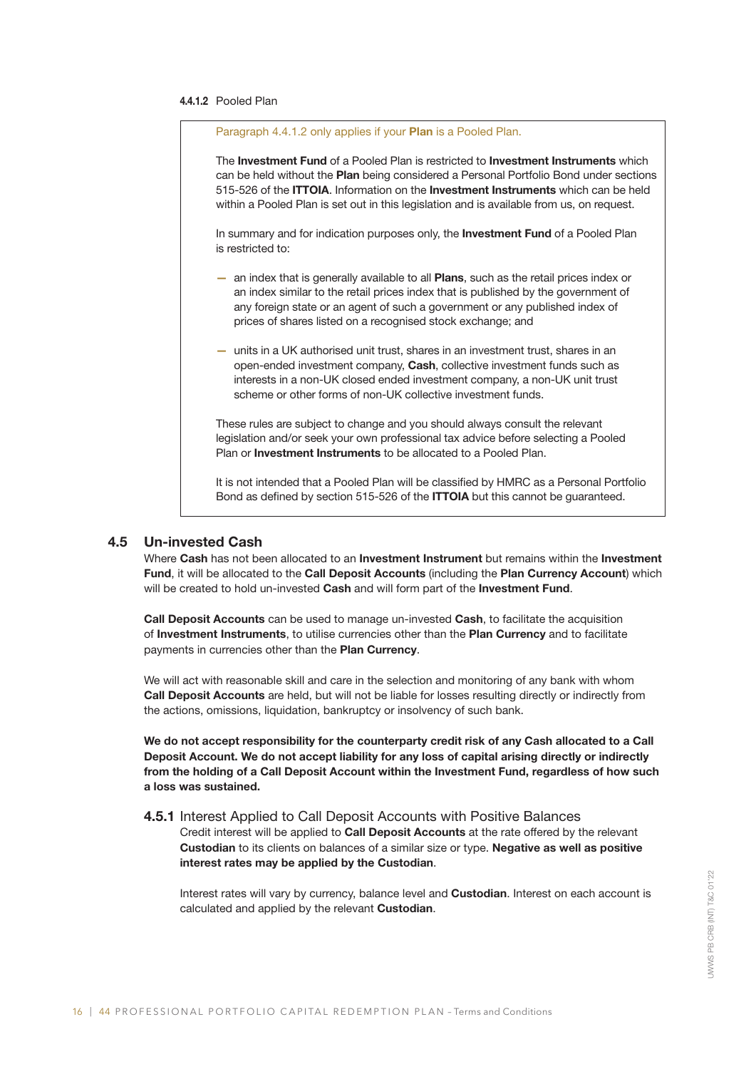#### 4.4.1.2 Pooled Plan

Paragraph 4.4.1.2 only applies if your **Plan** is a Pooled Plan.

The **Investment Fund** of a Pooled Plan is restricted to **Investment Instruments** which can be held without the **Plan** being considered a Personal Portfolio Bond under sections 515-526 of the **ITTOIA**. Information on the **Investment Instruments** which can be held within a Pooled Plan is set out in this legislation and is available from us, on request.

In summary and for indication purposes only, the **Investment Fund** of a Pooled Plan is restricted to:

- an index that is generally available to all **Plans**, such as the retail prices index or an index similar to the retail prices index that is published by the government of any foreign state or an agent of such a government or any published index of prices of shares listed on a recognised stock exchange; and
- units in a UK authorised unit trust, shares in an investment trust, shares in an open-ended investment company, **Cash**, collective investment funds such as interests in a non-UK closed ended investment company, a non-UK unit trust scheme or other forms of non-UK collective investment funds.

These rules are subject to change and you should always consult the relevant legislation and/or seek your own professional tax advice before selecting a Pooled Plan or **Investment Instruments** to be allocated to a Pooled Plan.

It is not intended that a Pooled Plan will be classified by HMRC as a Personal Portfolio Bond as defined by section 515-526 of the **ITTOIA** but this cannot be guaranteed.

## 4.5 Un-invested Cash

Where **Cash** has not been allocated to an **Investment Instrument** but remains within the **Investment Fund**, it will be allocated to the **Call Deposit Accounts** (including the **Plan Currency Account**) which will be created to hold un-invested **Cash** and will form part of the **Investment Fund**.

**Call Deposit Accounts** can be used to manage un-invested **Cash**, to facilitate the acquisition of **Investment Instruments**, to utilise currencies other than the **Plan Currency** and to facilitate payments in currencies other than the **Plan Currency**.

We will act with reasonable skill and care in the selection and monitoring of any bank with whom **Call Deposit Accounts** are held, but will not be liable for losses resulting directly or indirectly from the actions, omissions, liquidation, bankruptcy or insolvency of such bank.

**We do not accept responsibility for the counterparty credit risk of any Cash allocated to a Call Deposit Account. We do not accept liability for any loss of capital arising directly or indirectly from the holding of a Call Deposit Account within the Investment Fund, regardless of how such a loss was sustained.**

### 4.5.1 Interest Applied to Call Deposit Accounts with Positive Balances

Credit interest will be applied to **Call Deposit Accounts** at the rate offered by the relevant **Custodian** to its clients on balances of a similar size or type. **Negative as well as positive interest rates may be applied by the Custodian**.

Interest rates will vary by currency, balance level and **Custodian**. Interest on each account is calculated and applied by the relevant **Custodian**.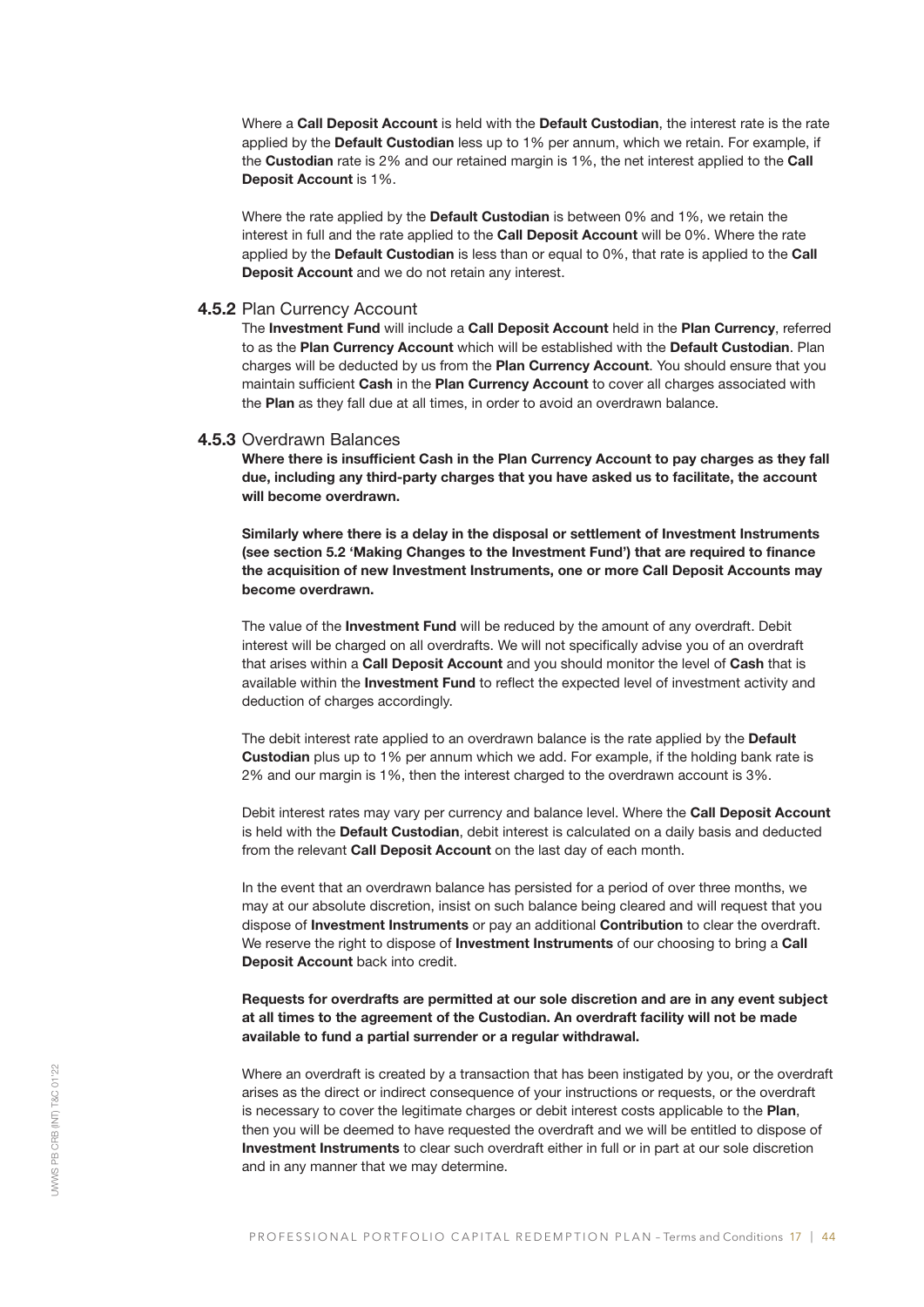Where a **Call Deposit Account** is held with the **Default Custodian**, the interest rate is the rate applied by the **Default Custodian** less up to 1% per annum, which we retain. For example, if the **Custodian** rate is 2% and our retained margin is 1%, the net interest applied to the **Call Deposit Account** is 1%.

Where the rate applied by the **Default Custodian** is between 0% and 1%, we retain the interest in full and the rate applied to the **Call Deposit Account** will be 0%. Where the rate applied by the **Default Custodian** is less than or equal to 0%, that rate is applied to the **Call Deposit Account** and we do not retain any interest.

### 4.5.2 Plan Currency Account

The **Investment Fund** will include a **Call Deposit Account** held in the **Plan Currency**, referred to as the **Plan Currency Account** which will be established with the **Default Custodian**. Plan charges will be deducted by us from the **Plan Currency Account**. You should ensure that you maintain sufficient **Cash** in the **Plan Currency Account** to cover all charges associated with the **Plan** as they fall due at all times, in order to avoid an overdrawn balance.

### 4.5.3 Overdrawn Balances

**Where there is insufficient Cash in the Plan Currency Account to pay charges as they fall due, including any third-party charges that you have asked us to facilitate, the account will become overdrawn.**

**Similarly where there is a delay in the disposal or settlement of Investment Instruments (see section 5.2 'Making Changes to the Investment Fund') that are required to finance the acquisition of new Investment Instruments, one or more Call Deposit Accounts may become overdrawn.**

The value of the **Investment Fund** will be reduced by the amount of any overdraft. Debit interest will be charged on all overdrafts. We will not specifically advise you of an overdraft that arises within a **Call Deposit Account** and you should monitor the level of **Cash** that is available within the **Investment Fund** to reflect the expected level of investment activity and deduction of charges accordingly.

The debit interest rate applied to an overdrawn balance is the rate applied by the **Default Custodian** plus up to 1% per annum which we add. For example, if the holding bank rate is 2% and our margin is 1%, then the interest charged to the overdrawn account is 3%.

Debit interest rates may vary per currency and balance level. Where the **Call Deposit Account** is held with the **Default Custodian**, debit interest is calculated on a daily basis and deducted from the relevant **Call Deposit Account** on the last day of each month.

In the event that an overdrawn balance has persisted for a period of over three months, we may at our absolute discretion, insist on such balance being cleared and will request that you dispose of **Investment Instruments** or pay an additional **Contribution** to clear the overdraft. We reserve the right to dispose of **Investment Instruments** of our choosing to bring a **Call Deposit Account** back into credit.

**Requests for overdrafts are permitted at our sole discretion and are in any event subject at all times to the agreement of the Custodian. An overdraft facility will not be made available to fund a partial surrender or a regular withdrawal.**

Where an overdraft is created by a transaction that has been instigated by you, or the overdraft arises as the direct or indirect consequence of your instructions or requests, or the overdraft is necessary to cover the legitimate charges or debit interest costs applicable to the **Plan**, then you will be deemed to have requested the overdraft and we will be entitled to dispose of **Investment Instruments** to clear such overdraft either in full or in part at our sole discretion and in any manner that we may determine.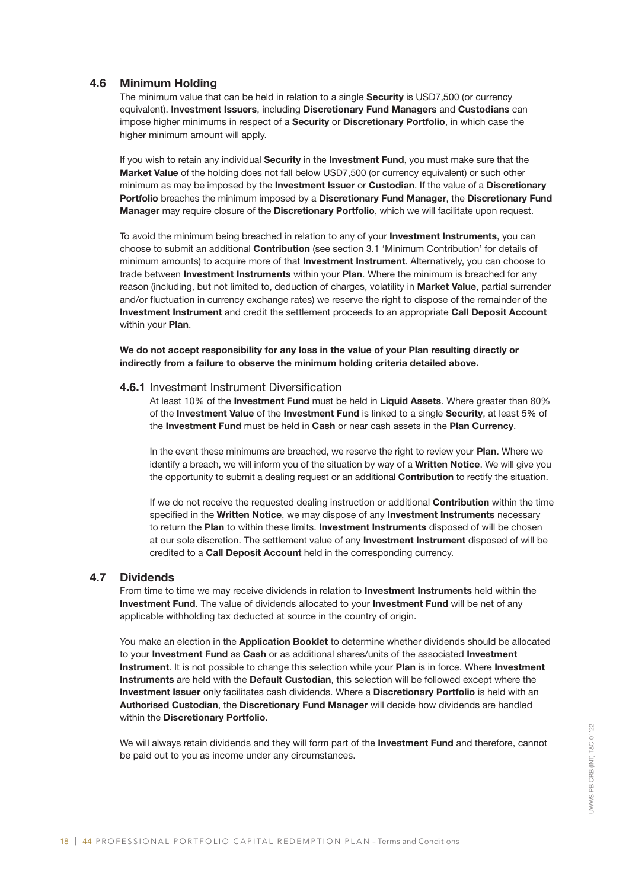## 4.6 Minimum Holding

The minimum value that can be held in relation to a single **Security** is USD7,500 (or currency equivalent). **Investment Issuers**, including **Discretionary Fund Managers** and **Custodians** can impose higher minimums in respect of a **Security** or **Discretionary Portfolio**, in which case the higher minimum amount will apply.

If you wish to retain any individual **Security** in the **Investment Fund**, you must make sure that the **Market Value** of the holding does not fall below USD7,500 (or currency equivalent) or such other minimum as may be imposed by the **Investment Issuer** or **Custodian**. If the value of a **Discretionary Portfolio** breaches the minimum imposed by a **Discretionary Fund Manager**, the **Discretionary Fund Manager** may require closure of the **Discretionary Portfolio**, which we will facilitate upon request.

To avoid the minimum being breached in relation to any of your **Investment Instruments**, you can choose to submit an additional **Contribution** (see section 3.1 'Minimum Contribution' for details of minimum amounts) to acquire more of that **Investment Instrument**. Alternatively, you can choose to trade between **Investment Instruments** within your **Plan**. Where the minimum is breached for any reason (including, but not limited to, deduction of charges, volatility in **Market Value**, partial surrender and/or fluctuation in currency exchange rates) we reserve the right to dispose of the remainder of the **Investment Instrument** and credit the settlement proceeds to an appropriate **Call Deposit Account** within your **Plan**.

**We do not accept responsibility for any loss in the value of your Plan resulting directly or indirectly from a failure to observe the minimum holding criteria detailed above.**

### 4.6.1 Investment Instrument Diversification

At least 10% of the **Investment Fund** must be held in **Liquid Assets**. Where greater than 80% of the **Investment Value** of the **Investment Fund** is linked to a single **Security**, at least 5% of the **Investment Fund** must be held in **Cash** or near cash assets in the **Plan Currency**.

In the event these minimums are breached, we reserve the right to review your **Plan**. Where we identify a breach, we will inform you of the situation by way of a **Written Notice**. We will give you the opportunity to submit a dealing request or an additional **Contribution** to rectify the situation.

If we do not receive the requested dealing instruction or additional **Contribution** within the time specified in the **Written Notice**, we may dispose of any **Investment Instruments** necessary to return the **Plan** to within these limits. **Investment Instruments** disposed of will be chosen at our sole discretion. The settlement value of any **Investment Instrument** disposed of will be credited to a **Call Deposit Account** held in the corresponding currency.

## 4.7 Dividends

From time to time we may receive dividends in relation to **Investment Instruments** held within the **Investment Fund**. The value of dividends allocated to your **Investment Fund** will be net of any applicable withholding tax deducted at source in the country of origin.

You make an election in the **Application Booklet** to determine whether dividends should be allocated to your **Investment Fund** as **Cash** or as additional shares/units of the associated **Investment Instrument**. It is not possible to change this selection while your **Plan** is in force. Where **Investment Instruments** are held with the **Default Custodian**, this selection will be followed except where the **Investment Issuer** only facilitates cash dividends. Where a **Discretionary Portfolio** is held with an **Authorised Custodian**, the **Discretionary Fund Manager** will decide how dividends are handled within the **Discretionary Portfolio**.

We will always retain dividends and they will form part of the **Investment Fund** and therefore, cannot be paid out to you as income under any circumstances.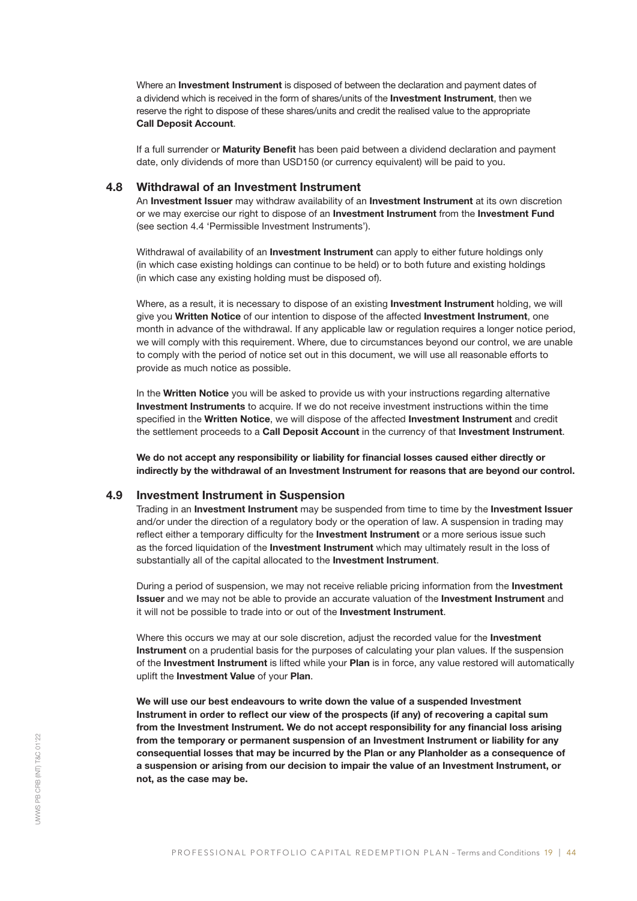Where an **Investment Instrument** is disposed of between the declaration and payment dates of a dividend which is received in the form of shares/units of the **Investment Instrument**, then we reserve the right to dispose of these shares/units and credit the realised value to the appropriate **Call Deposit Account**.

If a full surrender or **Maturity Benefit** has been paid between a dividend declaration and payment date, only dividends of more than USD150 (or currency equivalent) will be paid to you.

### 4.8 Withdrawal of an Investment Instrument

An **Investment Issuer** may withdraw availability of an **Investment Instrument** at its own discretion or we may exercise our right to dispose of an **Investment Instrument** from the **Investment Fund** (see section 4.4 'Permissible Investment Instruments').

Withdrawal of availability of an **Investment Instrument** can apply to either future holdings only (in which case existing holdings can continue to be held) or to both future and existing holdings (in which case any existing holding must be disposed of).

Where, as a result, it is necessary to dispose of an existing **Investment Instrument** holding, we will give you **Written Notice** of our intention to dispose of the affected **Investment Instrument**, one month in advance of the withdrawal. If any applicable law or regulation requires a longer notice period, we will comply with this requirement. Where, due to circumstances beyond our control, we are unable to comply with the period of notice set out in this document, we will use all reasonable efforts to provide as much notice as possible.

In the **Written Notice** you will be asked to provide us with your instructions regarding alternative **Investment Instruments** to acquire. If we do not receive investment instructions within the time specified in the **Written Notice**, we will dispose of the affected **Investment Instrument** and credit the settlement proceeds to a **Call Deposit Account** in the currency of that **Investment Instrument**.

**We do not accept any responsibility or liability for financial losses caused either directly or indirectly by the withdrawal of an Investment Instrument for reasons that are beyond our control.**

### 4.9 Investment Instrument in Suspension

Trading in an **Investment Instrument** may be suspended from time to time by the **Investment Issuer** and/or under the direction of a regulatory body or the operation of law. A suspension in trading may reflect either a temporary difficulty for the **Investment Instrument** or a more serious issue such as the forced liquidation of the **Investment Instrument** which may ultimately result in the loss of substantially all of the capital allocated to the **Investment Instrument**.

During a period of suspension, we may not receive reliable pricing information from the **Investment Issuer** and we may not be able to provide an accurate valuation of the **Investment Instrument** and it will not be possible to trade into or out of the **Investment Instrument**.

Where this occurs we may at our sole discretion, adjust the recorded value for the **Investment Instrument** on a prudential basis for the purposes of calculating your plan values. If the suspension of the **Investment Instrument** is lifted while your **Plan** is in force, any value restored will automatically uplift the **Investment Value** of your **Plan**.

**We will use our best endeavours to write down the value of a suspended Investment Instrument in order to reflect our view of the prospects (if any) of recovering a capital sum from the Investment Instrument. We do not accept responsibility for any financial loss arising from the temporary or permanent suspension of an Investment Instrument or liability for any consequential losses that may be incurred by the Plan or any Planholder as a consequence of a suspension or arising from our decision to impair the value of an Investment Instrument, or not, as the case may be.**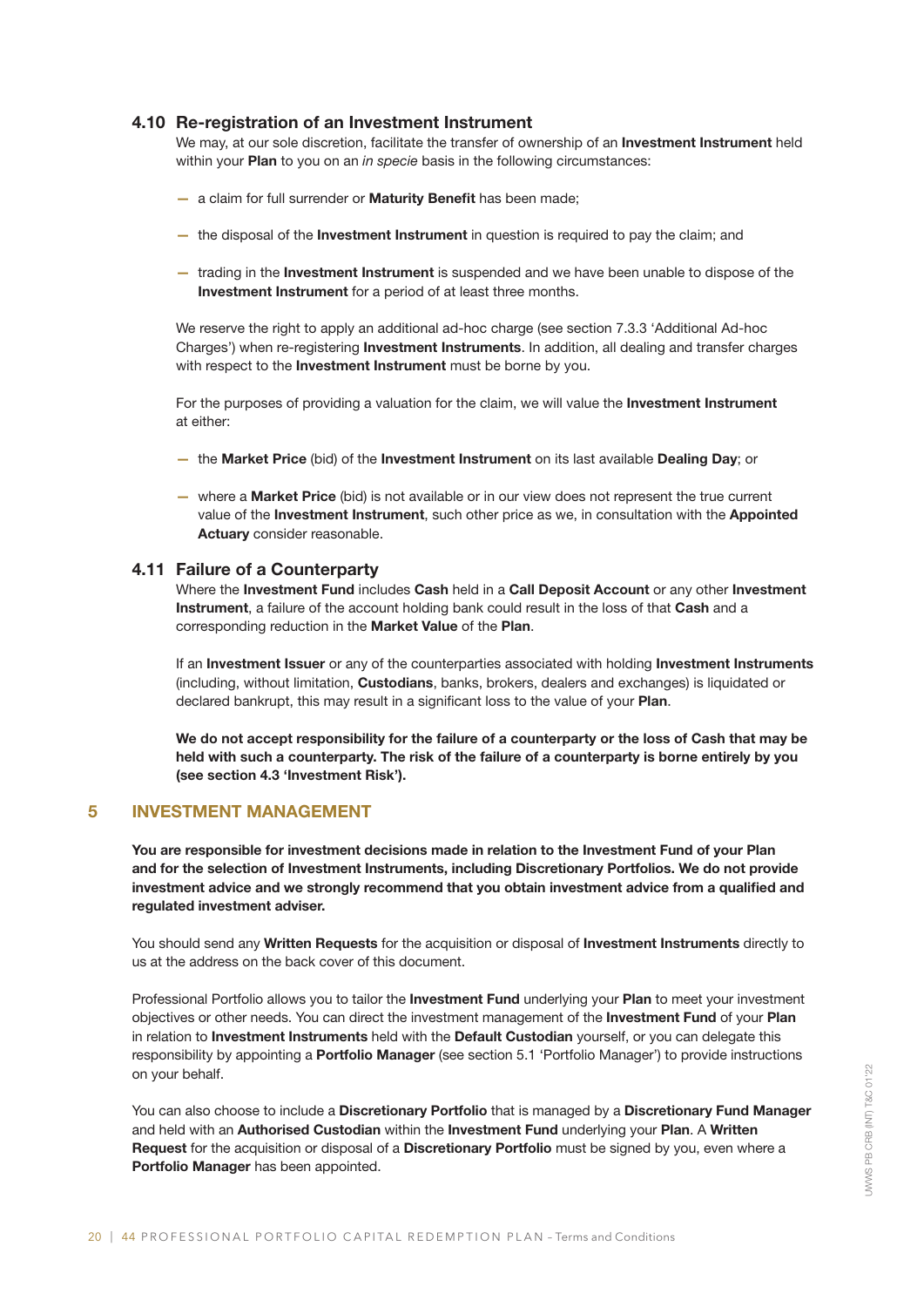### 4.10 Re-registration of an Investment Instrument

We may, at our sole discretion, facilitate the transfer of ownership of an **Investment Instrument** held within your **Plan** to you on an *in specie* basis in the following circumstances:

- a claim for full surrender or **Maturity Benefit** has been made;
- the disposal of the **Investment Instrument** in question is required to pay the claim; and
- trading in the **Investment Instrument** is suspended and we have been unable to dispose of the **Investment Instrument** for a period of at least three months.

We reserve the right to apply an additional ad-hoc charge (see section 7.3.3 'Additional Ad-hoc Charges') when re-registering **Investment Instruments**. In addition, all dealing and transfer charges with respect to the **Investment Instrument** must be borne by you.

For the purposes of providing a valuation for the claim, we will value the **Investment Instrument** at either:

- the **Market Price** (bid) of the **Investment Instrument** on its last available **Dealing Day**; or
- where a **Market Price** (bid) is not available or in our view does not represent the true current value of the **Investment Instrument**, such other price as we, in consultation with the **Appointed Actuary** consider reasonable.

### 4.11 Failure of a Counterparty

Where the **Investment Fund** includes **Cash** held in a **Call Deposit Account** or any other **Investment Instrument**, a failure of the account holding bank could result in the loss of that **Cash** and a corresponding reduction in the **Market Value** of the **Plan**.

If an **Investment Issuer** or any of the counterparties associated with holding **Investment Instruments** (including, without limitation, **Custodians**, banks, brokers, dealers and exchanges) is liquidated or declared bankrupt, this may result in a significant loss to the value of your **Plan**.

**We do not accept responsibility for the failure of a counterparty or the loss of Cash that may be held with such a counterparty. The risk of the failure of a counterparty is borne entirely by you (see section 4.3 'Investment Risk').**

## 5 INVESTMENT MANAGEMENT

**You are responsible for investment decisions made in relation to the Investment Fund of your Plan and for the selection of Investment Instruments, including Discretionary Portfolios. We do not provide investment advice and we strongly recommend that you obtain investment advice from a qualified and regulated investment adviser.**

You should send any **Written Requests** for the acquisition or disposal of **Investment Instruments** directly to us at the address on the back cover of this document.

Professional Portfolio allows you to tailor the **Investment Fund** underlying your **Plan** to meet your investment objectives or other needs. You can direct the investment management of the **Investment Fund** of your **Plan** in relation to **Investment Instruments** held with the **Default Custodian** yourself, or you can delegate this responsibility by appointing a **Portfolio Manager** (see section 5.1 'Portfolio Manager') to provide instructions on your behalf.

You can also choose to include a **Discretionary Portfolio** that is managed by a **Discretionary Fund Manager** and held with an **Authorised Custodian** within the **Investment Fund** underlying your **Plan**. A **Written Request** for the acquisition or disposal of a **Discretionary Portfolio** must be signed by you, even where a **Portfolio Manager** has been appointed.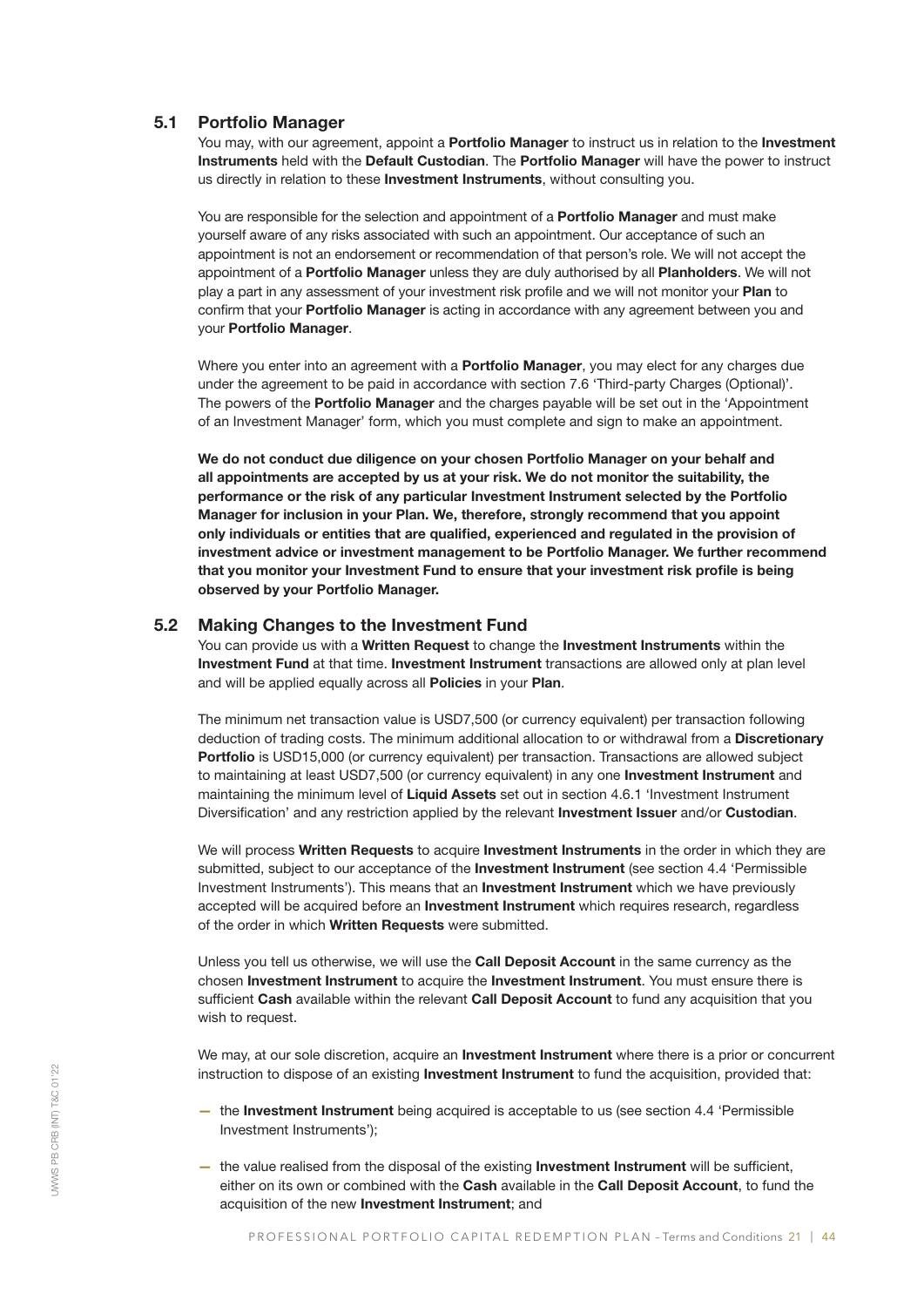### 5.1 Portfolio Manager

You may, with our agreement, appoint a **Portfolio Manager** to instruct us in relation to the **Investment Instruments** held with the **Default Custodian**. The **Portfolio Manager** will have the power to instruct us directly in relation to these **Investment Instruments**, without consulting you.

You are responsible for the selection and appointment of a **Portfolio Manager** and must make yourself aware of any risks associated with such an appointment. Our acceptance of such an appointment is not an endorsement or recommendation of that person's role. We will not accept the appointment of a **Portfolio Manager** unless they are duly authorised by all **Planholders**. We will not play a part in any assessment of your investment risk profile and we will not monitor your **Plan** to confirm that your **Portfolio Manager** is acting in accordance with any agreement between you and your **Portfolio Manager**.

Where you enter into an agreement with a **Portfolio Manager**, you may elect for any charges due under the agreement to be paid in accordance with section 7.6 'Third-party Charges (Optional)'. The powers of the **Portfolio Manager** and the charges payable will be set out in the 'Appointment of an Investment Manager' form, which you must complete and sign to make an appointment.

**We do not conduct due diligence on your chosen Portfolio Manager on your behalf and all appointments are accepted by us at your risk. We do not monitor the suitability, the performance or the risk of any particular Investment Instrument selected by the Portfolio Manager for inclusion in your Plan. We, therefore, strongly recommend that you appoint only individuals or entities that are qualified, experienced and regulated in the provision of investment advice or investment management to be Portfolio Manager. We further recommend that you monitor your Investment Fund to ensure that your investment risk profile is being observed by your Portfolio Manager.**

### 5.2 Making Changes to the Investment Fund

You can provide us with a **Written Request** to change the **Investment Instruments** within the **Investment Fund** at that time. **Investment Instrument** transactions are allowed only at plan level and will be applied equally across all **Policies** in your **Plan**.

The minimum net transaction value is USD7,500 (or currency equivalent) per transaction following deduction of trading costs. The minimum additional allocation to or withdrawal from a **Discretionary Portfolio** is USD15,000 (or currency equivalent) per transaction. Transactions are allowed subject to maintaining at least USD7,500 (or currency equivalent) in any one **Investment Instrument** and maintaining the minimum level of **Liquid Assets** set out in section 4.6.1 'Investment Instrument Diversification' and any restriction applied by the relevant **Investment Issuer** and/or **Custodian**.

We will process **Written Requests** to acquire **Investment Instruments** in the order in which they are submitted, subject to our acceptance of the **Investment Instrument** (see section 4.4 'Permissible Investment Instruments'). This means that an **Investment Instrument** which we have previously accepted will be acquired before an **Investment Instrument** which requires research, regardless of the order in which **Written Requests** were submitted.

Unless you tell us otherwise, we will use the **Call Deposit Account** in the same currency as the chosen **Investment Instrument** to acquire the **Investment Instrument**. You must ensure there is sufficient **Cash** available within the relevant **Call Deposit Account** to fund any acquisition that you wish to request.

We may, at our sole discretion, acquire an **Investment Instrument** where there is a prior or concurrent instruction to dispose of an existing **Investment Instrument** to fund the acquisition, provided that:

- the **Investment Instrument** being acquired is acceptable to us (see section 4.4 'Permissible Investment Instruments');
- the value realised from the disposal of the existing **Investment Instrument** will be sufficient, either on its own or combined with the **Cash** available in the **Call Deposit Account**, to fund the acquisition of the new **Investment Instrument**; and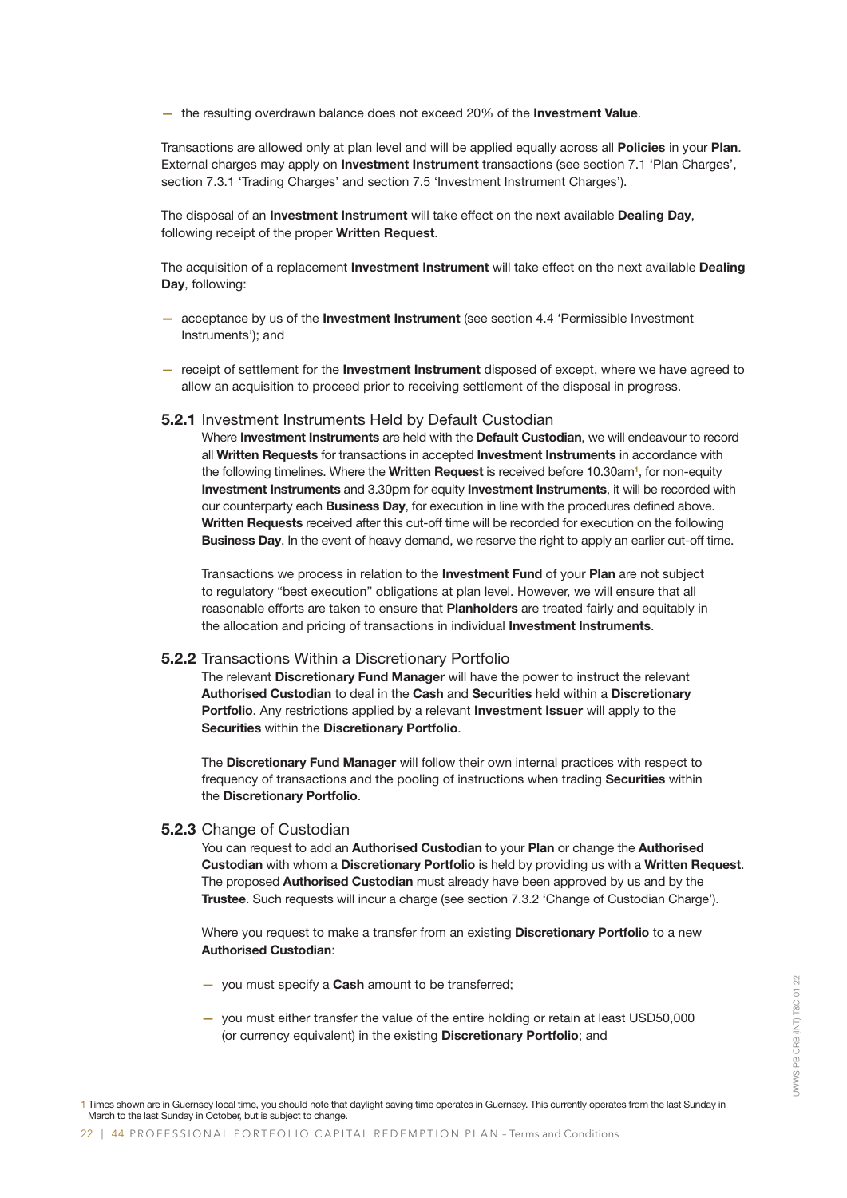- the resulting overdrawn balance does not exceed 20% of the **Investment Value**.

Transactions are allowed only at plan level and will be applied equally across all **Policies** in your **Plan**. External charges may apply on **Investment Instrument** transactions (see section 7.1 'Plan Charges', section 7.3.1 'Trading Charges' and section 7.5 'Investment Instrument Charges').

The disposal of an **Investment Instrument** will take effect on the next available **Dealing Day**, following receipt of the proper **Written Request**.

The acquisition of a replacement **Investment Instrument** will take effect on the next available **Dealing Day**, following:

- acceptance by us of the **Investment Instrument** (see section 4.4 'Permissible Investment Instruments'); and
- receipt of settlement for the **Investment Instrument** disposed of except, where we have agreed to allow an acquisition to proceed prior to receiving settlement of the disposal in progress.

### **5.2.1** Investment Instruments Held by Default Custodian

Where **Investment Instruments** are held with the **Default Custodian**, we will endeavour to record all **Written Requests** for transactions in accepted **Investment Instruments** in accordance with the following timelines. Where the **Written Request** is received before 10.30am[1], for non-equity **Investment Instruments** and 3.30pm for equity **Investment Instruments**, it will be recorded with our counterparty each **Business Day**, for execution in line with the procedures defined above. **Written Requests** received after this cut-off time will be recorded for execution on the following **Business Day**. In the event of heavy demand, we reserve the right to apply an earlier cut-off time.

Transactions we process in relation to the **Investment Fund** of your **Plan** are not subject to regulatory "best execution" obligations at plan level. However, we will ensure that all reasonable efforts are taken to ensure that **Planholders** are treated fairly and equitably in the allocation and pricing of transactions in individual **Investment Instruments**.

### **5.2.2** Transactions Within a Discretionary Portfolio

The relevant **Discretionary Fund Manager** will have the power to instruct the relevant **Authorised Custodian** to deal in the **Cash** and **Securities** held within a **Discretionary Portfolio**. Any restrictions applied by a relevant **Investment Issuer** will apply to the **Securities** within the **Discretionary Portfolio**.

The **Discretionary Fund Manager** will follow their own internal practices with respect to frequency of transactions and the pooling of instructions when trading **Securities** within the **Discretionary Portfolio**.

### **5.2.3** Change of Custodian

You can request to add an **Authorised Custodian** to your **Plan** or change the **Authorised Custodian** with whom a **Discretionary Portfolio** is held by providing us with a **Written Request**. The proposed **Authorised Custodian** must already have been approved by us and by the **Trustee**. Such requests will incur a charge (see section 7.3.2 'Change of Custodian Charge').

Where you request to make a transfer from an existing **Discretionary Portfolio** to a new **Authorised Custodian**:

- you must specify a **Cash** amount to be transferred;
- you must either transfer the value of the entire holding or retain at least USD50,000 (or currency equivalent) in the existing **Discretionary Portfolio**; and

[1] Times shown are in Guernsey local time, you should note that daylight saving time operates in Guernsey. This currently operates from the last Sunday in March to the last Sunday in October, but is subject to change.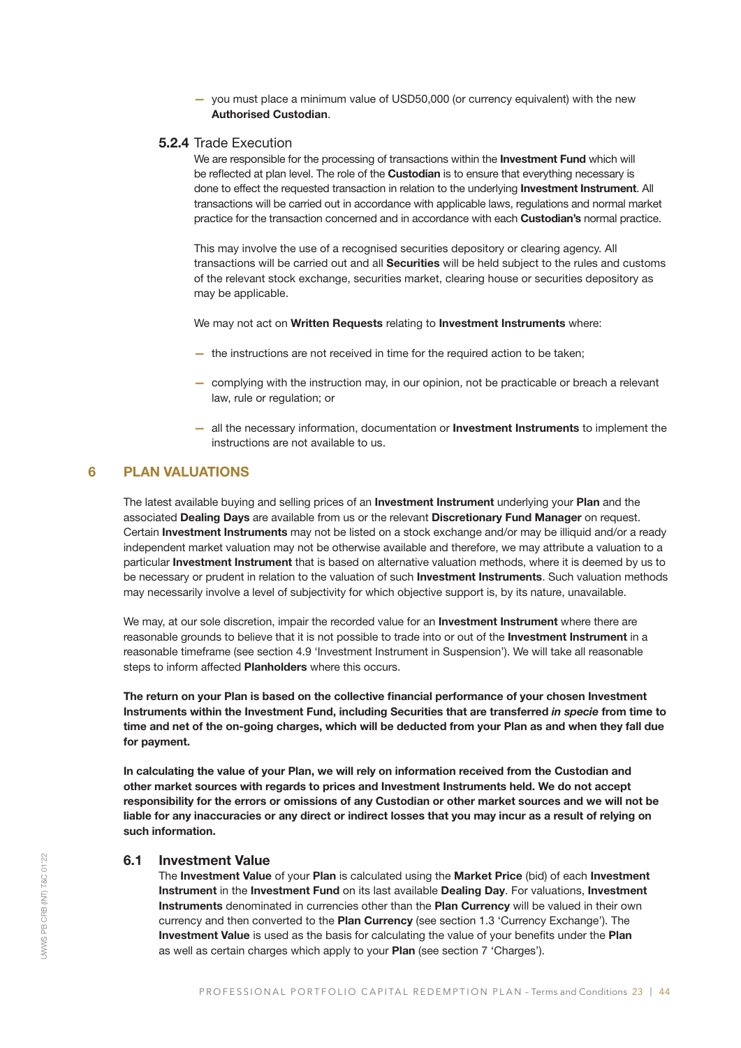- you must place a minimum value of USD50,000 (or currency equivalent) with the new **Authorised Custodian**.

### 5.2.4 Trade Execution

We are responsible for the processing of transactions within the **Investment Fund** which will be reflected at plan level. The role of the **Custodian** is to ensure that everything necessary is done to effect the requested transaction in relation to the underlying **Investment Instrument**. All transactions will be carried out in accordance with applicable laws, regulations and normal market practice for the transaction concerned and in accordance with each **Custodian's** normal practice.

This may involve the use of a recognised securities depository or clearing agency. All transactions will be carried out and all **Securities** will be held subject to the rules and customs of the relevant stock exchange, securities market, clearing house or securities depository as may be applicable.

We may not act on **Written Requests** relating to **Investment Instruments** where:

- the instructions are not received in time for the required action to be taken;
- complying with the instruction may, in our opinion, not be practicable or breach a relevant law, rule or regulation; or
- all the necessary information, documentation or **Investment Instruments** to implement the instructions are not available to us.

## 6 PLAN VALUATIONS

The latest available buying and selling prices of an **Investment Instrument** underlying your **Plan** and the associated **Dealing Days** are available from us or the relevant **Discretionary Fund Manager** on request. Certain **Investment Instruments** may not be listed on a stock exchange and/or may be illiquid and/or a ready independent market valuation may not be otherwise available and therefore, we may attribute a valuation to a particular **Investment Instrument** that is based on alternative valuation methods, where it is deemed by us to be necessary or prudent in relation to the valuation of such **Investment Instruments**. Such valuation methods may necessarily involve a level of subjectivity for which objective support is, by its nature, unavailable.

We may, at our sole discretion, impair the recorded value for an **Investment Instrument** where there are reasonable grounds to believe that it is not possible to trade into or out of the **Investment Instrument** in a reasonable timeframe (see section 4.9 'Investment Instrument in Suspension'). We will take all reasonable steps to inform affected **Planholders** where this occurs.

**The return on your Plan is based on the collective financial performance of your chosen Investment Instruments within the Investment Fund, including Securities that are transferred *in specie* from time to time and net of the on-going charges, which will be deducted from your Plan as and when they fall due for payment.**

**In calculating the value of your Plan, we will rely on information received from the Custodian and other market sources with regards to prices and Investment Instruments held. We do not accept responsibility for the errors or omissions of any Custodian or other market sources and we will not be liable for any inaccuracies or any direct or indirect losses that you may incur as a result of relying on such information.**

### 6.1 Investment Value

The **Investment Value** of your **Plan** is calculated using the **Market Price** (bid) of each **Investment Instrument** in the **Investment Fund** on its last available **Dealing Day**. For valuations, **Investment Instruments** denominated in currencies other than the **Plan Currency** will be valued in their own currency and then converted to the **Plan Currency** (see section 1.3 'Currency Exchange'). The **Investment Value** is used as the basis for calculating the value of your benefits under the **Plan** as well as certain charges which apply to your **Plan** (see section 7 'Charges').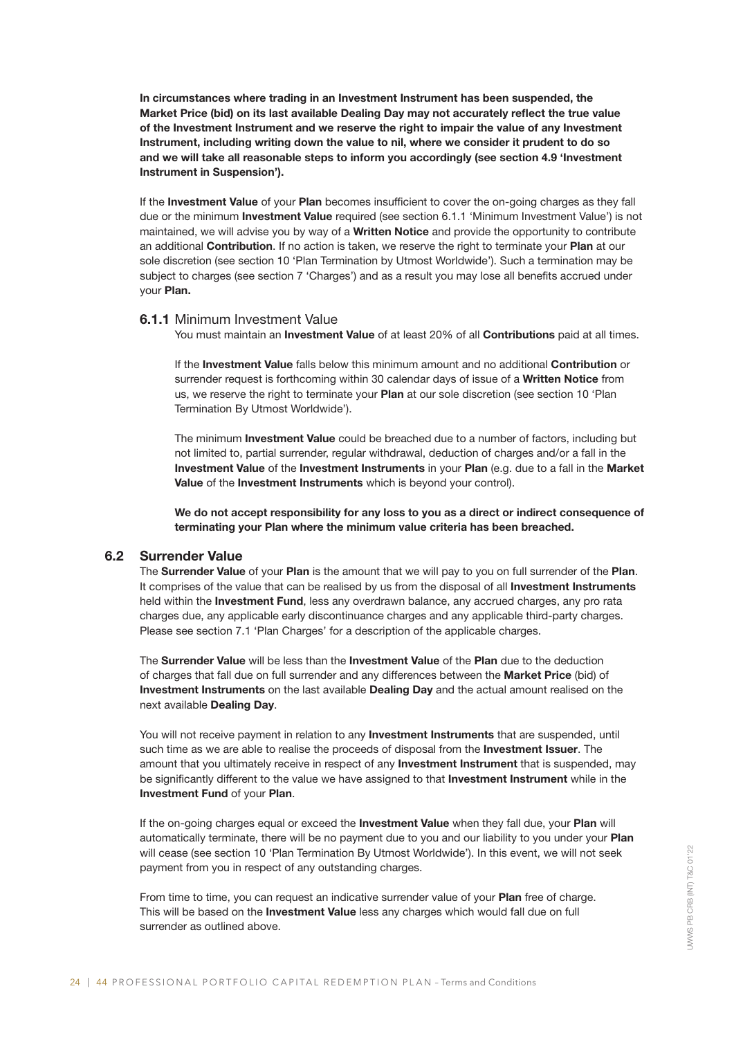**In circumstances where trading in an Investment Instrument has been suspended, the Market Price (bid) on its last available Dealing Day may not accurately reflect the true value of the Investment Instrument and we reserve the right to impair the value of any Investment Instrument, including writing down the value to nil, where we consider it prudent to do so and we will take all reasonable steps to inform you accordingly (see section 4.9 'Investment Instrument in Suspension').**

If the **Investment Value** of your **Plan** becomes insufficient to cover the on-going charges as they fall due or the minimum **Investment Value** required (see section 6.1.1 'Minimum Investment Value') is not maintained, we will advise you by way of a **Written Notice** and provide the opportunity to contribute an additional **Contribution**. If no action is taken, we reserve the right to terminate your **Plan** at our sole discretion (see section 10 'Plan Termination by Utmost Worldwide'). Such a termination may be subject to charges (see section 7 'Charges') and as a result you may lose all benefits accrued under your **Plan.**

#### 6.1.1 Minimum Investment Value

You must maintain an **Investment Value** of at least 20% of all **Contributions** paid at all times.

If the **Investment Value** falls below this minimum amount and no additional **Contribution** or surrender request is forthcoming within 30 calendar days of issue of a **Written Notice** from us, we reserve the right to terminate your **Plan** at our sole discretion (see section 10 'Plan Termination By Utmost Worldwide').

The minimum **Investment Value** could be breached due to a number of factors, including but not limited to, partial surrender, regular withdrawal, deduction of charges and/or a fall in the **Investment Value** of the **Investment Instruments** in your **Plan** (e.g. due to a fall in the **Market Value** of the **Investment Instruments** which is beyond your control).

**We do not accept responsibility for any loss to you as a direct or indirect consequence of terminating your Plan where the minimum value criteria has been breached.**

### 6.2 Surrender Value

The **Surrender Value** of your **Plan** is the amount that we will pay to you on full surrender of the **Plan**. It comprises of the value that can be realised by us from the disposal of all **Investment Instruments** held within the **Investment Fund**, less any overdrawn balance, any accrued charges, any pro rata charges due, any applicable early discontinuance charges and any applicable third-party charges. Please see section 7.1 'Plan Charges' for a description of the applicable charges.

The **Surrender Value** will be less than the **Investment Value** of the **Plan** due to the deduction of charges that fall due on full surrender and any differences between the **Market Price** (bid) of **Investment Instruments** on the last available **Dealing Day** and the actual amount realised on the next available **Dealing Day**.

You will not receive payment in relation to any **Investment Instruments** that are suspended, until such time as we are able to realise the proceeds of disposal from the **Investment Issuer**. The amount that you ultimately receive in respect of any **Investment Instrument** that is suspended, may be significantly different to the value we have assigned to that **Investment Instrument** while in the **Investment Fund** of your **Plan**.

If the on-going charges equal or exceed the **Investment Value** when they fall due, your **Plan** will automatically terminate, there will be no payment due to you and our liability to you under your **Plan** will cease (see section 10 'Plan Termination By Utmost Worldwide'). In this event, we will not seek payment from you in respect of any outstanding charges.

From time to time, you can request an indicative surrender value of your **Plan** free of charge. This will be based on the **Investment Value** less any charges which would fall due on full surrender as outlined above.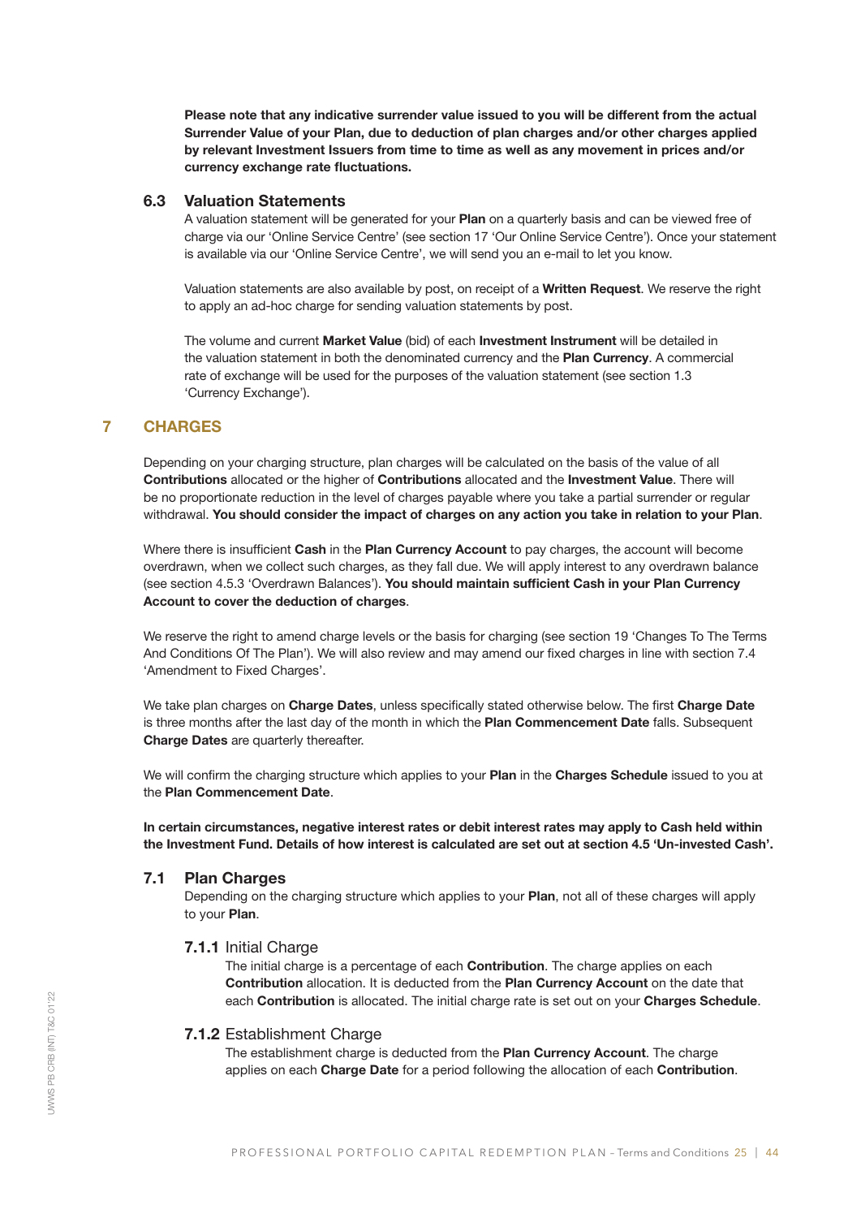**Please note that any indicative surrender value issued to you will be different from the actual Surrender Value of your Plan, due to deduction of plan charges and/or other charges applied by relevant Investment Issuers from time to time as well as any movement in prices and/or currency exchange rate fluctuations.**

### 6.3 Valuation Statements

A valuation statement will be generated for your **Plan** on a quarterly basis and can be viewed free of charge via our 'Online Service Centre' (see section 17 'Our Online Service Centre'). Once your statement is available via our 'Online Service Centre', we will send you an e-mail to let you know.

Valuation statements are also available by post, on receipt of a **Written Request**. We reserve the right to apply an ad-hoc charge for sending valuation statements by post.

The volume and current **Market Value** (bid) of each **Investment Instrument** will be detailed in the valuation statement in both the denominated currency and the **Plan Currency**. A commercial rate of exchange will be used for the purposes of the valuation statement (see section 1.3 'Currency Exchange').

## 7 CHARGES

Depending on your charging structure, plan charges will be calculated on the basis of the value of all **Contributions** allocated or the higher of **Contributions** allocated and the **Investment Value**. There will be no proportionate reduction in the level of charges payable where you take a partial surrender or regular withdrawal. **You should consider the impact of charges on any action you take in relation to your Plan**.

Where there is insufficient **Cash** in the **Plan Currency Account** to pay charges, the account will become overdrawn, when we collect such charges, as they fall due. We will apply interest to any overdrawn balance (see section 4.5.3 'Overdrawn Balances'). **You should maintain sufficient Cash in your Plan Currency Account to cover the deduction of charges**.

We reserve the right to amend charge levels or the basis for charging (see section 19 'Changes To The Terms And Conditions Of The Plan'). We will also review and may amend our fixed charges in line with section 7.4 'Amendment to Fixed Charges'.

We take plan charges on **Charge Dates**, unless specifically stated otherwise below. The first **Charge Date** is three months after the last day of the month in which the **Plan Commencement Date** falls. Subsequent **Charge Dates** are quarterly thereafter.

We will confirm the charging structure which applies to your **Plan** in the **Charges Schedule** issued to you at the **Plan Commencement Date**.

**In certain circumstances, negative interest rates or debit interest rates may apply to Cash held within the Investment Fund. Details of how interest is calculated are set out at section 4.5 'Un-invested Cash'.**

### 7.1 Plan Charges

Depending on the charging structure which applies to your **Plan**, not all of these charges will apply to your **Plan**.

#### 7.1.1 Initial Charge

The initial charge is a percentage of each **Contribution**. The charge applies on each **Contribution** allocation. It is deducted from the **Plan Currency Account** on the date that each **Contribution** is allocated. The initial charge rate is set out on your **Charges Schedule**.

#### 7.1.2 Establishment Charge

The establishment charge is deducted from the **Plan Currency Account**. The charge applies on each **Charge Date** for a period following the allocation of each **Contribution**.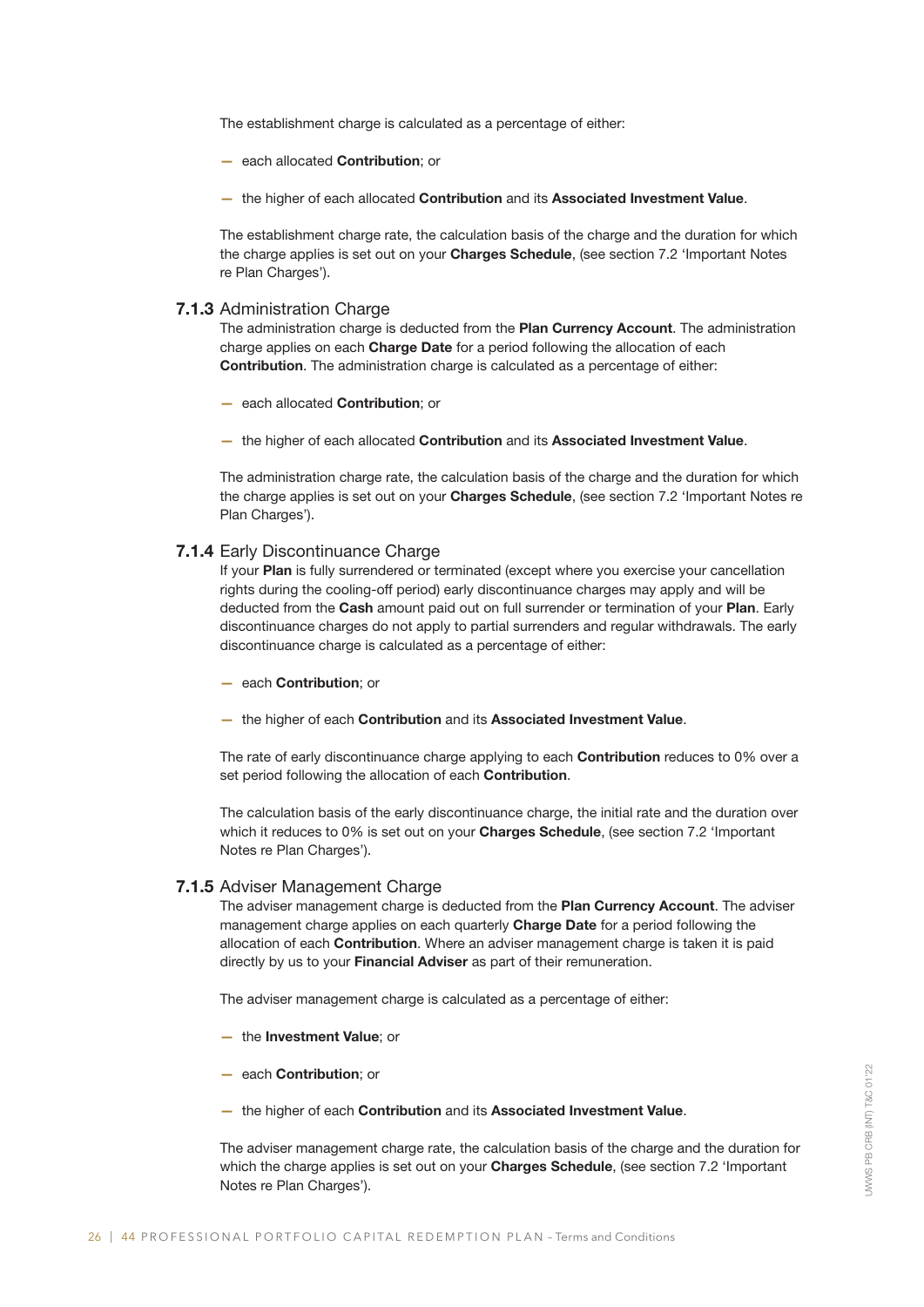The establishment charge is calculated as a percentage of either:

- each allocated **Contribution**; or
- the higher of each allocated **Contribution** and its **Associated Investment Value**.

The establishment charge rate, the calculation basis of the charge and the duration for which the charge applies is set out on your **Charges Schedule**, (see section 7.2 'Important Notes re Plan Charges').

### 7.1.3 Administration Charge

The administration charge is deducted from the **Plan Currency Account**. The administration charge applies on each **Charge Date** for a period following the allocation of each **Contribution**. The administration charge is calculated as a percentage of either:

- each allocated **Contribution**; or
- the higher of each allocated **Contribution** and its **Associated Investment Value**.

The administration charge rate, the calculation basis of the charge and the duration for which the charge applies is set out on your **Charges Schedule**, (see section 7.2 'Important Notes re Plan Charges').

### 7.1.4 Early Discontinuance Charge

If your **Plan** is fully surrendered or terminated (except where you exercise your cancellation rights during the cooling-off period) early discontinuance charges may apply and will be deducted from the **Cash** amount paid out on full surrender or termination of your **Plan**. Early discontinuance charges do not apply to partial surrenders and regular withdrawals. The early discontinuance charge is calculated as a percentage of either:

- each **Contribution**; or
- the higher of each **Contribution** and its **Associated Investment Value**.

The rate of early discontinuance charge applying to each **Contribution** reduces to 0% over a set period following the allocation of each **Contribution**.

The calculation basis of the early discontinuance charge, the initial rate and the duration over which it reduces to 0% is set out on your **Charges Schedule**, (see section 7.2 'Important Notes re Plan Charges').

### 7.1.5 Adviser Management Charge

The adviser management charge is deducted from the **Plan Currency Account**. The adviser management charge applies on each quarterly **Charge Date** for a period following the allocation of each **Contribution**. Where an adviser management charge is taken it is paid directly by us to your **Financial Adviser** as part of their remuneration.

The adviser management charge is calculated as a percentage of either:

- the **Investment Value**; or
- each **Contribution**; or
- the higher of each **Contribution** and its **Associated Investment Value**.

The adviser management charge rate, the calculation basis of the charge and the duration for which the charge applies is set out on your **Charges Schedule**, (see section 7.2 'Important Notes re Plan Charges').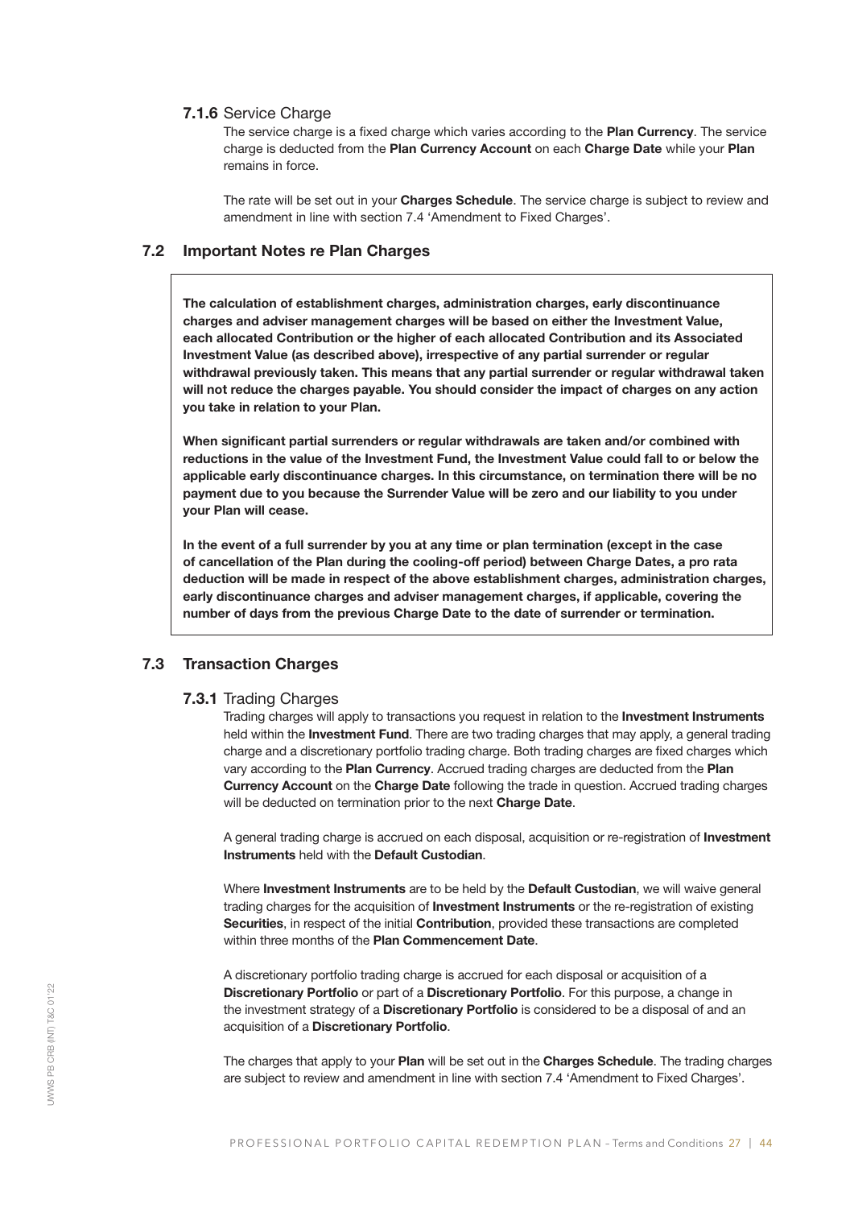#### 7.1.6 Service Charge

The service charge is a fixed charge which varies according to the **Plan Currency**. The service charge is deducted from the **Plan Currency Account** on each **Charge Date** while your **Plan** remains in force.

The rate will be set out in your **Charges Schedule**. The service charge is subject to review and amendment in line with section 7.4 'Amendment to Fixed Charges'.

### 7.2 Important Notes re Plan Charges

**The calculation of establishment charges, administration charges, early discontinuance charges and adviser management charges will be based on either the Investment Value, each allocated Contribution or the higher of each allocated Contribution and its Associated Investment Value (as described above), irrespective of any partial surrender or regular withdrawal previously taken. This means that any partial surrender or regular withdrawal taken will not reduce the charges payable. You should consider the impact of charges on any action you take in relation to your Plan.**

**When significant partial surrenders or regular withdrawals are taken and/or combined with reductions in the value of the Investment Fund, the Investment Value could fall to or below the applicable early discontinuance charges. In this circumstance, on termination there will be no payment due to you because the Surrender Value will be zero and our liability to you under your Plan will cease.**

**In the event of a full surrender by you at any time or plan termination (except in the case of cancellation of the Plan during the cooling-off period) between Charge Dates, a pro rata deduction will be made in respect of the above establishment charges, administration charges, early discontinuance charges and adviser management charges, if applicable, covering the number of days from the previous Charge Date to the date of surrender or termination.**

### 7.3 Transaction Charges

#### 7.3.1 Trading Charges

Trading charges will apply to transactions you request in relation to the **Investment Instruments** held within the **Investment Fund**. There are two trading charges that may apply, a general trading charge and a discretionary portfolio trading charge. Both trading charges are fixed charges which vary according to the **Plan Currency**. Accrued trading charges are deducted from the **Plan Currency Account** on the **Charge Date** following the trade in question. Accrued trading charges will be deducted on termination prior to the next **Charge Date**.

A general trading charge is accrued on each disposal, acquisition or re-registration of **Investment Instruments** held with the **Default Custodian**.

Where **Investment Instruments** are to be held by the **Default Custodian**, we will waive general trading charges for the acquisition of **Investment Instruments** or the re-registration of existing **Securities**, in respect of the initial **Contribution**, provided these transactions are completed within three months of the **Plan Commencement Date**.

A discretionary portfolio trading charge is accrued for each disposal or acquisition of a **Discretionary Portfolio** or part of a **Discretionary Portfolio**. For this purpose, a change in the investment strategy of a **Discretionary Portfolio** is considered to be a disposal of and an acquisition of a **Discretionary Portfolio**.

The charges that apply to your **Plan** will be set out in the **Charges Schedule**. The trading charges are subject to review and amendment in line with section 7.4 'Amendment to Fixed Charges'.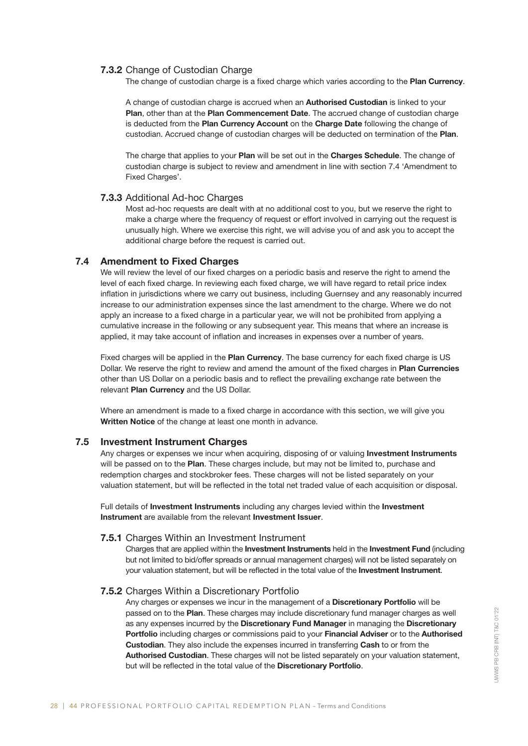#### **7.3.2** Change of Custodian Charge

The change of custodian charge is a fixed charge which varies according to the **Plan Currency**.

A change of custodian charge is accrued when an **Authorised Custodian** is linked to your **Plan**, other than at the **Plan Commencement Date**. The accrued change of custodian charge is deducted from the **Plan Currency Account** on the **Charge Date** following the change of custodian. Accrued change of custodian charges will be deducted on termination of the **Plan**.

The charge that applies to your **Plan** will be set out in the **Charges Schedule**. The change of custodian charge is subject to review and amendment in line with section 7.4 'Amendment to Fixed Charges'.

#### **7.3.3** Additional Ad-hoc Charges

Most ad-hoc requests are dealt with at no additional cost to you, but we reserve the right to make a charge where the frequency of request or effort involved in carrying out the request is unusually high. Where we exercise this right, we will advise you of and ask you to accept the additional charge before the request is carried out.

### **7.4 Amendment to Fixed Charges**

We will review the level of our fixed charges on a periodic basis and reserve the right to amend the level of each fixed charge. In reviewing each fixed charge, we will have regard to retail price index inflation in jurisdictions where we carry out business, including Guernsey and any reasonably incurred increase to our administration expenses since the last amendment to the charge. Where we do not apply an increase to a fixed charge in a particular year, we will not be prohibited from applying a cumulative increase in the following or any subsequent year. This means that where an increase is applied, it may take account of inflation and increases in expenses over a number of years.

Fixed charges will be applied in the **Plan Currency**. The base currency for each fixed charge is US Dollar. We reserve the right to review and amend the amount of the fixed charges in **Plan Currencies** other than US Dollar on a periodic basis and to reflect the prevailing exchange rate between the relevant **Plan Currency** and the US Dollar.

Where an amendment is made to a fixed charge in accordance with this section, we will give you **Written Notice** of the change at least one month in advance.

### **7.5 Investment Instrument Charges**

Any charges or expenses we incur when acquiring, disposing of or valuing **Investment Instruments** will be passed on to the **Plan**. These charges include, but may not be limited to, purchase and redemption charges and stockbroker fees. These charges will not be listed separately on your valuation statement, but will be reflected in the total net traded value of each acquisition or disposal.

Full details of **Investment Instruments** including any charges levied within the **Investment Instrument** are available from the relevant **Investment Issuer**.

#### **7.5.1** Charges Within an Investment Instrument

Charges that are applied within the **Investment Instruments** held in the **Investment Fund** (including but not limited to bid/offer spreads or annual management charges) will not be listed separately on your valuation statement, but will be reflected in the total value of the **Investment Instrument**.

#### **7.5.2** Charges Within a Discretionary Portfolio

Any charges or expenses we incur in the management of a **Discretionary Portfolio** will be passed on to the **Plan**. These charges may include discretionary fund manager charges as well as any expenses incurred by the **Discretionary Fund Manager** in managing the **Discretionary Portfolio** including charges or commissions paid to your **Financial Adviser** or to the **Authorised Custodian**. They also include the expenses incurred in transferring **Cash** to or from the **Authorised Custodian**. These charges will not be listed separately on your valuation statement, but will be reflected in the total value of the **Discretionary Portfolio**.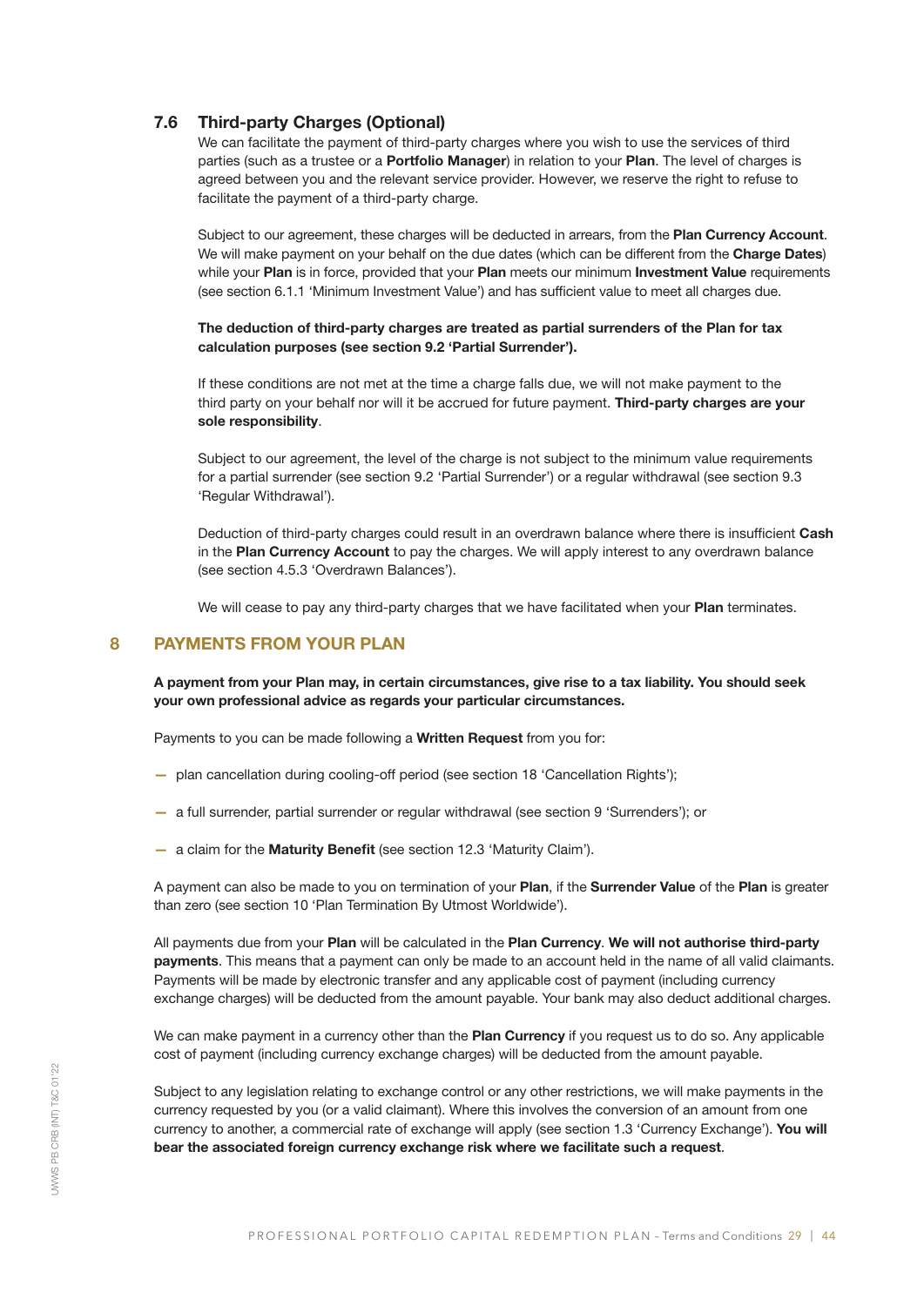### 7.6 Third-party Charges (Optional)

We can facilitate the payment of third-party charges where you wish to use the services of third parties (such as a trustee or a **Portfolio Manager**) in relation to your **Plan**. The level of charges is agreed between you and the relevant service provider. However, we reserve the right to refuse to facilitate the payment of a third-party charge.

Subject to our agreement, these charges will be deducted in arrears, from the **Plan Currency Account**. We will make payment on your behalf on the due dates (which can be different from the **Charge Dates**) while your **Plan** is in force, provided that your **Plan** meets our minimum **Investment Value** requirements (see section 6.1.1 'Minimum Investment Value') and has sufficient value to meet all charges due.

**The deduction of third-party charges are treated as partial surrenders of the Plan for tax calculation purposes (see section 9.2 'Partial Surrender').**

If these conditions are not met at the time a charge falls due, we will not make payment to the third party on your behalf nor will it be accrued for future payment. **Third-party charges are your sole responsibility**.

Subject to our agreement, the level of the charge is not subject to the minimum value requirements for a partial surrender (see section 9.2 'Partial Surrender') or a regular withdrawal (see section 9.3 'Regular Withdrawal').

Deduction of third-party charges could result in an overdrawn balance where there is insufficient **Cash** in the **Plan Currency Account** to pay the charges. We will apply interest to any overdrawn balance (see section 4.5.3 'Overdrawn Balances').

We will cease to pay any third-party charges that we have facilitated when your **Plan** terminates.

## 8 PAYMENTS FROM YOUR PLAN

**A payment from your Plan may, in certain circumstances, give rise to a tax liability. You should seek your own professional advice as regards your particular circumstances.**

Payments to you can be made following a **Written Request** from you for:

- plan cancellation during cooling-off period (see section 18 'Cancellation Rights');
- a full surrender, partial surrender or regular withdrawal (see section 9 'Surrenders'); or
- a claim for the **Maturity Benefit** (see section 12.3 'Maturity Claim').

A payment can also be made to you on termination of your **Plan**, if the **Surrender Value** of the **Plan** is greater than zero (see section 10 'Plan Termination By Utmost Worldwide').

All payments due from your **Plan** will be calculated in the **Plan Currency**. **We will not authorise third-party payments**. This means that a payment can only be made to an account held in the name of all valid claimants. Payments will be made by electronic transfer and any applicable cost of payment (including currency exchange charges) will be deducted from the amount payable. Your bank may also deduct additional charges.

We can make payment in a currency other than the **Plan Currency** if you request us to do so. Any applicable cost of payment (including currency exchange charges) will be deducted from the amount payable.

Subject to any legislation relating to exchange control or any other restrictions, we will make payments in the currency requested by you (or a valid claimant). Where this involves the conversion of an amount from one currency to another, a commercial rate of exchange will apply (see section 1.3 'Currency Exchange'). **You will bear the associated foreign currency exchange risk where we facilitate such a request**.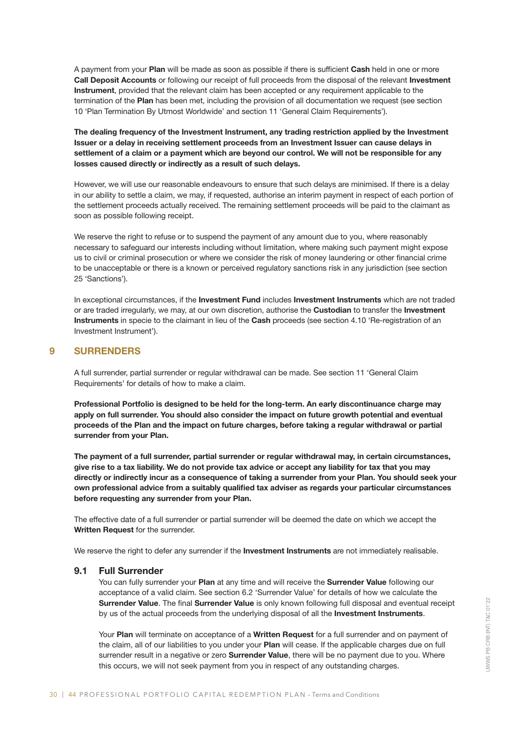A payment from your **Plan** will be made as soon as possible if there is sufficient **Cash** held in one or more **Call Deposit Accounts** or following our receipt of full proceeds from the disposal of the relevant **Investment Instrument**, provided that the relevant claim has been accepted or any requirement applicable to the termination of the **Plan** has been met, including the provision of all documentation we request (see section 10 'Plan Termination By Utmost Worldwide' and section 11 'General Claim Requirements').

**The dealing frequency of the Investment Instrument, any trading restriction applied by the Investment Issuer or a delay in receiving settlement proceeds from an Investment Issuer can cause delays in settlement of a claim or a payment which are beyond our control. We will not be responsible for any losses caused directly or indirectly as a result of such delays.**

However, we will use our reasonable endeavours to ensure that such delays are minimised. If there is a delay in our ability to settle a claim, we may, if requested, authorise an interim payment in respect of each portion of the settlement proceeds actually received. The remaining settlement proceeds will be paid to the claimant as soon as possible following receipt.

We reserve the right to refuse or to suspend the payment of any amount due to you, where reasonably necessary to safeguard our interests including without limitation, where making such payment might expose us to civil or criminal prosecution or where we consider the risk of money laundering or other financial crime to be unacceptable or there is a known or perceived regulatory sanctions risk in any jurisdiction (see section 25 'Sanctions').

In exceptional circumstances, if the **Investment Fund** includes **Investment Instruments** which are not traded or are traded irregularly, we may, at our own discretion, authorise the **Custodian** to transfer the **Investment Instruments** in specie to the claimant in lieu of the **Cash** proceeds (see section 4.10 'Re-registration of an Investment Instrument').

## 9 SURRENDERS

A full surrender, partial surrender or regular withdrawal can be made. See section 11 'General Claim Requirements' for details of how to make a claim.

**Professional Portfolio is designed to be held for the long-term. An early discontinuance charge may apply on full surrender. You should also consider the impact on future growth potential and eventual proceeds of the Plan and the impact on future charges, before taking a regular withdrawal or partial surrender from your Plan.**

**The payment of a full surrender, partial surrender or regular withdrawal may, in certain circumstances, give rise to a tax liability. We do not provide tax advice or accept any liability for tax that you may directly or indirectly incur as a consequence of taking a surrender from your Plan. You should seek your own professional advice from a suitably qualified tax adviser as regards your particular circumstances before requesting any surrender from your Plan.**

The effective date of a full surrender or partial surrender will be deemed the date on which we accept the **Written Request** for the surrender.

We reserve the right to defer any surrender if the **Investment Instruments** are not immediately realisable.

### 9.1 Full Surrender

You can fully surrender your **Plan** at any time and will receive the **Surrender Value** following our acceptance of a valid claim. See section 6.2 'Surrender Value' for details of how we calculate the **Surrender Value**. The final **Surrender Value** is only known following full disposal and eventual receipt by us of the actual proceeds from the underlying disposal of all the **Investment Instruments**.

Your **Plan** will terminate on acceptance of a **Written Request** for a full surrender and on payment of the claim, all of our liabilities to you under your **Plan** will cease. If the applicable charges due on full surrender result in a negative or zero **Surrender Value**, there will be no payment due to you. Where this occurs, we will not seek payment from you in respect of any outstanding charges.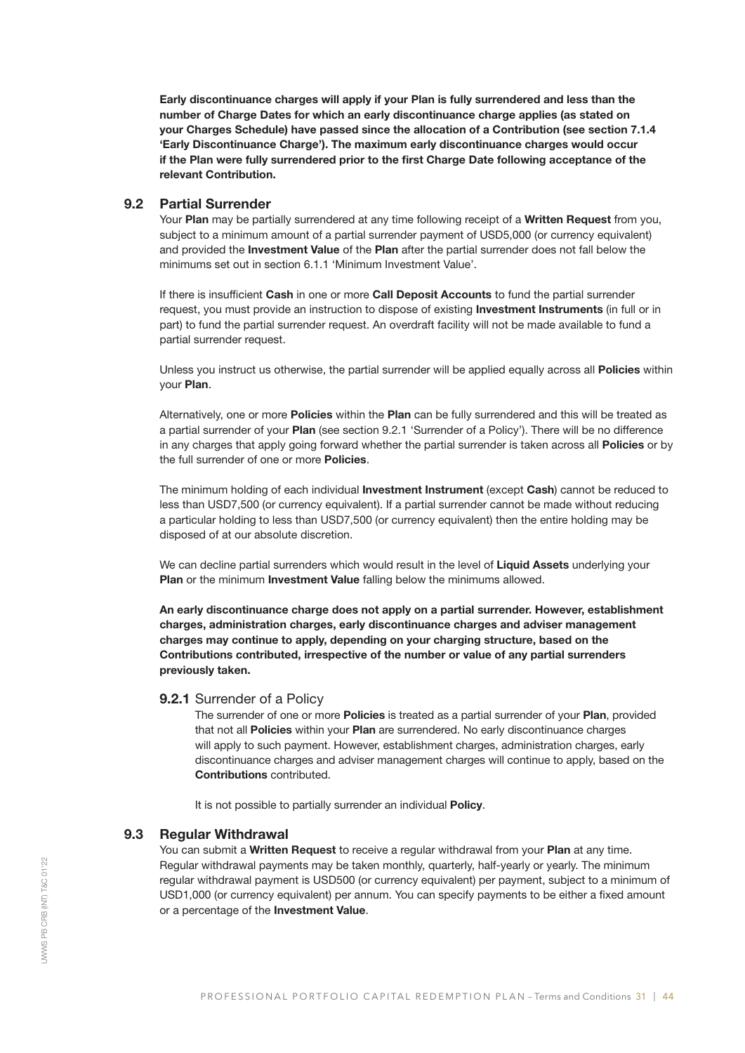**Early discontinuance charges will apply if your Plan is fully surrendered and less than the number of Charge Dates for which an early discontinuance charge applies (as stated on your Charges Schedule) have passed since the allocation of a Contribution (see section 7.1.4 'Early Discontinuance Charge'). The maximum early discontinuance charges would occur if the Plan were fully surrendered prior to the first Charge Date following acceptance of the relevant Contribution.**

## 9.2 Partial Surrender

Your **Plan** may be partially surrendered at any time following receipt of a **Written Request** from you, subject to a minimum amount of a partial surrender payment of USD5,000 (or currency equivalent) and provided the **Investment Value** of the **Plan** after the partial surrender does not fall below the minimums set out in section 6.1.1 'Minimum Investment Value'.

If there is insufficient **Cash** in one or more **Call Deposit Accounts** to fund the partial surrender request, you must provide an instruction to dispose of existing **Investment Instruments** (in full or in part) to fund the partial surrender request. An overdraft facility will not be made available to fund a partial surrender request.

Unless you instruct us otherwise, the partial surrender will be applied equally across all **Policies** within your **Plan**.

Alternatively, one or more **Policies** within the **Plan** can be fully surrendered and this will be treated as a partial surrender of your **Plan** (see section 9.2.1 'Surrender of a Policy'). There will be no difference in any charges that apply going forward whether the partial surrender is taken across all **Policies** or by the full surrender of one or more **Policies**.

The minimum holding of each individual **Investment Instrument** (except **Cash**) cannot be reduced to less than USD7,500 (or currency equivalent). If a partial surrender cannot be made without reducing a particular holding to less than USD7,500 (or currency equivalent) then the entire holding may be disposed of at our absolute discretion.

We can decline partial surrenders which would result in the level of **Liquid Assets** underlying your **Plan** or the minimum **Investment Value** falling below the minimums allowed.

**An early discontinuance charge does not apply on a partial surrender. However, establishment charges, administration charges, early discontinuance charges and adviser management charges may continue to apply, depending on your charging structure, based on the Contributions contributed, irrespective of the number or value of any partial surrenders previously taken.**

### 9.2.1 Surrender of a Policy

The surrender of one or more **Policies** is treated as a partial surrender of your **Plan**, provided that not all **Policies** within your **Plan** are surrendered. No early discontinuance charges will apply to such payment. However, establishment charges, administration charges, early discontinuance charges and adviser management charges will continue to apply, based on the **Contributions** contributed.

It is not possible to partially surrender an individual **Policy**.

## 9.3 Regular Withdrawal

You can submit a **Written Request** to receive a regular withdrawal from your **Plan** at any time. Regular withdrawal payments may be taken monthly, quarterly, half-yearly or yearly. The minimum regular withdrawal payment is USD500 (or currency equivalent) per payment, subject to a minimum of USD1,000 (or currency equivalent) per annum. You can specify payments to be either a fixed amount or a percentage of the **Investment Value**.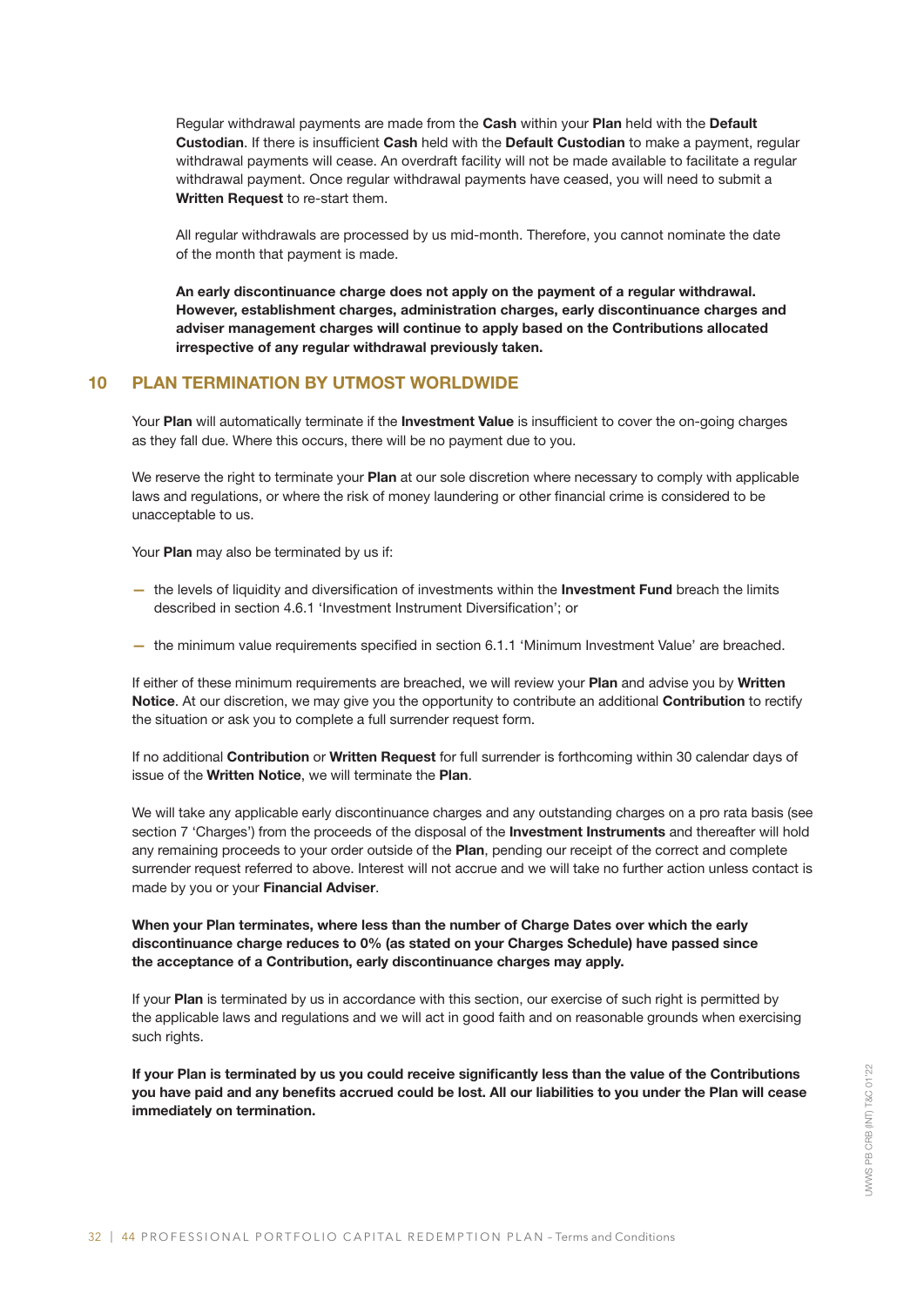Regular withdrawal payments are made from the **Cash** within your **Plan** held with the **Default Custodian**. If there is insufficient **Cash** held with the **Default Custodian** to make a payment, regular withdrawal payments will cease. An overdraft facility will not be made available to facilitate a regular withdrawal payment. Once regular withdrawal payments have ceased, you will need to submit a **Written Request** to re-start them.

All regular withdrawals are processed by us mid-month. Therefore, you cannot nominate the date of the month that payment is made.

**An early discontinuance charge does not apply on the payment of a regular withdrawal. However, establishment charges, administration charges, early discontinuance charges and adviser management charges will continue to apply based on the Contributions allocated irrespective of any regular withdrawal previously taken.**

## 10 PLAN TERMINATION BY UTMOST WORLDWIDE

Your **Plan** will automatically terminate if the **Investment Value** is insufficient to cover the on-going charges as they fall due. Where this occurs, there will be no payment due to you.

We reserve the right to terminate your **Plan** at our sole discretion where necessary to comply with applicable laws and regulations, or where the risk of money laundering or other financial crime is considered to be unacceptable to us.

Your **Plan** may also be terminated by us if:

- the levels of liquidity and diversification of investments within the **Investment Fund** breach the limits described in section 4.6.1 'Investment Instrument Diversification'; or
- the minimum value requirements specified in section 6.1.1 'Minimum Investment Value' are breached.

If either of these minimum requirements are breached, we will review your **Plan** and advise you by **Written Notice**. At our discretion, we may give you the opportunity to contribute an additional **Contribution** to rectify the situation or ask you to complete a full surrender request form.

If no additional **Contribution** or **Written Request** for full surrender is forthcoming within 30 calendar days of issue of the **Written Notice**, we will terminate the **Plan**.

We will take any applicable early discontinuance charges and any outstanding charges on a pro rata basis (see section 7 'Charges') from the proceeds of the disposal of the **Investment Instruments** and thereafter will hold any remaining proceeds to your order outside of the **Plan**, pending our receipt of the correct and complete surrender request referred to above. Interest will not accrue and we will take no further action unless contact is made by you or your **Financial Adviser**.

**When your Plan terminates, where less than the number of Charge Dates over which the early discontinuance charge reduces to 0% (as stated on your Charges Schedule) have passed since the acceptance of a Contribution, early discontinuance charges may apply.**

If your **Plan** is terminated by us in accordance with this section, our exercise of such right is permitted by the applicable laws and regulations and we will act in good faith and on reasonable grounds when exercising such rights.

**If your Plan is terminated by us you could receive significantly less than the value of the Contributions you have paid and any benefits accrued could be lost. All our liabilities to you under the Plan will cease immediately on termination.**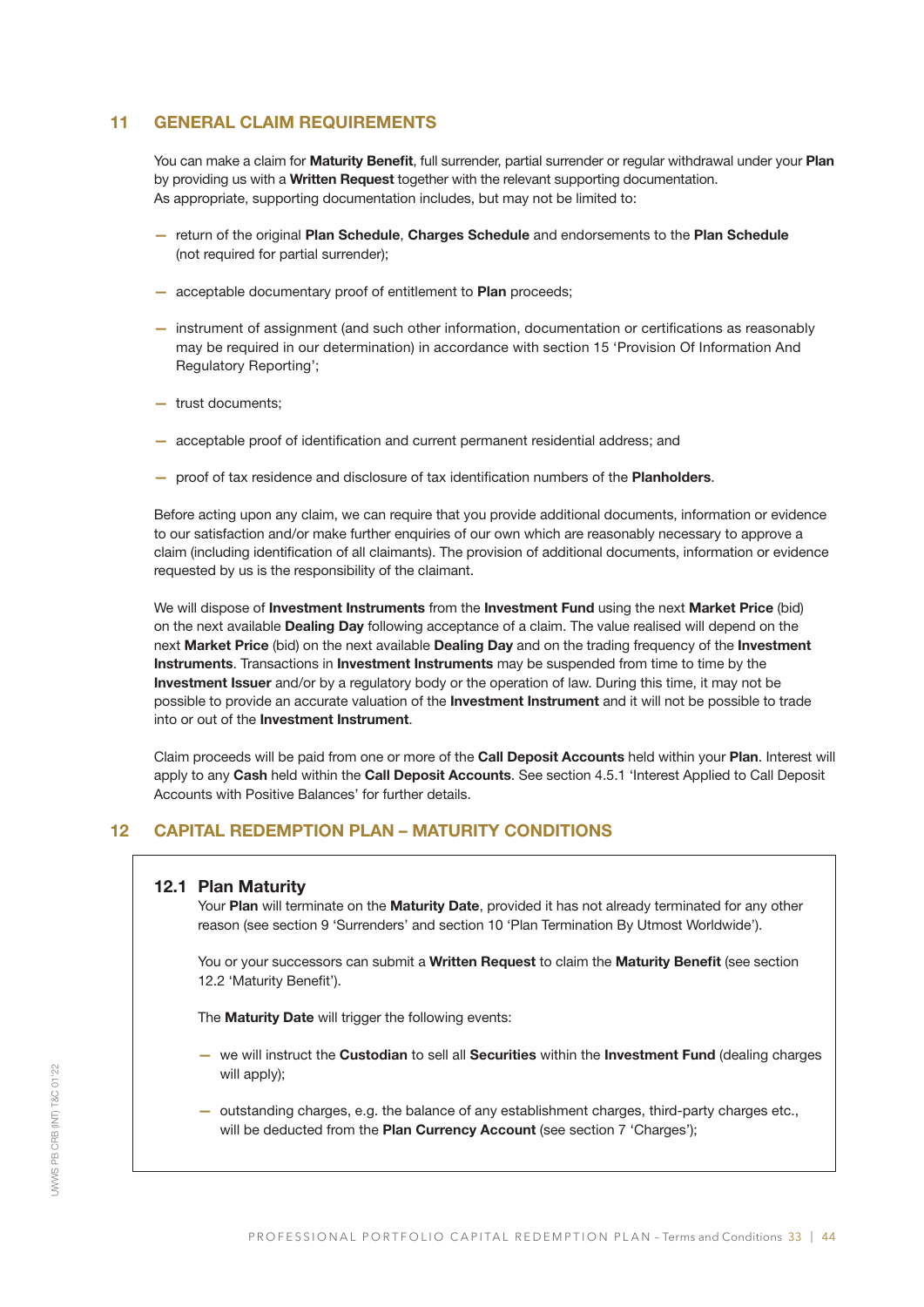## 11 GENERAL CLAIM REQUIREMENTS

You can make a claim for **Maturity Benefit**, full surrender, partial surrender or regular withdrawal under your **Plan** by providing us with a **Written Request** together with the relevant supporting documentation. As appropriate, supporting documentation includes, but may not be limited to:

- return of the original **Plan Schedule**, **Charges Schedule** and endorsements to the **Plan Schedule** (not required for partial surrender);
- acceptable documentary proof of entitlement to **Plan** proceeds;
- instrument of assignment (and such other information, documentation or certifications as reasonably may be required in our determination) in accordance with section 15 'Provision Of Information And Regulatory Reporting';
- trust documents;
- acceptable proof of identification and current permanent residential address; and
- proof of tax residence and disclosure of tax identification numbers of the **Planholders**.

Before acting upon any claim, we can require that you provide additional documents, information or evidence to our satisfaction and/or make further enquiries of our own which are reasonably necessary to approve a claim (including identification of all claimants). The provision of additional documents, information or evidence requested by us is the responsibility of the claimant.

We will dispose of **Investment Instruments** from the **Investment Fund** using the next **Market Price** (bid) on the next available **Dealing Day** following acceptance of a claim. The value realised will depend on the next **Market Price** (bid) on the next available **Dealing Day** and on the trading frequency of the **Investment Instruments**. Transactions in **Investment Instruments** may be suspended from time to time by the **Investment Issuer** and/or by a regulatory body or the operation of law. During this time, it may not be possible to provide an accurate valuation of the **Investment Instrument** and it will not be possible to trade into or out of the **Investment Instrument**.

Claim proceeds will be paid from one or more of the **Call Deposit Accounts** held within your **Plan**. Interest will apply to any **Cash** held within the **Call Deposit Accounts**. See section 4.5.1 'Interest Applied to Call Deposit Accounts with Positive Balances' for further details.

## 12 CAPITAL REDEMPTION PLAN – MATURITY CONDITIONS

### 12.1 Plan Maturity

Your **Plan** will terminate on the **Maturity Date**, provided it has not already terminated for any other reason (see section 9 'Surrenders' and section 10 'Plan Termination By Utmost Worldwide').

You or your successors can submit a **Written Request** to claim the **Maturity Benefit** (see section 12.2 'Maturity Benefit').

The **Maturity Date** will trigger the following events:

- we will instruct the **Custodian** to sell all **Securities** within the **Investment Fund** (dealing charges will apply);
- outstanding charges, e.g. the balance of any establishment charges, third-party charges etc., will be deducted from the **Plan Currency Account** (see section 7 'Charges');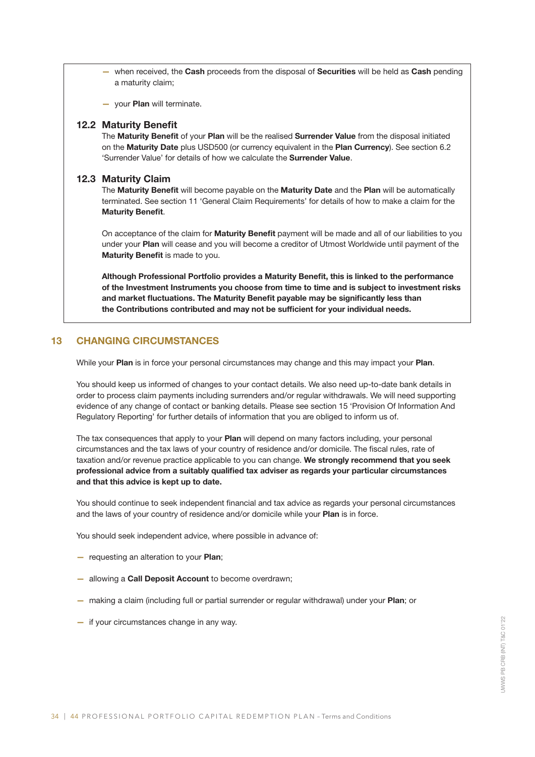- when received, the **Cash** proceeds from the disposal of **Securities** will be held as **Cash** pending a maturity claim;

- your **Plan** will terminate.

### 12.2 Maturity Benefit

The **Maturity Benefit** of your **Plan** will be the realised **Surrender Value** from the disposal initiated on the **Maturity Date** plus USD500 (or currency equivalent in the **Plan Currency**). See section 6.2 'Surrender Value' for details of how we calculate the **Surrender Value**.

### 12.3 Maturity Claim

The **Maturity Benefit** will become payable on the **Maturity Date** and the **Plan** will be automatically terminated. See section 11 'General Claim Requirements' for details of how to make a claim for the **Maturity Benefit**.

On acceptance of the claim for **Maturity Benefit** payment will be made and all of our liabilities to you under your **Plan** will cease and you will become a creditor of Utmost Worldwide until payment of the **Maturity Benefit** is made to you.

**Although Professional Portfolio provides a Maturity Benefit, this is linked to the performance of the Investment Instruments you choose from time to time and is subject to investment risks and market fluctuations. The Maturity Benefit payable may be significantly less than the Contributions contributed and may not be sufficient for your individual needs.**

## 13 CHANGING CIRCUMSTANCES

While your **Plan** is in force your personal circumstances may change and this may impact your **Plan**.

You should keep us informed of changes to your contact details. We also need up-to-date bank details in order to process claim payments including surrenders and/or regular withdrawals. We will need supporting evidence of any change of contact or banking details. Please see section 15 'Provision Of Information And Regulatory Reporting' for further details of information that you are obliged to inform us of.

The tax consequences that apply to your **Plan** will depend on many factors including, your personal circumstances and the tax laws of your country of residence and/or domicile. The fiscal rules, rate of taxation and/or revenue practice applicable to you can change. **We strongly recommend that you seek professional advice from a suitably qualified tax adviser as regards your particular circumstances and that this advice is kept up to date.**

You should continue to seek independent financial and tax advice as regards your personal circumstances and the laws of your country of residence and/or domicile while your **Plan** is in force.

You should seek independent advice, where possible in advance of:

- requesting an alteration to your **Plan**;

- allowing a **Call Deposit Account** to become overdrawn;

- making a claim (including full or partial surrender or regular withdrawal) under your **Plan**; or

- if your circumstances change in any way.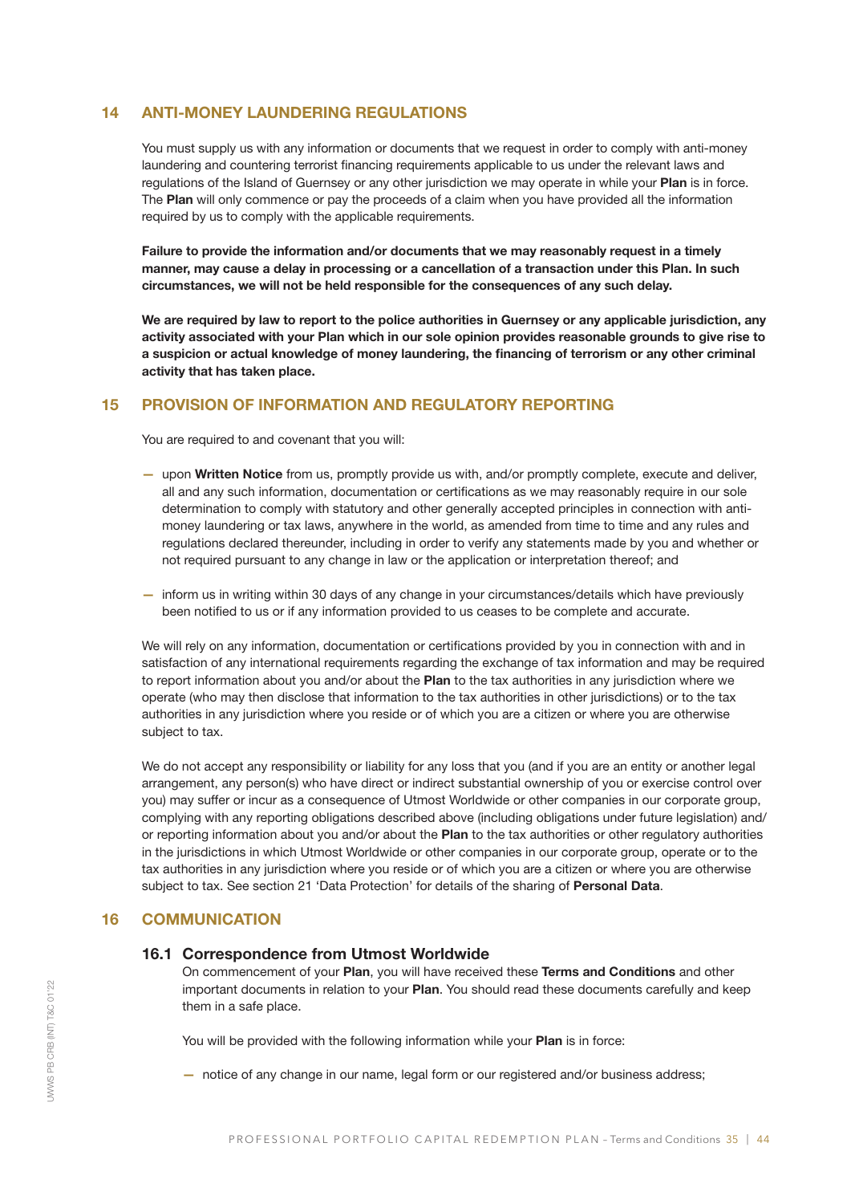## 14 ANTI-MONEY LAUNDERING REGULATIONS

You must supply us with any information or documents that we request in order to comply with anti-money laundering and countering terrorist financing requirements applicable to us under the relevant laws and regulations of the Island of Guernsey or any other jurisdiction we may operate in while your **Plan** is in force. The **Plan** will only commence or pay the proceeds of a claim when you have provided all the information required by us to comply with the applicable requirements.

**Failure to provide the information and/or documents that we may reasonably request in a timely manner, may cause a delay in processing or a cancellation of a transaction under this Plan. In such circumstances, we will not be held responsible for the consequences of any such delay.**

**We are required by law to report to the police authorities in Guernsey or any applicable jurisdiction, any activity associated with your Plan which in our sole opinion provides reasonable grounds to give rise to a suspicion or actual knowledge of money laundering, the financing of terrorism or any other criminal activity that has taken place.**

## 15 PROVISION OF INFORMATION AND REGULATORY REPORTING

You are required to and covenant that you will:

- upon **Written Notice** from us, promptly provide us with, and/or promptly complete, execute and deliver, all and any such information, documentation or certifications as we may reasonably require in our sole determination to comply with statutory and other generally accepted principles in connection with anti-money laundering or tax laws, anywhere in the world, as amended from time to time and any rules and regulations declared thereunder, including in order to verify any statements made by you and whether or not required pursuant to any change in law or the application or interpretation thereof; and
- inform us in writing within 30 days of any change in your circumstances/details which have previously been notified to us or if any information provided to us ceases to be complete and accurate.

We will rely on any information, documentation or certifications provided by you in connection with and in satisfaction of any international requirements regarding the exchange of tax information and may be required to report information about you and/or about the **Plan** to the tax authorities in any jurisdiction where we operate (who may then disclose that information to the tax authorities in other jurisdictions) or to the tax authorities in any jurisdiction where you reside or of which you are a citizen or where you are otherwise subject to tax.

We do not accept any responsibility or liability for any loss that you (and if you are an entity or another legal arrangement, any person(s) who have direct or indirect substantial ownership of you or exercise control over you) may suffer or incur as a consequence of Utmost Worldwide or other companies in our corporate group, complying with any reporting obligations described above (including obligations under future legislation) and/or reporting information about you and/or about the **Plan** to the tax authorities or other regulatory authorities in the jurisdictions in which Utmost Worldwide or other companies in our corporate group, operate or to the tax authorities in any jurisdiction where you reside or of which you are a citizen or where you are otherwise subject to tax. See section 21 'Data Protection' for details of the sharing of **Personal Data**.

## 16 COMMUNICATION

### 16.1 Correspondence from Utmost Worldwide

On commencement of your **Plan**, you will have received these **Terms and Conditions** and other important documents in relation to your **Plan**. You should read these documents carefully and keep them in a safe place.

You will be provided with the following information while your **Plan** is in force:

- notice of any change in our name, legal form or our registered and/or business address;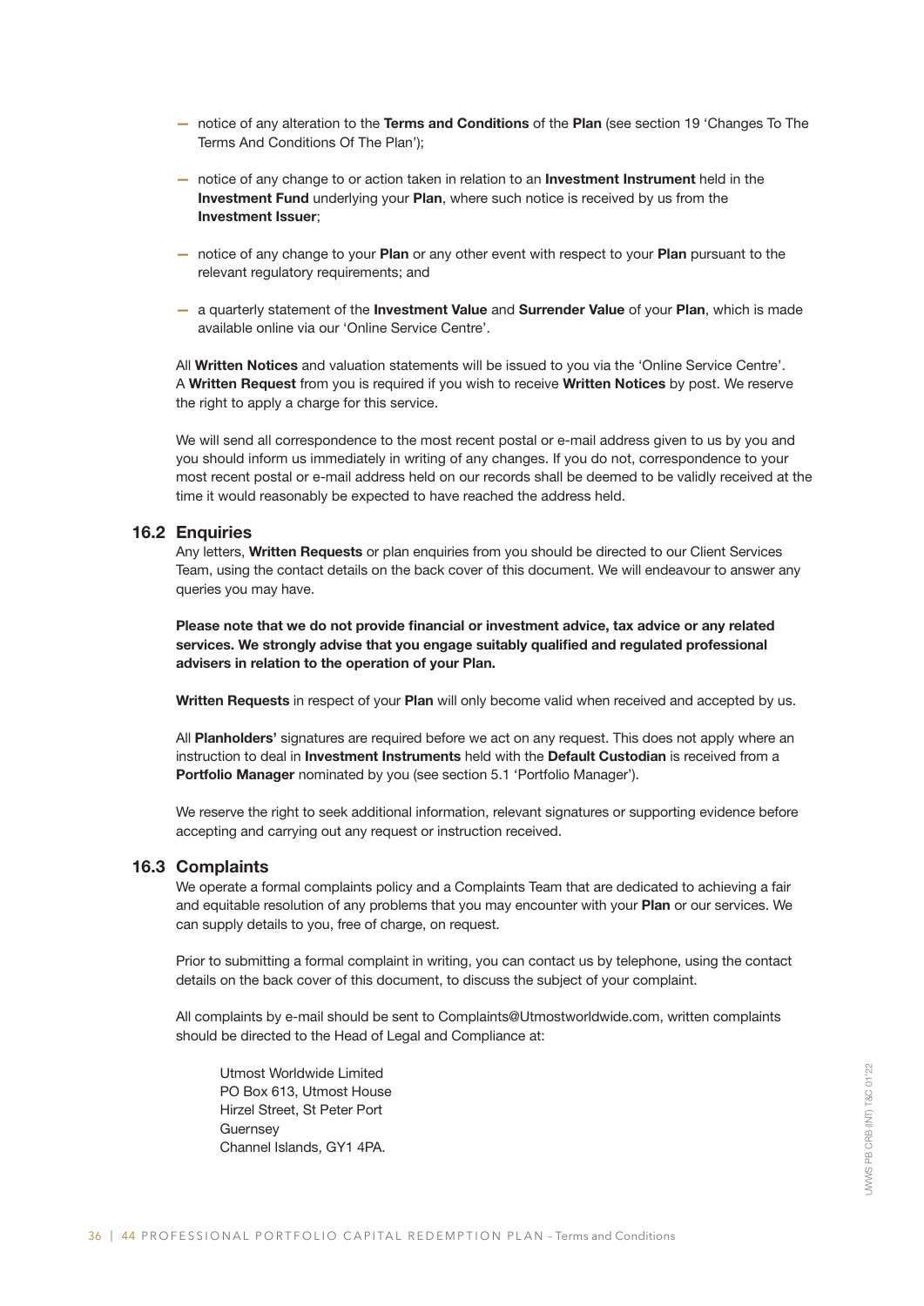- notice of any alteration to the **Terms and Conditions** of the **Plan** (see section 19 'Changes To The Terms And Conditions Of The Plan');
- notice of any change to or action taken in relation to an **Investment Instrument** held in the **Investment Fund** underlying your **Plan**, where such notice is received by us from the **Investment Issuer**;
- notice of any change to your **Plan** or any other event with respect to your **Plan** pursuant to the relevant regulatory requirements; and
- a quarterly statement of the **Investment Value** and **Surrender Value** of your **Plan**, which is made available online via our 'Online Service Centre'.

All **Written Notices** and valuation statements will be issued to you via the 'Online Service Centre'. A **Written Request** from you is required if you wish to receive **Written Notices** by post. We reserve the right to apply a charge for this service.

We will send all correspondence to the most recent postal or e-mail address given to us by you and you should inform us immediately in writing of any changes. If you do not, correspondence to your most recent postal or e-mail address held on our records shall be deemed to be validly received at the time it would reasonably be expected to have reached the address held.

### 16.2 Enquiries

Any letters, **Written Requests** or plan enquiries from you should be directed to our Client Services Team, using the contact details on the back cover of this document. We will endeavour to answer any queries you may have.

**Please note that we do not provide financial or investment advice, tax advice or any related services. We strongly advise that you engage suitably qualified and regulated professional advisers in relation to the operation of your Plan.**

**Written Requests** in respect of your **Plan** will only become valid when received and accepted by us.

All **Planholders'** signatures are required before we act on any request. This does not apply where an instruction to deal in **Investment Instruments** held with the **Default Custodian** is received from a **Portfolio Manager** nominated by you (see section 5.1 'Portfolio Manager').

We reserve the right to seek additional information, relevant signatures or supporting evidence before accepting and carrying out any request or instruction received.

### 16.3 Complaints

We operate a formal complaints policy and a Complaints Team that are dedicated to achieving a fair and equitable resolution of any problems that you may encounter with your **Plan** or our services. We can supply details to you, free of charge, on request.

Prior to submitting a formal complaint in writing, you can contact us by telephone, using the contact details on the back cover of this document, to discuss the subject of your complaint.

All complaints by e-mail should be sent to Complaints@Utmostworldwide.com, written complaints should be directed to the Head of Legal and Compliance at:

Utmost Worldwide Limited
PO Box 613, Utmost House
Hirzel Street, St Peter Port
Guernsey
Channel Islands, GY1 4PA.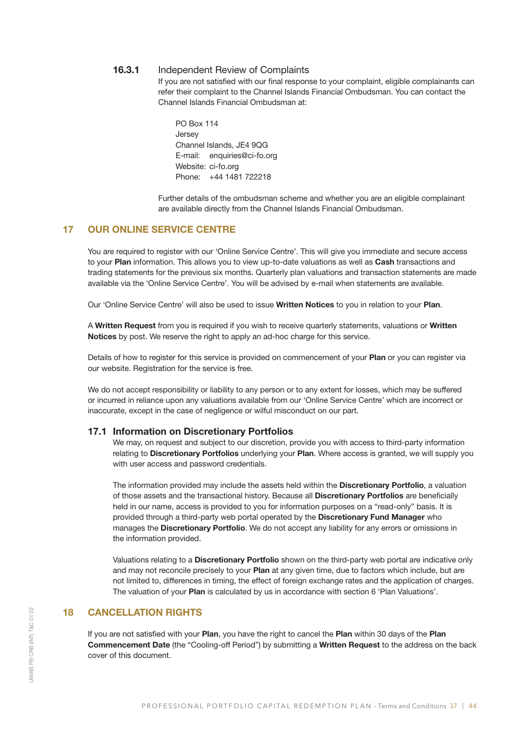#### 16.3.1 Independent Review of Complaints

If you are not satisfied with our final response to your complaint, eligible complainants can refer their complaint to the Channel Islands Financial Ombudsman. You can contact the Channel Islands Financial Ombudsman at:

PO Box 114
Jersey
Channel Islands, JE4 9QG
E-mail: enquiries@ci-fo.org
Website: ci-fo.org
Phone: +44 1481 722218

Further details of the ombudsman scheme and whether you are an eligible complainant are available directly from the Channel Islands Financial Ombudsman.

## 17 OUR ONLINE SERVICE CENTRE

You are required to register with our 'Online Service Centre'. This will give you immediate and secure access to your **Plan** information. This allows you to view up-to-date valuations as well as **Cash** transactions and trading statements for the previous six months. Quarterly plan valuations and transaction statements are made available via the 'Online Service Centre'. You will be advised by e-mail when statements are available.

Our 'Online Service Centre' will also be used to issue **Written Notices** to you in relation to your **Plan**.

A **Written Request** from you is required if you wish to receive quarterly statements, valuations or **Written Notices** by post. We reserve the right to apply an ad-hoc charge for this service.

Details of how to register for this service is provided on commencement of your **Plan** or you can register via our website. Registration for the service is free.

We do not accept responsibility or liability to any person or to any extent for losses, which may be suffered or incurred in reliance upon any valuations available from our 'Online Service Centre' which are incorrect or inaccurate, except in the case of negligence or wilful misconduct on our part.

### 17.1 Information on Discretionary Portfolios

We may, on request and subject to our discretion, provide you with access to third-party information relating to **Discretionary Portfolios** underlying your **Plan**. Where access is granted, we will supply you with user access and password credentials.

The information provided may include the assets held within the **Discretionary Portfolio**, a valuation of those assets and the transactional history. Because all **Discretionary Portfolios** are beneficially held in our name, access is provided to you for information purposes on a "read-only" basis. It is provided through a third-party web portal operated by the **Discretionary Fund Manager** who manages the **Discretionary Portfolio**. We do not accept any liability for any errors or omissions in the information provided.

Valuations relating to a **Discretionary Portfolio** shown on the third-party web portal are indicative only and may not reconcile precisely to your **Plan** at any given time, due to factors which include, but are not limited to, differences in timing, the effect of foreign exchange rates and the application of charges. The valuation of your **Plan** is calculated by us in accordance with section 6 'Plan Valuations'.

## 18 CANCELLATION RIGHTS

If you are not satisfied with your **Plan**, you have the right to cancel the **Plan** within 30 days of the **Plan Commencement Date** (the "Cooling-off Period") by submitting a **Written Request** to the address on the back cover of this document.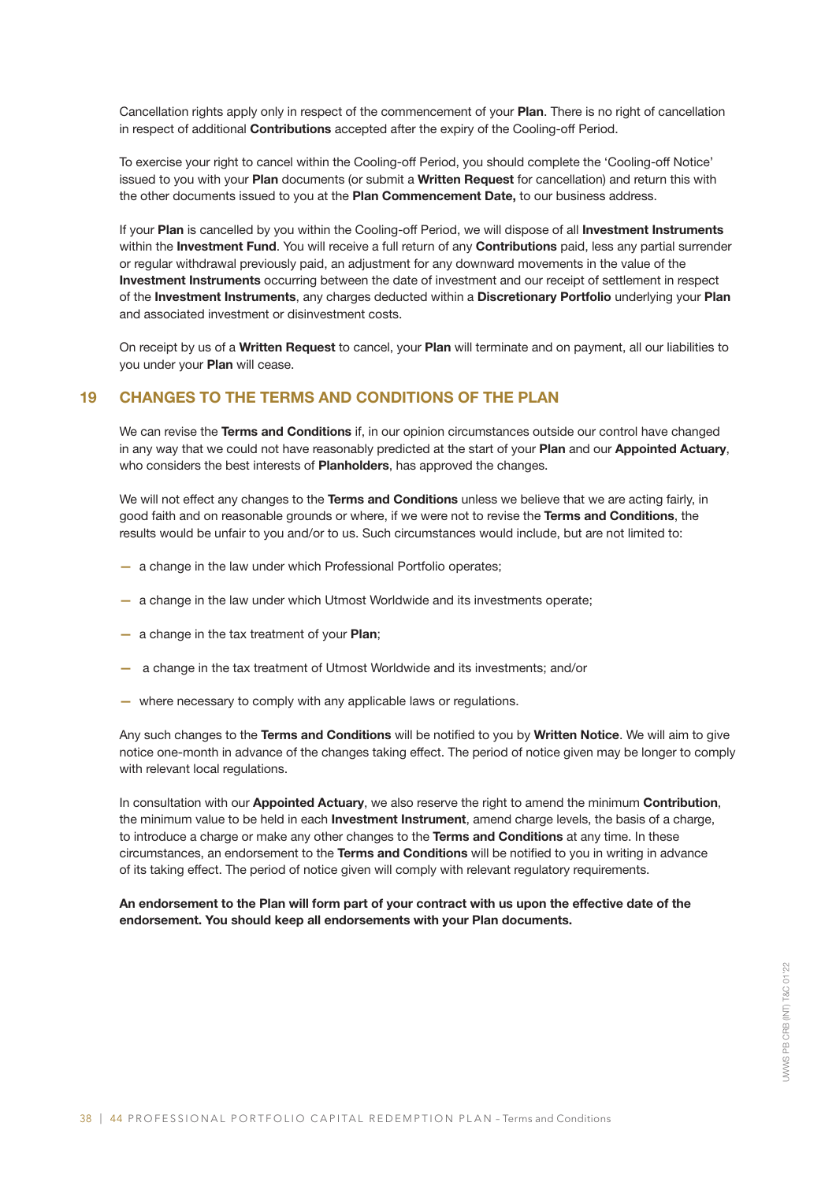Cancellation rights apply only in respect of the commencement of your **Plan**. There is no right of cancellation in respect of additional **Contributions** accepted after the expiry of the Cooling-off Period.

To exercise your right to cancel within the Cooling-off Period, you should complete the 'Cooling-off Notice' issued to you with your **Plan** documents (or submit a **Written Request** for cancellation) and return this with the other documents issued to you at the **Plan Commencement Date,** to our business address.

If your **Plan** is cancelled by you within the Cooling-off Period, we will dispose of all **Investment Instruments** within the **Investment Fund**. You will receive a full return of any **Contributions** paid, less any partial surrender or regular withdrawal previously paid, an adjustment for any downward movements in the value of the **Investment Instruments** occurring between the date of investment and our receipt of settlement in respect of the **Investment Instruments**, any charges deducted within a **Discretionary Portfolio** underlying your **Plan** and associated investment or disinvestment costs.

On receipt by us of a **Written Request** to cancel, your **Plan** will terminate and on payment, all our liabilities to you under your **Plan** will cease.

## 19 CHANGES TO THE TERMS AND CONDITIONS OF THE PLAN

We can revise the **Terms and Conditions** if, in our opinion circumstances outside our control have changed in any way that we could not have reasonably predicted at the start of your **Plan** and our **Appointed Actuary**, who considers the best interests of **Planholders**, has approved the changes.

We will not effect any changes to the **Terms and Conditions** unless we believe that we are acting fairly, in good faith and on reasonable grounds or where, if we were not to revise the **Terms and Conditions**, the results would be unfair to you and/or to us. Such circumstances would include, but are not limited to:

- a change in the law under which Professional Portfolio operates;
- a change in the law under which Utmost Worldwide and its investments operate;
- a change in the tax treatment of your **Plan**;
- a change in the tax treatment of Utmost Worldwide and its investments; and/or
- where necessary to comply with any applicable laws or regulations.

Any such changes to the **Terms and Conditions** will be notified to you by **Written Notice**. We will aim to give notice one-month in advance of the changes taking effect. The period of notice given may be longer to comply with relevant local regulations.

In consultation with our **Appointed Actuary**, we also reserve the right to amend the minimum **Contribution**, the minimum value to be held in each **Investment Instrument**, amend charge levels, the basis of a charge, to introduce a charge or make any other changes to the **Terms and Conditions** at any time. In these circumstances, an endorsement to the **Terms and Conditions** will be notified to you in writing in advance of its taking effect. The period of notice given will comply with relevant regulatory requirements.

**An endorsement to the Plan will form part of your contract with us upon the effective date of the endorsement. You should keep all endorsements with your Plan documents.**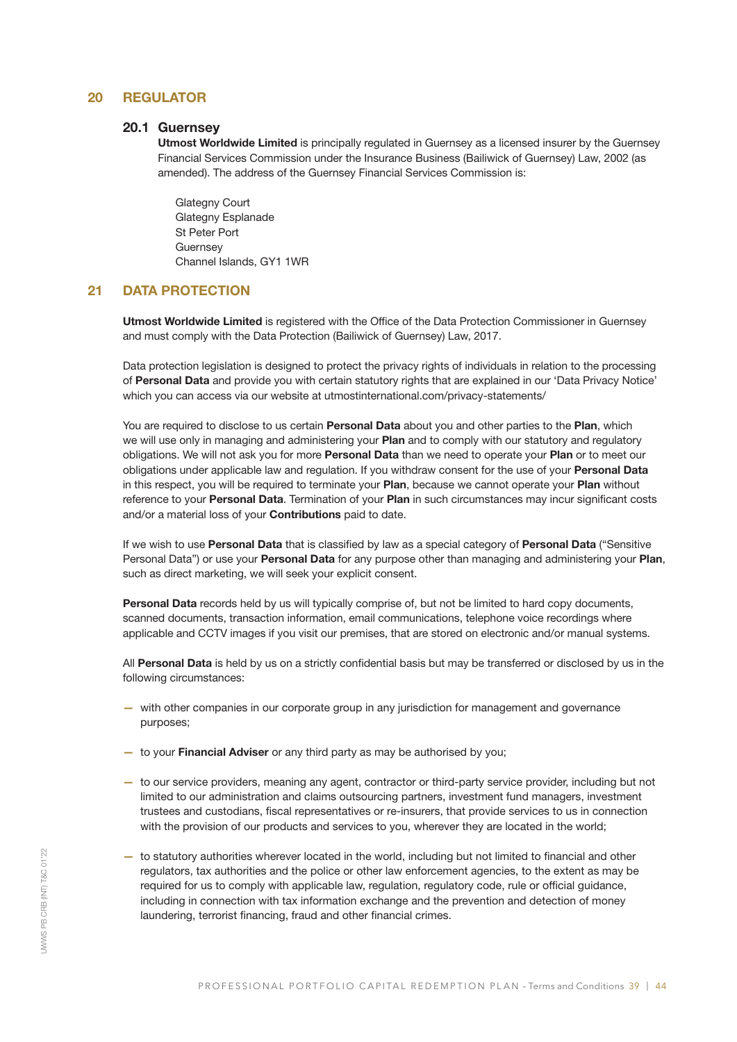## 20 REGULATOR

### 20.1 Guernsey

**Utmost Worldwide Limited** is principally regulated in Guernsey as a licensed insurer by the Guernsey Financial Services Commission under the Insurance Business (Bailiwick of Guernsey) Law, 2002 (as amended). The address of the Guernsey Financial Services Commission is:

Glategny Court
Glategny Esplanade
St Peter Port
Guernsey
Channel Islands, GY1 1WR

## 21 DATA PROTECTION

**Utmost Worldwide Limited** is registered with the Office of the Data Protection Commissioner in Guernsey and must comply with the Data Protection (Bailiwick of Guernsey) Law, 2017.

Data protection legislation is designed to protect the privacy rights of individuals in relation to the processing of **Personal Data** and provide you with certain statutory rights that are explained in our 'Data Privacy Notice' which you can access via our website at utmostinternational.com/privacy-statements/

You are required to disclose to us certain **Personal Data** about you and other parties to the **Plan**, which we will use only in managing and administering your **Plan** and to comply with our statutory and regulatory obligations. We will not ask you for more **Personal Data** than we need to operate your **Plan** or to meet our obligations under applicable law and regulation. If you withdraw consent for the use of your **Personal Data** in this respect, you will be required to terminate your **Plan**, because we cannot operate your **Plan** without reference to your **Personal Data**. Termination of your **Plan** in such circumstances may incur significant costs and/or a material loss of your **Contributions** paid to date.

If we wish to use **Personal Data** that is classified by law as a special category of **Personal Data** ("Sensitive Personal Data") or use your **Personal Data** for any purpose other than managing and administering your **Plan**, such as direct marketing, we will seek your explicit consent.

**Personal Data** records held by us will typically comprise of, but not be limited to hard copy documents, scanned documents, transaction information, email communications, telephone voice recordings where applicable and CCTV images if you visit our premises, that are stored on electronic and/or manual systems.

All **Personal Data** is held by us on a strictly confidential basis but may be transferred or disclosed by us in the following circumstances:

- with other companies in our corporate group in any jurisdiction for management and governance purposes;
- to your **Financial Adviser** or any third party as may be authorised by you;
- to our service providers, meaning any agent, contractor or third-party service provider, including but not limited to our administration and claims outsourcing partners, investment fund managers, investment trustees and custodians, fiscal representatives or re-insurers, that provide services to us in connection with the provision of our products and services to you, wherever they are located in the world;
- to statutory authorities wherever located in the world, including but not limited to financial and other regulators, tax authorities and the police or other law enforcement agencies, to the extent as may be required for us to comply with applicable law, regulation, regulatory code, rule or official guidance, including in connection with tax information exchange and the prevention and detection of money laundering, terrorist financing, fraud and other financial crimes.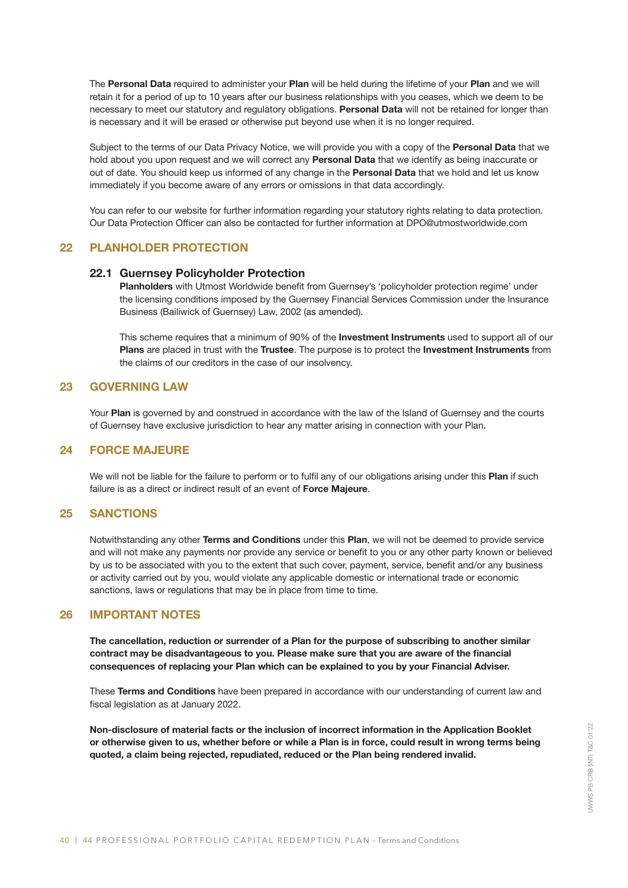The **Personal Data** required to administer your **Plan** will be held during the lifetime of your **Plan** and we will retain it for a period of up to 10 years after our business relationships with you ceases, which we deem to be necessary to meet our statutory and regulatory obligations. **Personal Data** will not be retained for longer than is necessary and it will be erased or otherwise put beyond use when it is no longer required.

Subject to the terms of our Data Privacy Notice, we will provide you with a copy of the **Personal Data** that we hold about you upon request and we will correct any **Personal Data** that we identify as being inaccurate or out of date. You should keep us informed of any change in the **Personal Data** that we hold and let us know immediately if you become aware of any errors or omissions in that data accordingly.

You can refer to our website for further information regarding your statutory rights relating to data protection. Our Data Protection Officer can also be contacted for further information at DPO@utmostworldwide.com

## 22 PLANHOLDER PROTECTION

### 22.1 Guernsey Policyholder Protection

**Planholders** with Utmost Worldwide benefit from Guernsey's 'policyholder protection regime' under the licensing conditions imposed by the Guernsey Financial Services Commission under the Insurance Business (Bailiwick of Guernsey) Law, 2002 (as amended).

This scheme requires that a minimum of 90% of the **Investment Instruments** used to support all of our **Plans** are placed in trust with the **Trustee**. The purpose is to protect the **Investment Instruments** from the claims of our creditors in the case of our insolvency.

## 23 GOVERNING LAW

Your **Plan** is governed by and construed in accordance with the law of the Island of Guernsey and the courts of Guernsey have exclusive jurisdiction to hear any matter arising in connection with your Plan.

## 24 FORCE MAJEURE

We will not be liable for the failure to perform or to fulfil any of our obligations arising under this **Plan** if such failure is as a direct or indirect result of an event of **Force Majeure**.

## 25 SANCTIONS

Notwithstanding any other **Terms and Conditions** under this **Plan**, we will not be deemed to provide service and will not make any payments nor provide any service or benefit to you or any other party known or believed by us to be associated with you to the extent that such cover, payment, service, benefit and/or any business or activity carried out by you, would violate any applicable domestic or international trade or economic sanctions, laws or regulations that may be in place from time to time.

## 26 IMPORTANT NOTES

**The cancellation, reduction or surrender of a Plan for the purpose of subscribing to another similar contract may be disadvantageous to you. Please make sure that you are aware of the financial consequences of replacing your Plan which can be explained to you by your Financial Adviser.**

These **Terms and Conditions** have been prepared in accordance with our understanding of current law and fiscal legislation as at January 2022.

**Non-disclosure of material facts or the inclusion of incorrect information in the Application Booklet or otherwise given to us, whether before or while a Plan is in force, could result in wrong terms being quoted, a claim being rejected, repudiated, reduced or the Plan being rendered invalid.**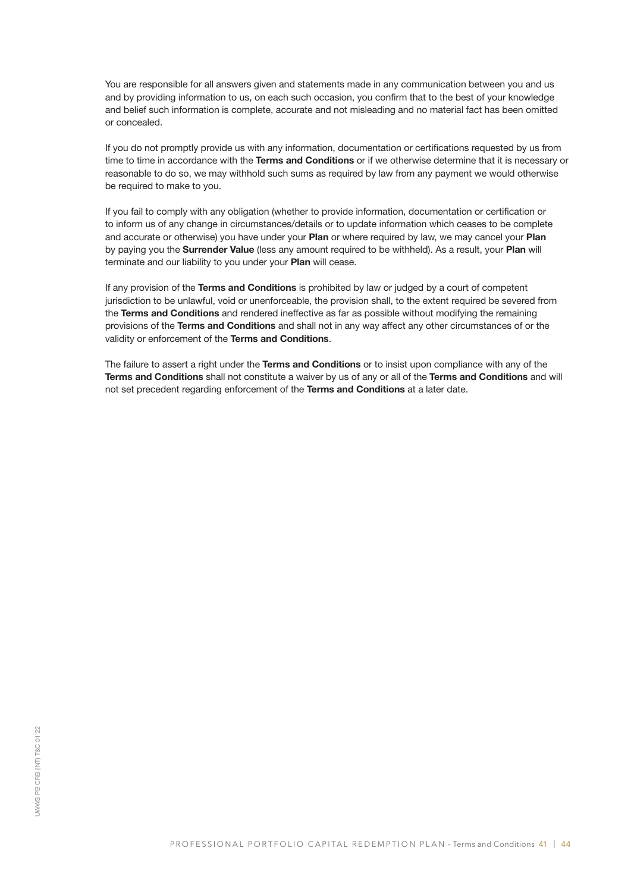You are responsible for all answers given and statements made in any communication between you and us and by providing information to us, on each such occasion, you confirm that to the best of your knowledge and belief such information is complete, accurate and not misleading and no material fact has been omitted or concealed.

If you do not promptly provide us with any information, documentation or certifications requested by us from time to time in accordance with the **Terms and Conditions** or if we otherwise determine that it is necessary or reasonable to do so, we may withhold such sums as required by law from any payment we would otherwise be required to make to you.

If you fail to comply with any obligation (whether to provide information, documentation or certification or to inform us of any change in circumstances/details or to update information which ceases to be complete and accurate or otherwise) you have under your **Plan** or where required by law, we may cancel your **Plan** by paying you the **Surrender Value** (less any amount required to be withheld). As a result, your **Plan** will terminate and our liability to you under your **Plan** will cease.

If any provision of the **Terms and Conditions** is prohibited by law or judged by a court of competent jurisdiction to be unlawful, void or unenforceable, the provision shall, to the extent required be severed from the **Terms and Conditions** and rendered ineffective as far as possible without modifying the remaining provisions of the **Terms and Conditions** and shall not in any way affect any other circumstances of or the validity or enforcement of the **Terms and Conditions**.

The failure to assert a right under the **Terms and Conditions** or to insist upon compliance with any of the **Terms and Conditions** shall not constitute a waiver by us of any or all of the **Terms and Conditions** and will not set precedent regarding enforcement of the **Terms and Conditions** at a later date.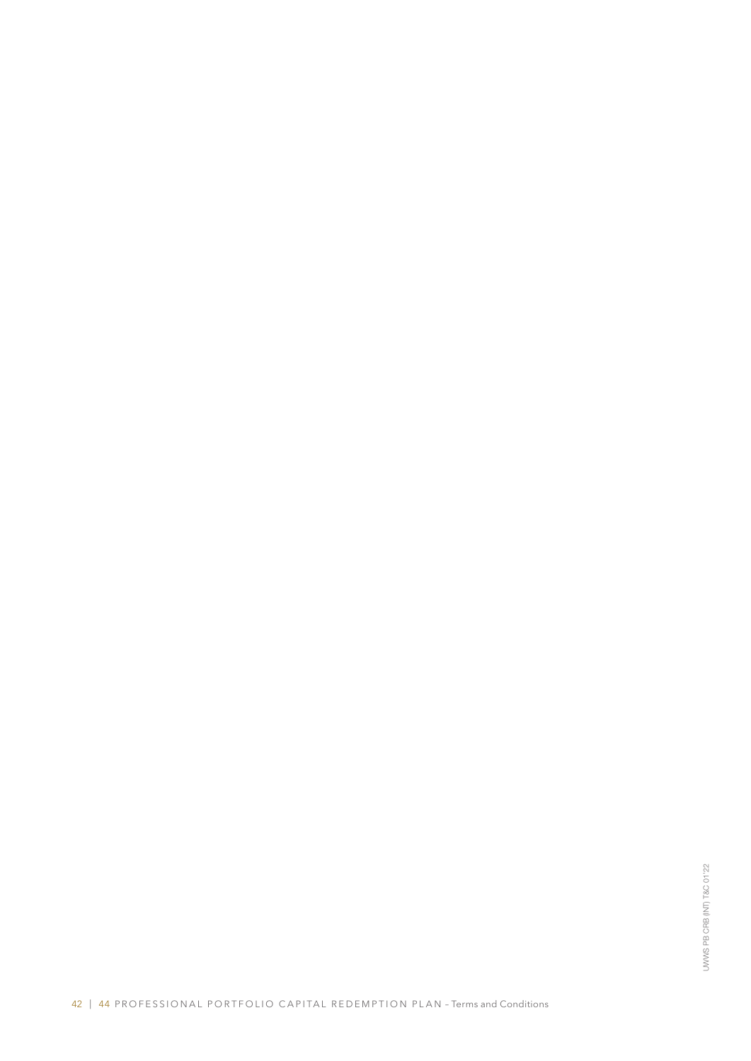UWWS PB CRB (INT) T&C 01'22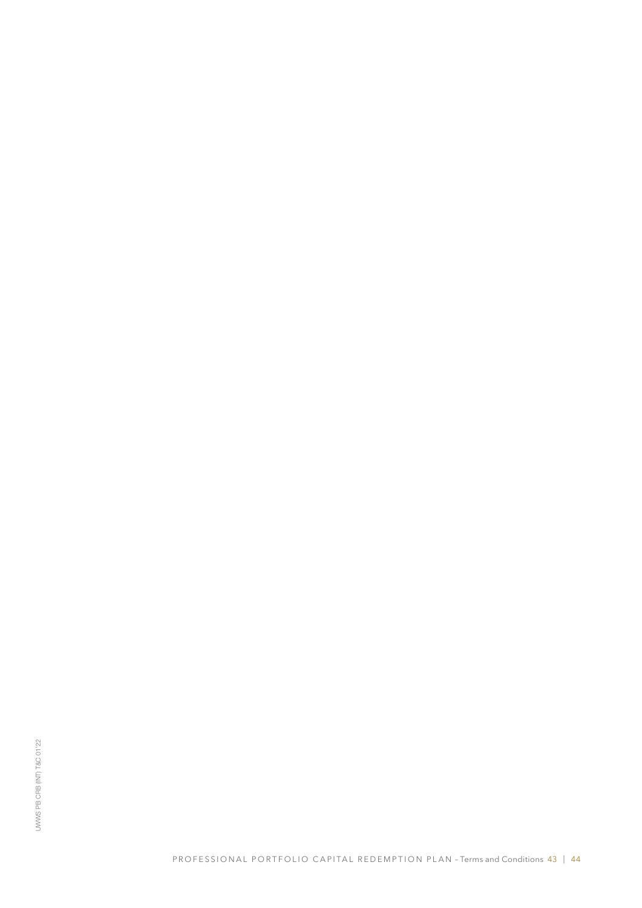UWWS PB CRB (INT) T&C 01'22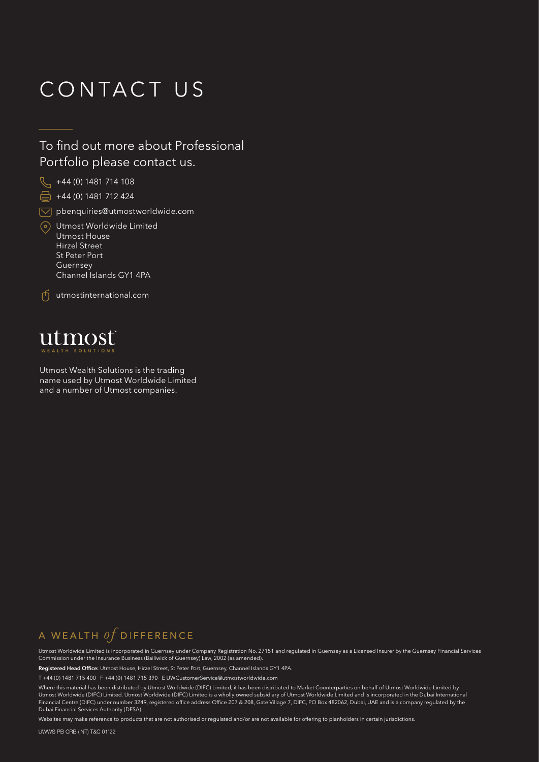# CONTACT US

## To find out more about Professional Portfolio please contact us.

+44 (0) 1481 714 108

+44 (0) 1481 712 424

pbenquiries@utmostworldwide.com

Utmost Worldwide Limited
Utmost House
Hirzel Street
St Peter Port
Guernsey
Channel Islands GY1 4PA

utmostinternational.com

utmost
WEALTH SOLUTIONS

Utmost Wealth Solutions is the trading name used by Utmost Worldwide Limited and a number of Utmost companies.

A WEALTH *of* DIFFERENCE

Utmost Worldwide Limited is incorporated in Guernsey under Company Registration No. 27151 and regulated in Guernsey as a Licensed Insurer by the Guernsey Financial Services Commission under the Insurance Business (Bailiwick of Guernsey) Law, 2002 (as amended).

**Registered Head Office:** Utmost House, Hirzel Street, St Peter Port, Guernsey, Channel Islands GY1 4PA.

T +44 (0) 1481 715 400 F +44 (0) 1481 715 390 E UWCustomerService@utmostworldwide.com

Where this material has been distributed by Utmost Worldwide (DIFC) Limited, it has been distributed to Market Counterparties on behalf of Utmost Worldwide Limited by Utmost Worldwide (DIFC) Limited. Utmost Worldwide (DIFC) Limited is a wholly owned subsidiary of Utmost Worldwide Limited and is incorporated in the Dubai International Financial Centre (DIFC) under number 3249, registered office address Office 207 & 208, Gate Village 7, DIFC, PO Box 482062, Dubai, UAE and is a company regulated by the Dubai Financial Services Authority (DFSA).

Websites may make reference to products that are not authorised or regulated and/or are not available for offering to planholders in certain jurisdictions.

UWWS PB CRB (INT) T&C 01'22